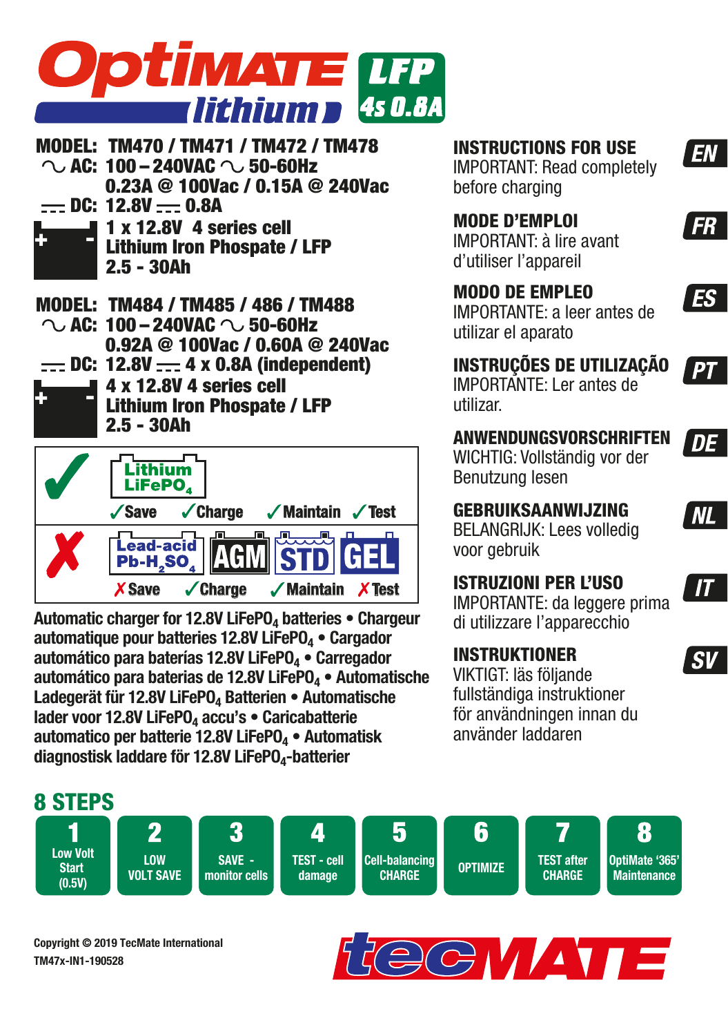# OptiMATE lithium LFP 4s 0.8A

**MODEL: TM470 / TM471 / TM472 / TM478**
**∿ AC: 100 – 240VAC ∿ 50-60Hz**
**0.23A @ 100Vac / 0.15A @ 240Vac**
**⎓ DC: 12.8V ⎓ 0.8A**
**1 x 12.8V 4 series cell**
**Lithium Iron Phospate / LFP**
**2.5 - 30Ah**

**MODEL: TM484 / TM485 / 486 / TM488**
**∿ AC: 100 – 240VAC ∿ 50-60Hz**
**0.92A @ 100Vac / 0.60A @ 240Vac**
**⎓ DC: 12.8V ⎓ 4 x 0.8A (independent)**
**4 x 12.8V 4 series cell**
**Lithium Iron Phospate / LFP**
**2.5 - 30Ah**

| | | | | | |
|---|---|---|---|---|---|
| ✓ | Lithium $LiFePO_4$ | ✓Save | ✓Charge | ✓Maintain | ✓Test |
| ✗ | Lead-acid $Pb\text{-}H_2SO_4$, AGM, STD, GEL | ✗Save | ✓Charge | ✓Maintain | ✗Test |

**Automatic charger for 12.8V $LiFePO_4$ batteries • Chargeur automatique pour batteries 12.8V $LiFePO_4$ • Cargador automático para baterías 12.8V $LiFePO_4$ • Carregador automático para baterias de 12.8V $LiFePO_4$ • Automatische Ladegerät für 12.8V $LiFePO_4$ Batterien • Automatische lader voor 12.8V $LiFePO_4$ accu's • Caricabatterie automatico per batterie 12.8V $LiFePO_4$ • Automatisk diagnostisk laddare för 12.8V $LiFePO_4$-batterier**

**INSTRUCTIONS FOR USE** — EN
IMPORTANT: Read completely before charging

**MODE D'EMPLOI** — FR
IMPORTANT: à lire avant d'utiliser l'appareil

**MODO DE EMPLEO** — ES
IMPORTANTE: a leer antes de utilizar el aparato

**INSTRUÇÕES DE UTILIZAÇÃO** — PT
IMPORTANTE: Ler antes de utilizar.

**ANWENDUNGSVORSCHRIFTEN** — DE
WICHTIG: Vollständig vor der Benutzung lesen

**GEBRUIKSAANWIJZING** — NL
BELANGRIJK: Lees volledig voor gebruik

**ISTRUZIONI PER L'USO** — IT
IMPORTANTE: da leggere prima di utilizzare l'apparecchio

**INSTRUKTIONER** — SV
VIKTIGT: läs följande fullständiga instruktioner för användningen innan du använder laddaren

## 8 STEPS

| 1 | 2 | 3 | 4 | 5 | 6 | 7 | 8 |
|---|---|---|---|---|---|---|---|
| Low Volt Start (0.5V) | LOW VOLT SAVE | SAVE - monitor cells | TEST - cell damage | Cell-balancing CHARGE | OPTIMIZE | TEST after CHARGE | OptiMate '365' Maintenance |

Copyright © 2019 TecMate International
TM47x-IN1-190528

tecMATE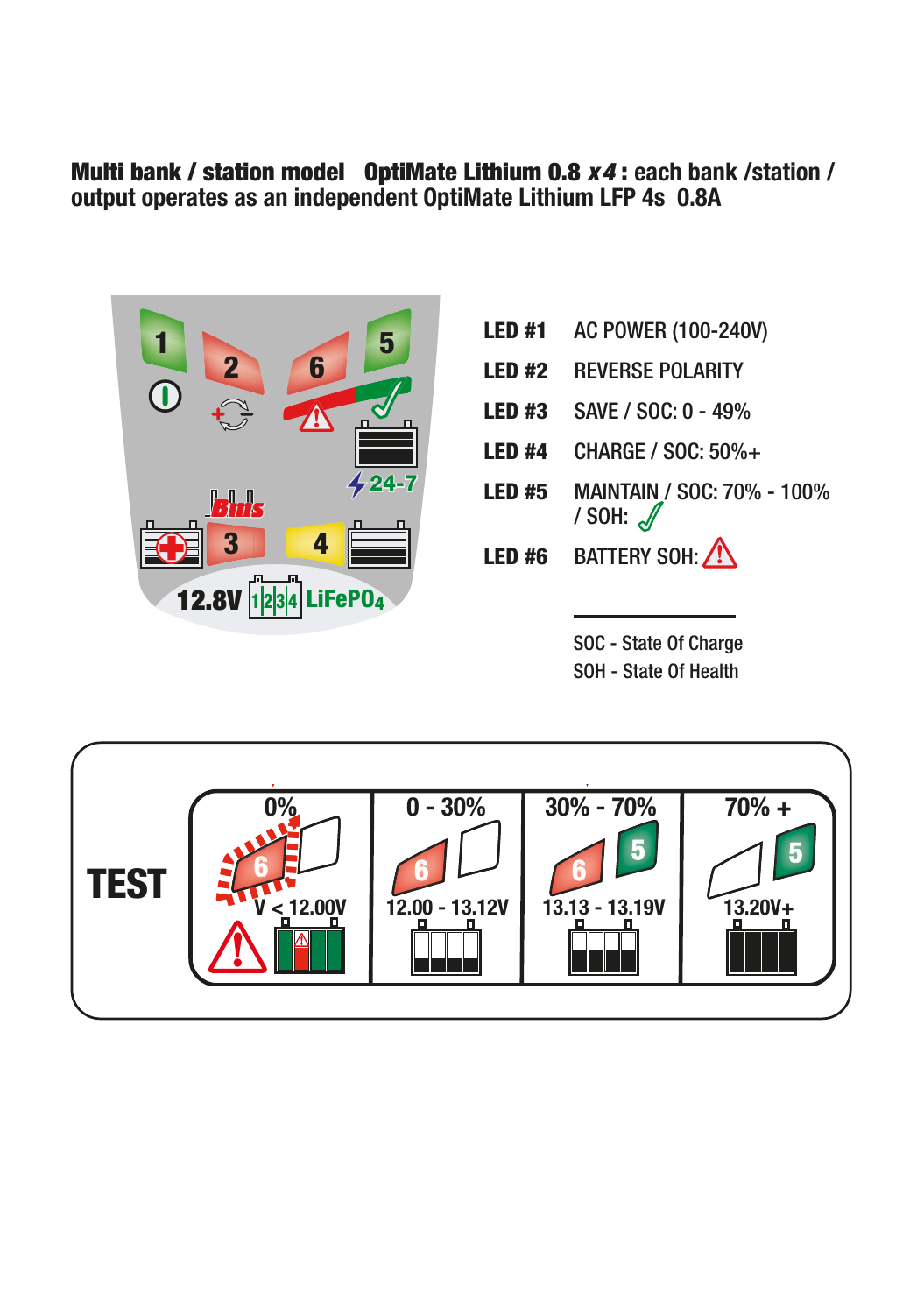**Multi bank / station model OptiMate Lithium 0.8 *x4* : each bank /station / output operates as an independent OptiMate Lithium LFP 4s 0.8A**

| | |
|---|---|
| **LED #1** | AC POWER (100-240V) |
| **LED #2** | REVERSE POLARITY |
| **LED #3** | SAVE / SOC: 0 - 49% |
| **LED #4** | CHARGE / SOC: 50%+ |
| **LED #5** | MAINTAIN / SOC: 70% - 100% / SOH: ✓ |
| **LED #6** | BATTERY SOH: ⚠ |

SOC - State Of Charge
SOH - State Of Health

**TEST**

| 0% | 0 - 30% | 30% - 70% | 70% + |
|---|---|---|---|
| V < 12.00V | 12.00 - 13.12V | 13.13 - 13.19V | 13.20V+ |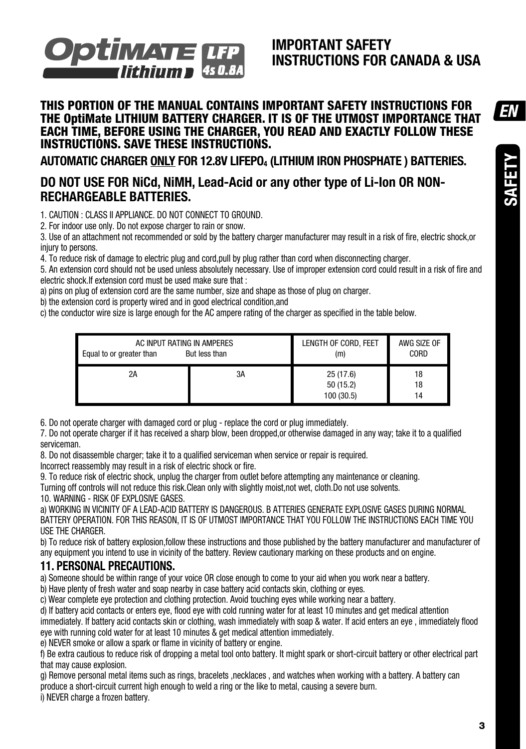# IMPORTANT SAFETY INSTRUCTIONS FOR CANADA & USA

## THIS PORTION OF THE MANUAL CONTAINS IMPORTANT SAFETY INSTRUCTIONS FOR THE OptiMate LITHIUM BATTERY CHARGER. IT IS OF THE UTMOST IMPORTANCE THAT EACH TIME, BEFORE USING THE CHARGER, YOU READ AND EXACTLY FOLLOW THESE INSTRUCTIONS. SAVE THESE INSTRUCTIONS.

**AUTOMATIC CHARGER ONLY FOR 12.8V $LIFEPO_4$ (LITHIUM IRON PHOSPHATE ) BATTERIES.**

## DO NOT USE FOR NiCd, NiMH, Lead-Acid or any other type of Li-Ion OR NON-RECHARGEABLE BATTERIES.

1. CAUTION : CLASS II APPLIANCE. DO NOT CONNECT TO GROUND.
2. For indoor use only. Do not expose charger to rain or snow.
3. Use of an attachment not recommended or sold by the battery charger manufacturer may result in a risk of fire, electric shock,or injury to persons.
4. To reduce risk of damage to electric plug and cord,pull by plug rather than cord when disconnecting charger.
5. An extension cord should not be used unless absolutely necessary. Use of improper extension cord could result in a risk of fire and electric shock.If extension cord must be used make sure that :

a) pins on plug of extension cord are the same number, size and shape as those of plug on charger.
b) the extension cord is property wired and in good electrical condition,and
c) the conductor wire size is large enough for the AC ampere rating of the charger as specified in the table below.

| AC INPUT RATING IN AMPERES Equal to or greater than | But less than | LENGTH OF CORD, FEET (m) | AWG SIZE OF CORD |
|---|---|---|---|
| 2A | 3A | 25 (17.6)<br>50 (15.2)<br>100 (30.5) | 18<br>18<br>14 |

6. Do not operate charger with damaged cord or plug - replace the cord or plug immediately.
7. Do not operate charger if it has received a sharp blow, been dropped,or otherwise damaged in any way; take it to a qualified serviceman.
8. Do not disassemble charger; take it to a qualified serviceman when service or repair is required.
Incorrect reassembly may result in a risk of electric shock or fire.
9. To reduce risk of electric shock, unplug the charger from outlet before attempting any maintenance or cleaning.
Turning off controls will not reduce this risk.Clean only with slightly moist,not wet, cloth.Do not use solvents.
10. WARNING - RISK OF EXPLOSIVE GASES.

a) WORKING IN VICINITY OF A LEAD-ACID BATTERY IS DANGEROUS. B ATTERIES GENERATE EXPLOSIVE GASES DURING NORMAL BATTERY OPERATION. FOR THIS REASON, IT IS OF UTMOST IMPORTANCE THAT YOU FOLLOW THE INSTRUCTIONS EACH TIME YOU USE THE CHARGER.
b) To reduce risk of battery explosion,follow these instructions and those published by the battery manufacturer and manufacturer of any equipment you intend to use in vicinity of the battery. Review cautionary marking on these products and on engine.

## 11. PERSONAL PRECAUTIONS.

a) Someone should be within range of your voice OR close enough to come to your aid when you work near a battery.
b) Have plenty of fresh water and soap nearby in case battery acid contacts skin, clothing or eyes.
c) Wear complete eye protection and clothing protection. Avoid touching eyes while working near a battery.
d) If battery acid contacts or enters eye, flood eye with cold running water for at least 10 minutes and get medical attention immediately. If battery acid contacts skin or clothing, wash immediately with soap & water. If acid enters an eye , immediately flood eye with running cold water for at least 10 minutes & get medical attention immediately.
e) NEVER smoke or allow a spark or flame in vicinity of battery or engine.
f) Be extra cautious to reduce risk of dropping a metal tool onto battery. It might spark or short-circuit battery or other electrical part that may cause explosion.
g) Remove personal metal items such as rings, bracelets ,necklaces , and watches when working with a battery. A battery can produce a short-circuit current high enough to weld a ring or the like to metal, causing a severe burn.
i) NEVER charge a frozen battery.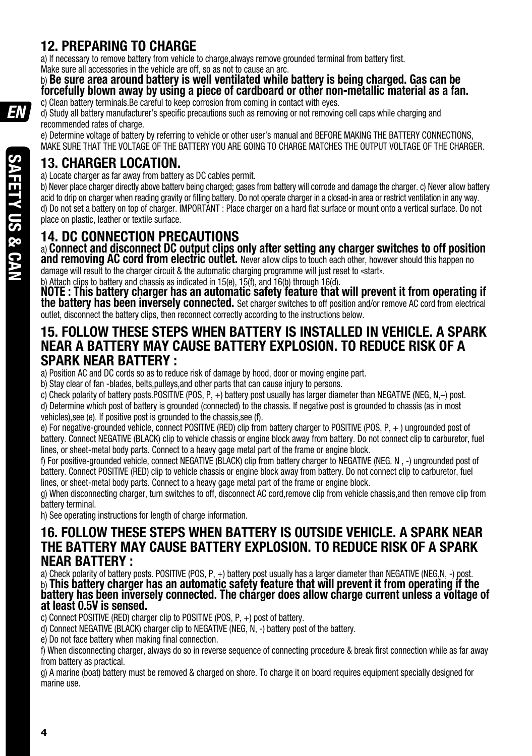## 12. PREPARING TO CHARGE

a) If necessary to remove battery from vehicle to charge,always remove grounded terminal from battery first.
Make sure all accessories in the vehicle are off, so as not to cause an arc.

b) **Be sure area around battery is well ventilated while battery is being charged. Gas can be forcefully blown away by using a piece of cardboard or other non-metallic material as a fan.**

c) Clean battery terminals.Be careful to keep corrosion from coming in contact with eyes.

d) Study all battery manufacturer's specific precautions such as removing or not removing cell caps while charging and recommended rates of charge.

e) Determine voltage of battery by referring to vehicle or other user's manual and BEFORE MAKING THE BATTERY CONNECTIONS, MAKE SURE THAT THE VOLTAGE OF THE BATTERY YOU ARE GOING TO CHARGE MATCHES THE OUTPUT VOLTAGE OF THE CHARGER.

## 13. CHARGER LOCATION.

a) Locate charger as far away from battery as DC cables permit.

b) Never place charger directly above batterv being charged; gases from battery will corrode and damage the charger. c) Never allow battery acid to drip on charger when reading gravity or filling battery. Do not operate charger in a closed-in area or restrict ventilation in any way.
d) Do not set a battery on top of charger. IMPORTANT : Place charger on a hard flat surface or mount onto a vertical surface. Do not place on plastic, leather or textile surface.

## 14. DC CONNECTION PRECAUTIONS

a) **Connect and disconnect DC output clips only after setting any charger switches to off position and removing AC cord from electric outlet.** Never allow clips to touch each other, however should this happen no damage will result to the charger circuit & the automatic charging programme will just reset to «start».

b) Attach clips to battery and chassis as indicated in 15(e), 15(f), and 16(b) through 16(d).

**NOTE : This battery charger has an automatic safety feature that will prevent it from operating if the battery has been inversely connected.** Set charger switches to off position and/or remove AC cord from electrical outlet, disconnect the battery clips, then reconnect correctly according to the instructions below.

## 15. FOLLOW THESE STEPS WHEN BATTERY IS INSTALLED IN VEHICLE. A SPARK NEAR A BATTERY MAY CAUSE BATTERY EXPLOSION. TO REDUCE RISK OF A SPARK NEAR BATTERY :

a) Position AC and DC cords so as to reduce risk of damage by hood, door or moving engine part.

b) Stay clear of fan -blades, belts,pulleys,and other parts that can cause injury to persons.

c) Check polarity of battery posts.POSITIVE (POS, P, +) battery post usually has larger diameter than NEGATIVE (NEG, N,–) post.

d) Determine which post of battery is grounded (connected) to the chassis. If negative post is grounded to chassis (as in most vehicles),see (e). If positive post is grounded to the chassis,see (f).

e) For negative-grounded vehicle, connect POSITIVE (RED) clip from battery charger to POSITIVE (POS, P, + ) ungrounded post of battery. Connect NEGATIVE (BLACK) clip to vehicle chassis or engine block away from battery. Do not connect clip to carburetor, fuel lines, or sheet-metal body parts. Connect to a heavy gage metal part of the frame or engine block.

f) For positive-grounded vehicle, connect NEGATIVE (BLACK) clip from battery charger to NEGATIVE (NEG. N , -) ungrounded post of battery. Connect POSITIVE (RED) clip to vehicle chassis or engine block away from battery. Do not connect clip to carburetor, fuel lines, or sheet-metal body parts. Connect to a heavy gage metal part of the frame or engine block.

g) When disconnecting charger, turn switches to off, disconnect AC cord,remove clip from vehicle chassis,and then remove clip from battery terminal.

h) See operating instructions for length of charge information.

## 16. FOLLOW THESE STEPS WHEN BATTERY IS OUTSIDE VEHICLE. A SPARK NEAR THE BATTERY MAY CAUSE BATTERY EXPLOSION. TO REDUCE RISK OF A SPARK NEAR BATTERY :

a) Check polarity of battery posts. POSITIVE (POS, P, +) battery post usually has a larger diameter than NEGATIVE (NEG,N, -) post.

b) **This battery charger has an automatic safety feature that will prevent it from operating if the battery has been inversely connected. The charger does allow charge current unless a voltage of at least 0.5V is sensed.**

c) Connect POSITIVE (RED) charger clip to POSITIVE (POS, P, +) post of battery.

d) Connect NEGATIVE (BLACK) charger clip to NEGATIVE (NEG, N, -) battery post of the battery.

e) Do not face battery when making final connection.

f) When disconnecting charger, always do so in reverse sequence of connecting procedure & break first connection while as far away from battery as practical.

g) A marine (boat) battery must be removed & charged on shore. To charge it on board requires equipment specially designed for marine use.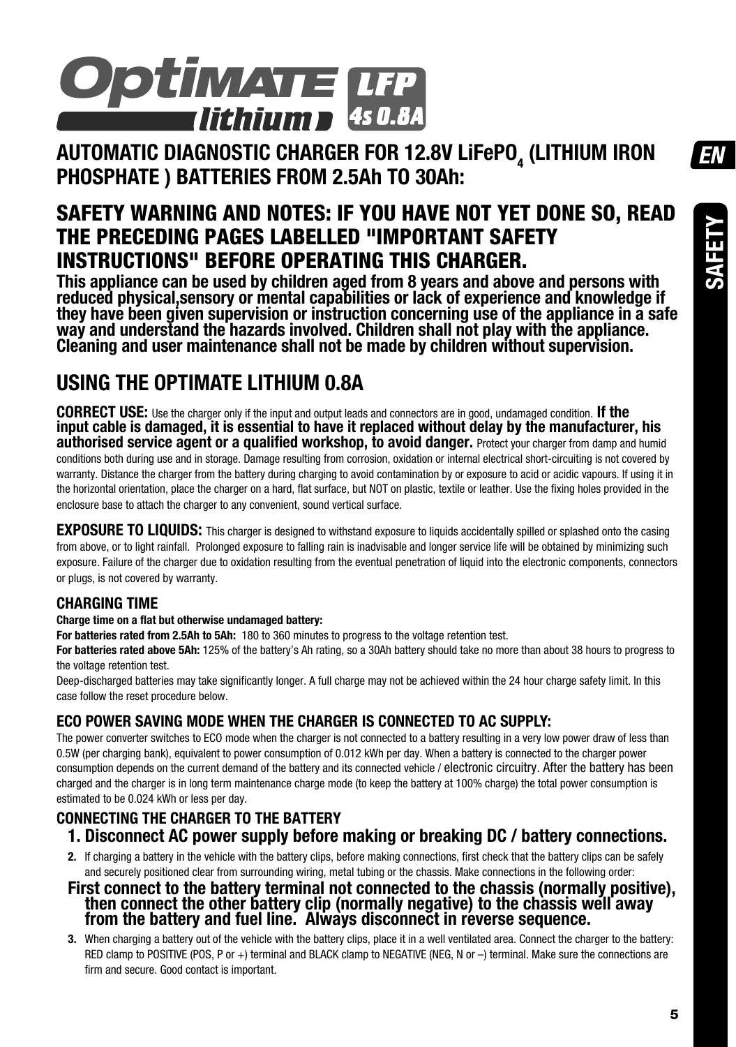# OptiMATE lithium LFP 4s 0.8A

## AUTOMATIC DIAGNOSTIC CHARGER FOR 12.8V $LiFePO_4$ (LITHIUM IRON PHOSPHATE ) BATTERIES FROM 2.5Ah TO 30Ah:

## SAFETY WARNING AND NOTES: IF YOU HAVE NOT YET DONE SO, READ THE PRECEDING PAGES LABELLED "IMPORTANT SAFETY INSTRUCTIONS" BEFORE OPERATING THIS CHARGER.

**This appliance can be used by children aged from 8 years and above and persons with reduced physical,sensory or mental capabilities or lack of experience and knowledge if they have been given supervision or instruction concerning use of the appliance in a safe way and understand the hazards involved. Children shall not play with the appliance. Cleaning and user maintenance shall not be made by children without supervision.**

## USING THE OPTIMATE LITHIUM 0.8A

**CORRECT USE:** Use the charger only if the input and output leads and connectors are in good, undamaged condition. **If the input cable is damaged, it is essential to have it replaced without delay by the manufacturer, his authorised service agent or a qualified workshop, to avoid danger.** Protect your charger from damp and humid conditions both during use and in storage. Damage resulting from corrosion, oxidation or internal electrical short-circuiting is not covered by warranty. Distance the charger from the battery during charging to avoid contamination by or exposure to acid or acidic vapours. If using it in the horizontal orientation, place the charger on a hard, flat surface, but NOT on plastic, textile or leather. Use the fixing holes provided in the enclosure base to attach the charger to any convenient, sound vertical surface.

**EXPOSURE TO LIQUIDS:** This charger is designed to withstand exposure to liquids accidentally spilled or splashed onto the casing from above, or to light rainfall. Prolonged exposure to falling rain is inadvisable and longer service life will be obtained by minimizing such exposure. Failure of the charger due to oxidation resulting from the eventual penetration of liquid into the electronic components, connectors or plugs, is not covered by warranty.

### CHARGING TIME

**Charge time on a flat but otherwise undamaged battery:**

**For batteries rated from 2.5Ah to 5Ah:** 180 to 360 minutes to progress to the voltage retention test.

**For batteries rated above 5Ah:** 125% of the battery's Ah rating, so a 30Ah battery should take no more than about 38 hours to progress to the voltage retention test.

Deep-discharged batteries may take significantly longer. A full charge may not be achieved within the 24 hour charge safety limit. In this case follow the reset procedure below.

### ECO POWER SAVING MODE WHEN THE CHARGER IS CONNECTED TO AC SUPPLY:

The power converter switches to ECO mode when the charger is not connected to a battery resulting in a very low power draw of less than 0.5W (per charging bank), equivalent to power consumption of 0.012 kWh per day. When a battery is connected to the charger power consumption depends on the current demand of the battery and its connected vehicle / electronic circuitry. After the battery has been charged and the charger is in long term maintenance charge mode (to keep the battery at 100% charge) the total power consumption is estimated to be 0.024 kWh or less per day.

### CONNECTING THE CHARGER TO THE BATTERY

1. **Disconnect AC power supply before making or breaking DC / battery connections.**
2. If charging a battery in the vehicle with the battery clips, before making connections, first check that the battery clips can be safely and securely positioned clear from surrounding wiring, metal tubing or the chassis. Make connections in the following order:
   **First connect to the battery terminal not connected to the chassis (normally positive), then connect the other battery clip (normally negative) to the chassis well away from the battery and fuel line. Always disconnect in reverse sequence.**
3. When charging a battery out of the vehicle with the battery clips, place it in a well ventilated area. Connect the charger to the battery: RED clamp to POSITIVE (POS, P or +) terminal and BLACK clamp to NEGATIVE (NEG, N or –) terminal. Make sure the connections are firm and secure. Good contact is important.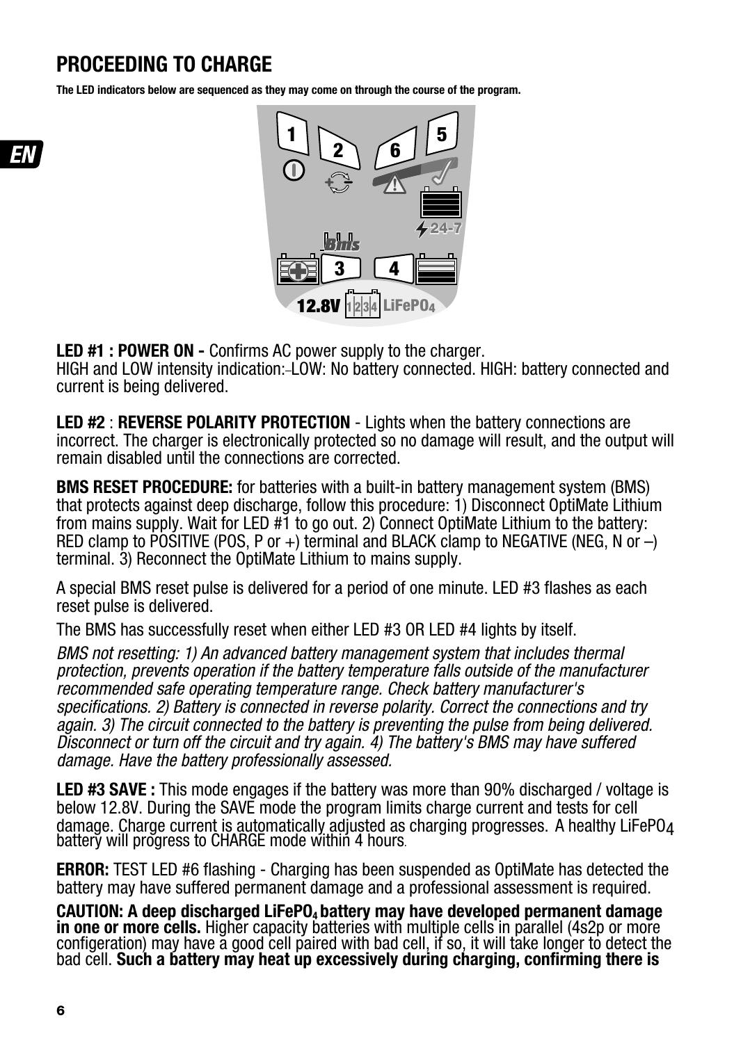## PROCEEDING TO CHARGE

**The LED indicators below are sequenced as they may come on through the course of the program.**

**LED #1 : POWER ON -** Confirms AC power supply to the charger.
HIGH and LOW intensity indication:–LOW: No battery connected. HIGH: battery connected and current is being delivered.

**LED #2** : **REVERSE POLARITY PROTECTION** - Lights when the battery connections are incorrect. The charger is electronically protected so no damage will result, and the output will remain disabled until the connections are corrected.

**BMS RESET PROCEDURE:** for batteries with a built-in battery management system (BMS) that protects against deep discharge, follow this procedure: 1) Disconnect OptiMate Lithium from mains supply. Wait for LED #1 to go out. 2) Connect OptiMate Lithium to the battery: RED clamp to POSITIVE (POS, P or +) terminal and BLACK clamp to NEGATIVE (NEG, N or –) terminal. 3) Reconnect the OptiMate Lithium to mains supply.

A special BMS reset pulse is delivered for a period of one minute. LED #3 flashes as each reset pulse is delivered.

The BMS has successfully reset when either LED #3 OR LED #4 lights by itself.

*BMS not resetting: 1) An advanced battery management system that includes thermal protection, prevents operation if the battery temperature falls outside of the manufacturer recommended safe operating temperature range. Check battery manufacturer's specifications. 2) Battery is connected in reverse polarity. Correct the connections and try again. 3) The circuit connected to the battery is preventing the pulse from being delivered. Disconnect or turn off the circuit and try again. 4) The battery's BMS may have suffered damage. Have the battery professionally assessed.*

**LED #3 SAVE :** This mode engages if the battery was more than 90% discharged / voltage is below 12.8V. During the SAVE mode the program limits charge current and tests for cell damage. Charge current is automatically adjusted as charging progresses. A healthy $LiFePO_4$ battery will progress to CHARGE mode within 4 hours.

**ERROR:** TEST LED #6 flashing - Charging has been suspended as OptiMate has detected the battery may have suffered permanent damage and a professional assessment is required.

**CAUTION: A deep discharged $LiFePO_4$ battery may have developed permanent damage in one or more cells.** Higher capacity batteries with multiple cells in parallel (4s2p or more configeration) may have a good cell paired with bad cell, if so, it will take longer to detect the bad cell. **Such a battery may heat up excessively during charging, confirming there is**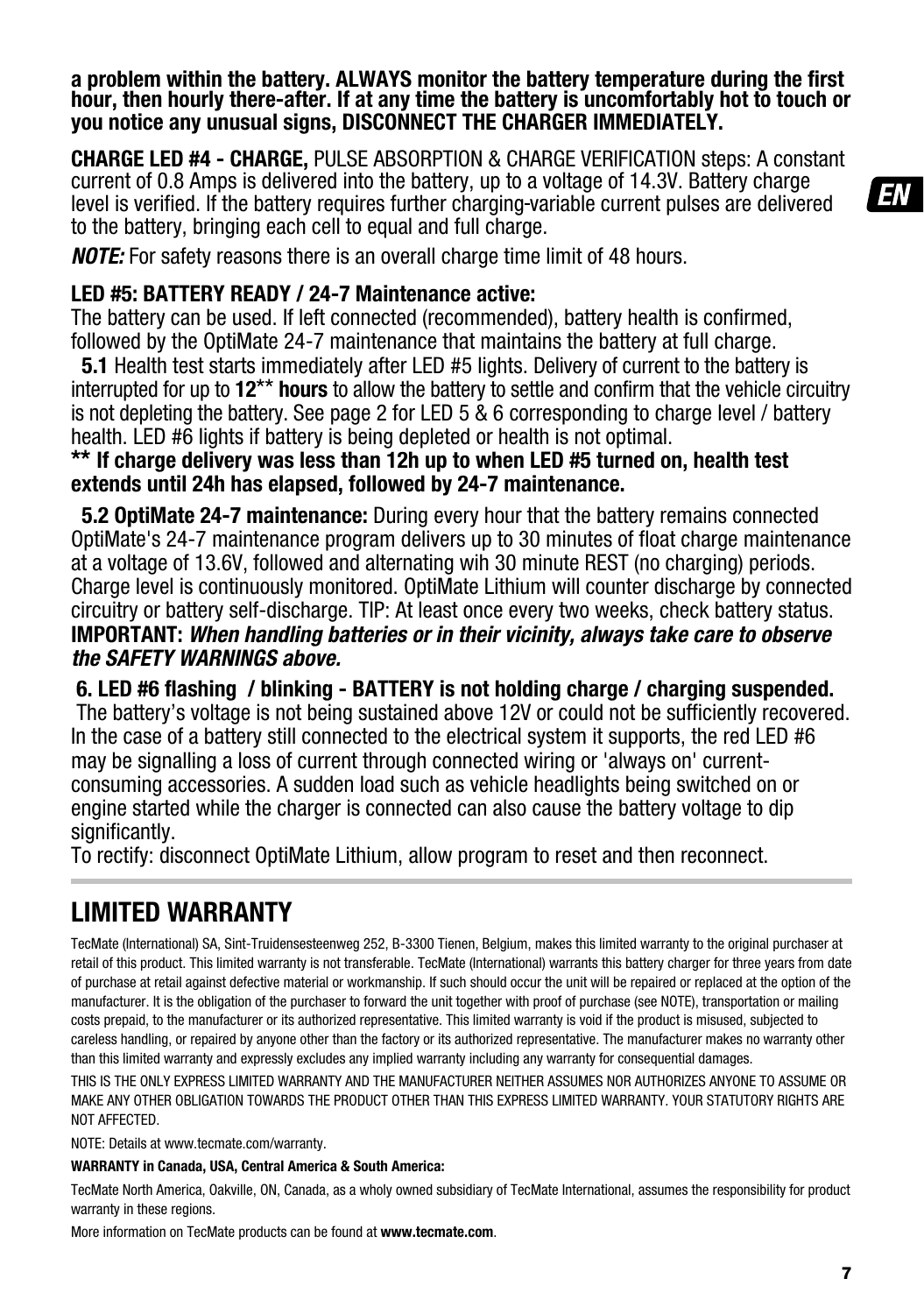**a problem within the battery. ALWAYS monitor the battery temperature during the first hour, then hourly there-after. If at any time the battery is uncomfortably hot to touch or you notice any unusual signs, DISCONNECT THE CHARGER IMMEDIATELY.**

**CHARGE LED #4 - CHARGE,** PULSE ABSORPTION & CHARGE VERIFICATION steps: A constant current of 0.8 Amps is delivered into the battery, up to a voltage of 14.3V. Battery charge level is verified. If the battery requires further charging-variable current pulses are delivered to the battery, bringing each cell to equal and full charge.

***NOTE:*** For safety reasons there is an overall charge time limit of 48 hours.

**LED #5: BATTERY READY / 24-7 Maintenance active:**
The battery can be used. If left connected (recommended), battery health is confirmed, followed by the OptiMate 24-7 maintenance that maintains the battery at full charge.

**5.1** Health test starts immediately after LED #5 lights. Delivery of current to the battery is interrupted for up to **12**\*\* **hours** to allow the battery to settle and confirm that the vehicle circuitry is not depleting the battery. See page 2 for LED 5 & 6 corresponding to charge level / battery health. LED #6 lights if battery is being depleted or health is not optimal.

**\*\* If charge delivery was less than 12h up to when LED #5 turned on, health test extends until 24h has elapsed, followed by 24-7 maintenance.**

**5.2 OptiMate 24-7 maintenance:** During every hour that the battery remains connected OptiMate's 24-7 maintenance program delivers up to 30 minutes of float charge maintenance at a voltage of 13.6V, followed and alternating wih 30 minute REST (no charging) periods. Charge level is continuously monitored. OptiMate Lithium will counter discharge by connected circuitry or battery self-discharge. TIP: At least once every two weeks, check battery status.
**IMPORTANT:** ***When handling batteries or in their vicinity, always take care to observe the SAFETY WARNINGS above.***

**6. LED #6 flashing / blinking - BATTERY is not holding charge / charging suspended.**
The battery's voltage is not being sustained above 12V or could not be sufficiently recovered. In the case of a battery still connected to the electrical system it supports, the red LED #6 may be signalling a loss of current through connected wiring or 'always on' current-consuming accessories. A sudden load such as vehicle headlights being switched on or engine started while the charger is connected can also cause the battery voltage to dip significantly.
To rectify: disconnect OptiMate Lithium, allow program to reset and then reconnect.

## LIMITED WARRANTY

TecMate (International) SA, Sint-Truidensesteenweg 252, B-3300 Tienen, Belgium, makes this limited warranty to the original purchaser at retail of this product. This limited warranty is not transferable. TecMate (International) warrants this battery charger for three years from date of purchase at retail against defective material or workmanship. If such should occur the unit will be repaired or replaced at the option of the manufacturer. It is the obligation of the purchaser to forward the unit together with proof of purchase (see NOTE), transportation or mailing costs prepaid, to the manufacturer or its authorized representative. This limited warranty is void if the product is misused, subjected to careless handling, or repaired by anyone other than the factory or its authorized representative. The manufacturer makes no warranty other than this limited warranty and expressly excludes any implied warranty including any warranty for consequential damages.

THIS IS THE ONLY EXPRESS LIMITED WARRANTY AND THE MANUFACTURER NEITHER ASSUMES NOR AUTHORIZES ANYONE TO ASSUME OR MAKE ANY OTHER OBLIGATION TOWARDS THE PRODUCT OTHER THAN THIS EXPRESS LIMITED WARRANTY. YOUR STATUTORY RIGHTS ARE NOT AFFECTED.

NOTE: Details at www.tecmate.com/warranty.

**WARRANTY in Canada, USA, Central America & South America:**

TecMate North America, Oakville, ON, Canada, as a wholy owned subsidiary of TecMate International, assumes the responsibility for product warranty in these regions.

More information on TecMate products can be found at **www.tecmate.com**.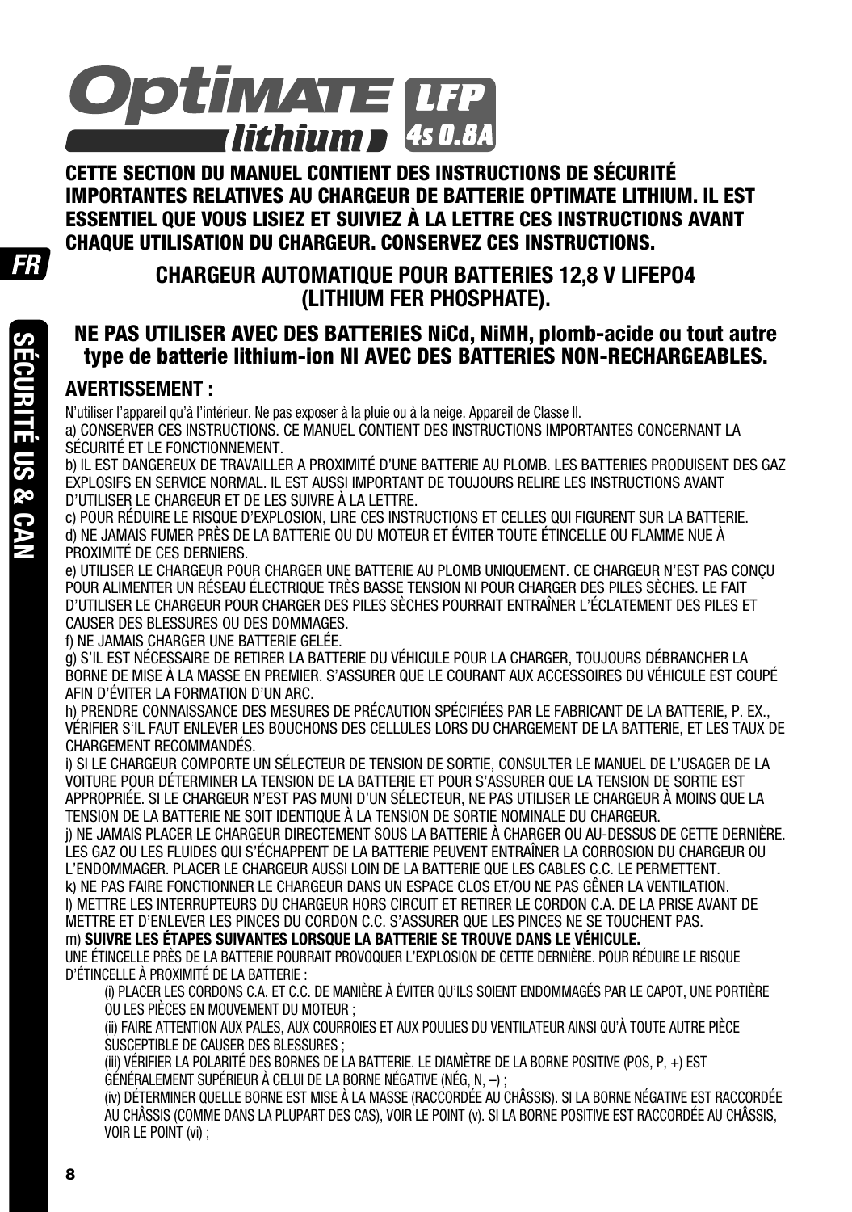# Optimate lithium LFP 4s 0.8A

**CETTE SECTION DU MANUEL CONTIENT DES INSTRUCTIONS DE SÉCURITÉ IMPORTANTES RELATIVES AU CHARGEUR DE BATTERIE OPTIMATE LITHIUM. IL EST ESSENTIEL QUE VOUS LISIEZ ET SUIVIEZ À LA LETTRE CES INSTRUCTIONS AVANT CHAQUE UTILISATION DU CHARGEUR. CONSERVEZ CES INSTRUCTIONS.**

FR

SÉCURITÉ US & CAN

## CHARGEUR AUTOMATIQUE POUR BATTERIES 12,8 V LIFEPO4 (LITHIUM FER PHOSPHATE).

## NE PAS UTILISER AVEC DES BATTERIES NiCd, NiMH, plomb-acide ou tout autre type de batterie lithium-ion NI AVEC DES BATTERIES NON-RECHARGEABLES.

### AVERTISSEMENT :

N'utiliser l'appareil qu'à l'intérieur. Ne pas exposer à la pluie ou à la neige. Appareil de Classe II.

a) CONSERVER CES INSTRUCTIONS. CE MANUEL CONTIENT DES INSTRUCTIONS IMPORTANTES CONCERNANT LA SÉCURITÉ ET LE FONCTIONNEMENT.

b) IL EST DANGEREUX DE TRAVAILLER A PROXIMITÉ D'UNE BATTERIE AU PLOMB. LES BATTERIES PRODUISENT DES GAZ EXPLOSIFS EN SERVICE NORMAL. IL EST AUSSI IMPORTANT DE TOUJOURS RELIRE LES INSTRUCTIONS AVANT D'UTILISER LE CHARGEUR ET DE LES SUIVRE À LA LETTRE.

c) POUR RÉDUIRE LE RISQUE D'EXPLOSION, LIRE CES INSTRUCTIONS ET CELLES QUI FIGURENT SUR LA BATTERIE.

d) NE JAMAIS FUMER PRÈS DE LA BATTERIE OU DU MOTEUR ET ÉVITER TOUTE ÉTINCELLE OU FLAMME NUE À PROXIMITÉ DE CES DERNIERS.

e) UTILISER LE CHARGEUR POUR CHARGER UNE BATTERIE AU PLOMB UNIQUEMENT. CE CHARGEUR N'EST PAS CONÇU POUR ALIMENTER UN RÉSEAU ÉLECTRIQUE TRÈS BASSE TENSION NI POUR CHARGER DES PILES SÈCHES. LE FAIT D'UTILISER LE CHARGEUR POUR CHARGER DES PILES SÈCHES POURRAIT ENTRAÎNER L'ÉCLATEMENT DES PILES ET CAUSER DES BLESSURES OU DES DOMMAGES.

f) NE JAMAIS CHARGER UNE BATTERIE GELÉE.

g) S'IL EST NÉCESSAIRE DE RETIRER LA BATTERIE DU VÉHICULE POUR LA CHARGER, TOUJOURS DÉBRANCHER LA BORNE DE MISE À LA MASSE EN PREMIER. S'ASSURER QUE LE COURANT AUX ACCESSOIRES DU VÉHICULE EST COUPÉ AFIN D'ÉVITER LA FORMATION D'UN ARC.

h) PRENDRE CONNAISSANCE DES MESURES DE PRÉCAUTION SPÉCIFIÉES PAR LE FABRICANT DE LA BATTERIE, P. EX., VÉRIFIER S'IL FAUT ENLEVER LES BOUCHONS DES CELLULES LORS DU CHARGEMENT DE LA BATTERIE, ET LES TAUX DE CHARGEMENT RECOMMANDÉS.

i) SI LE CHARGEUR COMPORTE UN SÉLECTEUR DE TENSION DE SORTIE, CONSULTER LE MANUEL DE L'USAGER DE LA VOITURE POUR DÉTERMINER LA TENSION DE LA BATTERIE ET POUR S'ASSURER QUE LA TENSION DE SORTIE EST APPROPRIÉE. SI LE CHARGEUR N'EST PAS MUNI D'UN SÉLECTEUR, NE PAS UTILISER LE CHARGEUR À MOINS QUE LA TENSION DE LA BATTERIE NE SOIT IDENTIQUE À LA TENSION DE SORTIE NOMINALE DU CHARGEUR.

j) NE JAMAIS PLACER LE CHARGEUR DIRECTEMENT SOUS LA BATTERIE À CHARGER OU AU-DESSUS DE CETTE DERNIÈRE. LES GAZ OU LES FLUIDES QUI S'ÉCHAPPENT DE LA BATTERIE PEUVENT ENTRAÎNER LA CORROSION DU CHARGEUR OU L'ENDOMMAGER. PLACER LE CHARGEUR AUSSI LOIN DE LA BATTERIE QUE LES CABLES C.C. LE PERMETTENT.

k) NE PAS FAIRE FONCTIONNER LE CHARGEUR DANS UN ESPACE CLOS ET/OU NE PAS GÊNER LA VENTILATION.

l) METTRE LES INTERRUPTEURS DU CHARGEUR HORS CIRCUIT ET RETIRER LE CORDON C.A. DE LA PRISE AVANT DE METTRE ET D'ENLEVER LES PINCES DU CORDON C.C. S'ASSURER QUE LES PINCES NE SE TOUCHENT PAS.

m) **SUIVRE LES ÉTAPES SUIVANTES LORSQUE LA BATTERIE SE TROUVE DANS LE VÉHICULE.**

UNE ÉTINCELLE PRÈS DE LA BATTERIE POURRAIT PROVOQUER L'EXPLOSION DE CETTE DERNIÈRE. POUR RÉDUIRE LE RISQUE D'ÉTINCELLE À PROXIMITÉ DE LA BATTERIE :

(i) PLACER LES CORDONS C.A. ET C.C. DE MANIÈRE À ÉVITER QU'ILS SOIENT ENDOMMAGÉS PAR LE CAPOT, UNE PORTIÈRE OU LES PIÈCES EN MOUVEMENT DU MOTEUR ;

(ii) FAIRE ATTENTION AUX PALES, AUX COURROIES ET AUX POULIES DU VENTILATEUR AINSI QU'À TOUTE AUTRE PIÈCE SUSCEPTIBLE DE CAUSER DES BLESSURES ;

(iii) VÉRIFIER LA POLARITÉ DES BORNES DE LA BATTERIE. LE DIAMÈTRE DE LA BORNE POSITIVE (POS, P, +) EST GÉNÉRALEMENT SUPÉRIEUR À CELUI DE LA BORNE NÉGATIVE (NÉG, N, –) ;

(iv) DÉTERMINER QUELLE BORNE EST MISE À LA MASSE (RACCORDÉE AU CHÂSSIS). SI LA BORNE NÉGATIVE EST RACCORDÉE AU CHÂSSIS (COMME DANS LA PLUPART DES CAS), VOIR LE POINT (v). SI LA BORNE POSITIVE EST RACCORDÉE AU CHÂSSIS, VOIR LE POINT (vi) ;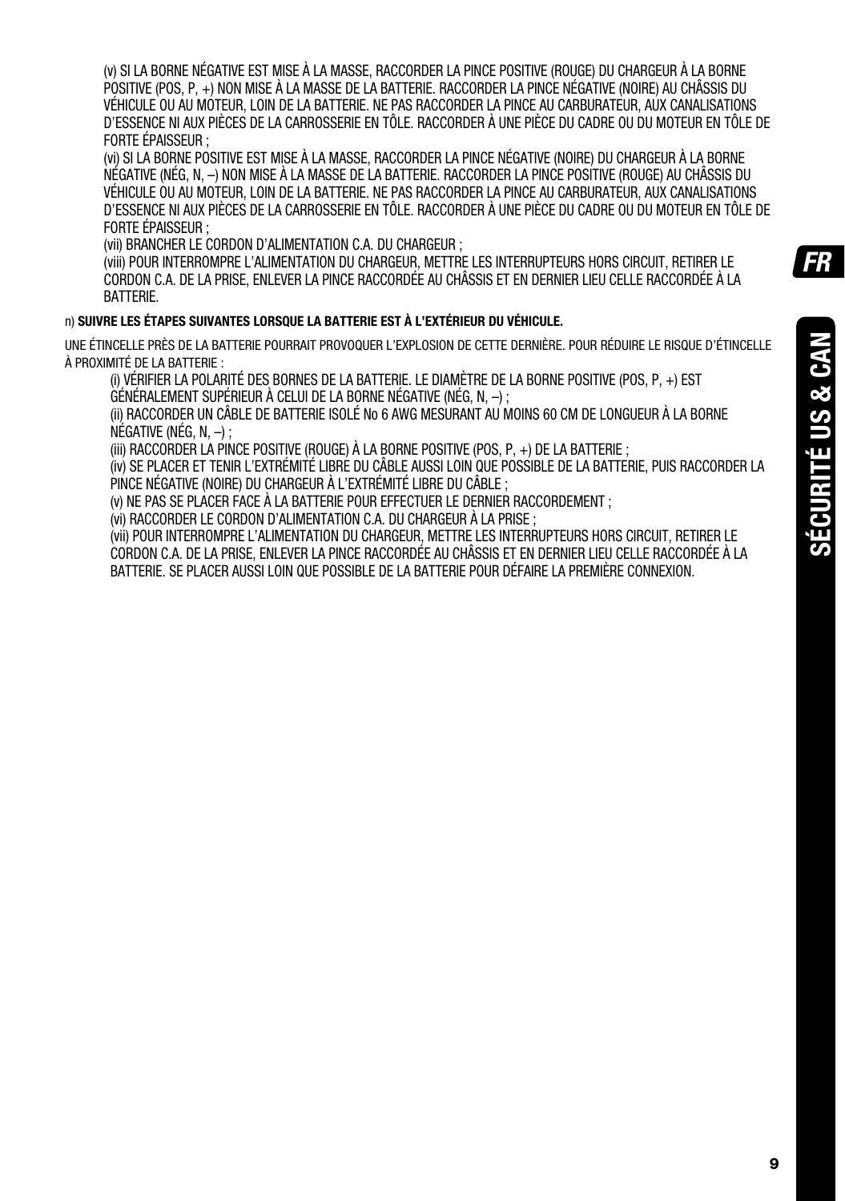(v) SI LA BORNE NÉGATIVE EST MISE À LA MASSE, RACCORDER LA PINCE POSITIVE (ROUGE) DU CHARGEUR À LA BORNE POSITIVE (POS, P, +) NON MISE À LA MASSE DE LA BATTERIE. RACCORDER LA PINCE NÉGATIVE (NOIRE) AU CHÂSSIS DU VÉHICULE OU AU MOTEUR, LOIN DE LA BATTERIE. NE PAS RACCORDER LA PINCE AU CARBURATEUR, AUX CANALISATIONS D'ESSENCE NI AUX PIÈCES DE LA CARROSSERIE EN TÔLE. RACCORDER À UNE PIÈCE DU CADRE OU DU MOTEUR EN TÔLE DE FORTE ÉPAISSEUR ;

(vi) SI LA BORNE POSITIVE EST MISE À LA MASSE, RACCORDER LA PINCE NÉGATIVE (NOIRE) DU CHARGEUR À LA BORNE NÉGATIVE (NÉG, N, –) NON MISE À LA MASSE DE LA BATTERIE. RACCORDER LA PINCE POSITIVE (ROUGE) AU CHÂSSIS DU VÉHICULE OU AU MOTEUR, LOIN DE LA BATTERIE. NE PAS RACCORDER LA PINCE AU CARBURATEUR, AUX CANALISATIONS D'ESSENCE NI AUX PIÈCES DE LA CARROSSERIE EN TÔLE. RACCORDER À UNE PIÈCE DU CADRE OU DU MOTEUR EN TÔLE DE FORTE ÉPAISSEUR ;

(vii) BRANCHER LE CORDON D'ALIMENTATION C.A. DU CHARGEUR ;

(viii) POUR INTERROMPRE L'ALIMENTATION DU CHARGEUR, METTRE LES INTERRUPTEURS HORS CIRCUIT, RETIRER LE CORDON C.A. DE LA PRISE, ENLEVER LA PINCE RACCORDÉE AU CHÂSSIS ET EN DERNIER LIEU CELLE RACCORDÉE À LA BATTERIE.

n) **SUIVRE LES ÉTAPES SUIVANTES LORSQUE LA BATTERIE EST À L'EXTÉRIEUR DU VÉHICULE.**

UNE ÉTINCELLE PRÈS DE LA BATTERIE POURRAIT PROVOQUER L'EXPLOSION DE CETTE DERNIÈRE. POUR RÉDUIRE LE RISQUE D'ÉTINCELLE À PROXIMITÉ DE LA BATTERIE :

(i) VÉRIFIER LA POLARITÉ DES BORNES DE LA BATTERIE. LE DIAMÈTRE DE LA BORNE POSITIVE (POS, P, +) EST GÉNÉRALEMENT SUPÉRIEUR À CELUI DE LA BORNE NÉGATIVE (NÉG, N, –) ;

(ii) RACCORDER UN CÂBLE DE BATTERIE ISOLÉ No 6 AWG MESURANT AU MOINS 60 CM DE LONGUEUR À LA BORNE NÉGATIVE (NÉG, N, –) ;

(iii) RACCORDER LA PINCE POSITIVE (ROUGE) À LA BORNE POSITIVE (POS, P, +) DE LA BATTERIE ;

(iv) SE PLACER ET TENIR L'EXTRÉMITÉ LIBRE DU CÂBLE AUSSI LOIN QUE POSSIBLE DE LA BATTERIE, PUIS RACCORDER LA PINCE NÉGATIVE (NOIRE) DU CHARGEUR À L'EXTRÉMITÉ LIBRE DU CÂBLE ;

(v) NE PAS SE PLACER FACE À LA BATTERIE POUR EFFECTUER LE DERNIER RACCORDEMENT ;

(vi) RACCORDER LE CORDON D'ALIMENTATION C.A. DU CHARGEUR À LA PRISE ;

(vii) POUR INTERROMPRE L'ALIMENTATION DU CHARGEUR, METTRE LES INTERRUPTEURS HORS CIRCUIT, RETIRER LE CORDON C.A. DE LA PRISE, ENLEVER LA PINCE RACCORDÉE AU CHÂSSIS ET EN DERNIER LIEU CELLE RACCORDÉE À LA BATTERIE. SE PLACER AUSSI LOIN QUE POSSIBLE DE LA BATTERIE POUR DÉFAIRE LA PREMIÈRE CONNEXION.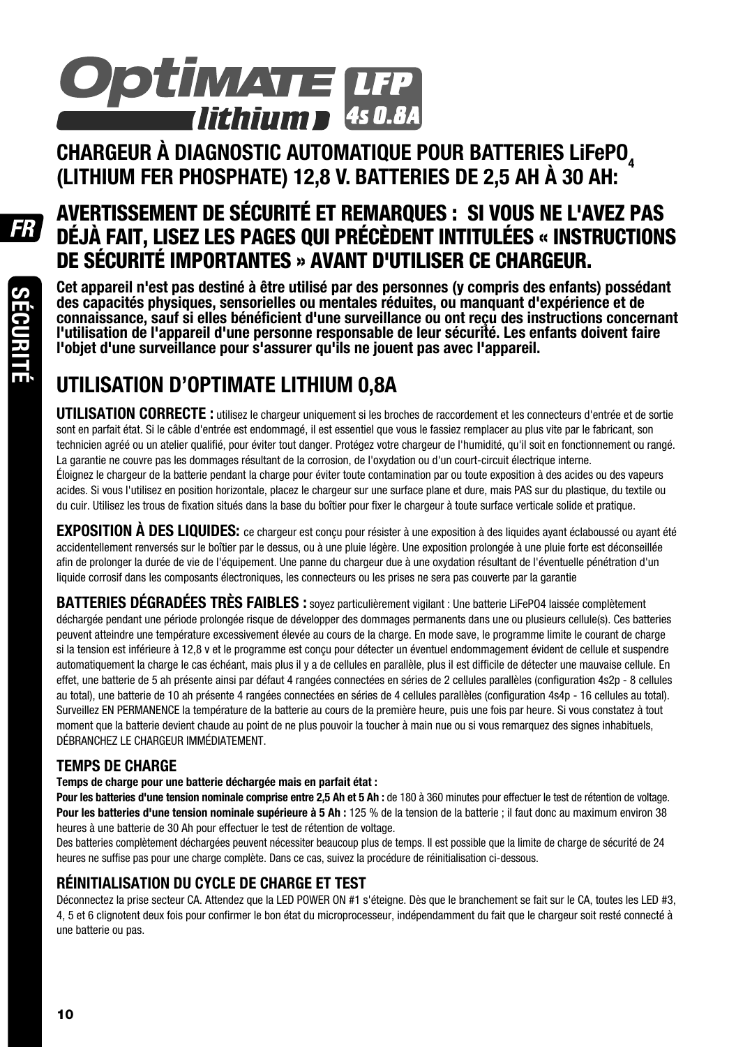# OptiMATE lithium LFP 4s 0.8A

## CHARGEUR À DIAGNOSTIC AUTOMATIQUE POUR BATTERIES $LiFePO_4$ (LITHIUM FER PHOSPHATE) 12,8 V. BATTERIES DE 2,5 AH À 30 AH:

## AVERTISSEMENT DE SÉCURITÉ ET REMARQUES : SI VOUS NE L'AVEZ PAS DÉJÀ FAIT, LISEZ LES PAGES QUI PRÉCÈDENT INTITULÉES « INSTRUCTIONS DE SÉCURITÉ IMPORTANTES » AVANT D'UTILISER CE CHARGEUR.

**Cet appareil n'est pas destiné à être utilisé par des personnes (y compris des enfants) possédant des capacités physiques, sensorielles ou mentales réduites, ou manquant d'expérience et de connaissance, sauf si elles bénéficient d'une surveillance ou ont reçu des instructions concernant l'utilisation de l'appareil d'une personne responsable de leur sécurité. Les enfants doivent faire l'objet d'une surveillance pour s'assurer qu'ils ne jouent pas avec l'appareil.**

## UTILISATION D'OPTIMATE LITHIUM 0,8A

**UTILISATION CORRECTE :** utilisez le chargeur uniquement si les broches de raccordement et les connecteurs d'entrée et de sortie sont en parfait état. Si le câble d'entrée est endommagé, il est essentiel que vous le fassiez remplacer au plus vite par le fabricant, son technicien agréé ou un atelier qualifié, pour éviter tout danger. Protégez votre chargeur de l'humidité, qu'il soit en fonctionnement ou rangé. La garantie ne couvre pas les dommages résultant de la corrosion, de l'oxydation ou d'un court-circuit électrique interne.
Éloignez le chargeur de la batterie pendant la charge pour éviter toute contamination par ou toute exposition à des acides ou des vapeurs acides. Si vous l'utilisez en position horizontale, placez le chargeur sur une surface plane et dure, mais PAS sur du plastique, du textile ou du cuir. Utilisez les trous de fixation situés dans la base du boîtier pour fixer le chargeur à toute surface verticale solide et pratique.

**EXPOSITION À DES LIQUIDES:** ce chargeur est conçu pour résister à une exposition à des liquides ayant éclaboussé ou ayant été accidentellement renversés sur le boîtier par le dessus, ou à une pluie légère. Une exposition prolongée à une pluie forte est déconseillée afin de prolonger la durée de vie de l'équipement. Une panne du chargeur due à une oxydation résultant de l'éventuelle pénétration d'un liquide corrosif dans les composants électroniques, les connecteurs ou les prises ne sera pas couverte par la garantie

**BATTERIES DÉGRADÉES TRÈS FAIBLES :** soyez particulièrement vigilant : Une batterie LiFePO4 laissée complètement déchargée pendant une période prolongée risque de développer des dommages permanents dans une ou plusieurs cellule(s). Ces batteries peuvent atteindre une température excessivement élevée au cours de la charge. En mode save, le programme limite le courant de charge si la tension est inférieure à 12,8 v et le programme est conçu pour détecter un éventuel endommagement évident de cellule et suspendre automatiquement la charge le cas échéant, mais plus il y a de cellules en parallèle, plus il est difficile de détecter une mauvaise cellule. En effet, une batterie de 5 ah présente ainsi par défaut 4 rangées connectées en séries de 2 cellules parallèles (configuration 4s2p - 8 cellules au total), une batterie de 10 ah présente 4 rangées connectées en séries de 4 cellules parallèles (configuration 4s4p - 16 cellules au total). Surveillez EN PERMANENCE la température de la batterie au cours de la première heure, puis une fois par heure. Si vous constatez à tout moment que la batterie devient chaude au point de ne plus pouvoir la toucher à main nue ou si vous remarquez des signes inhabituels, DÉBRANCHEZ LE CHARGEUR IMMÉDIATEMENT.

### TEMPS DE CHARGE

**Temps de charge pour une batterie déchargée mais en parfait état :**
**Pour les batteries d'une tension nominale comprise entre 2,5 Ah et 5 Ah :** de 180 à 360 minutes pour effectuer le test de rétention de voltage.
**Pour les batteries d'une tension nominale supérieure à 5 Ah :** 125 % de la tension de la batterie ; il faut donc au maximum environ 38 heures à une batterie de 30 Ah pour effectuer le test de rétention de voltage.
Des batteries complètement déchargées peuvent nécessiter beaucoup plus de temps. Il est possible que la limite de charge de sécurité de 24 heures ne suffise pas pour une charge complète. Dans ce cas, suivez la procédure de réinitialisation ci-dessous.

### RÉINITIALISATION DU CYCLE DE CHARGE ET TEST

Déconnectez la prise secteur CA. Attendez que la LED POWER ON #1 s'éteigne. Dès que le branchement se fait sur le CA, toutes les LED #3, 4, 5 et 6 clignotent deux fois pour confirmer le bon état du microprocesseur, indépendamment du fait que le chargeur soit resté connecté à une batterie ou pas.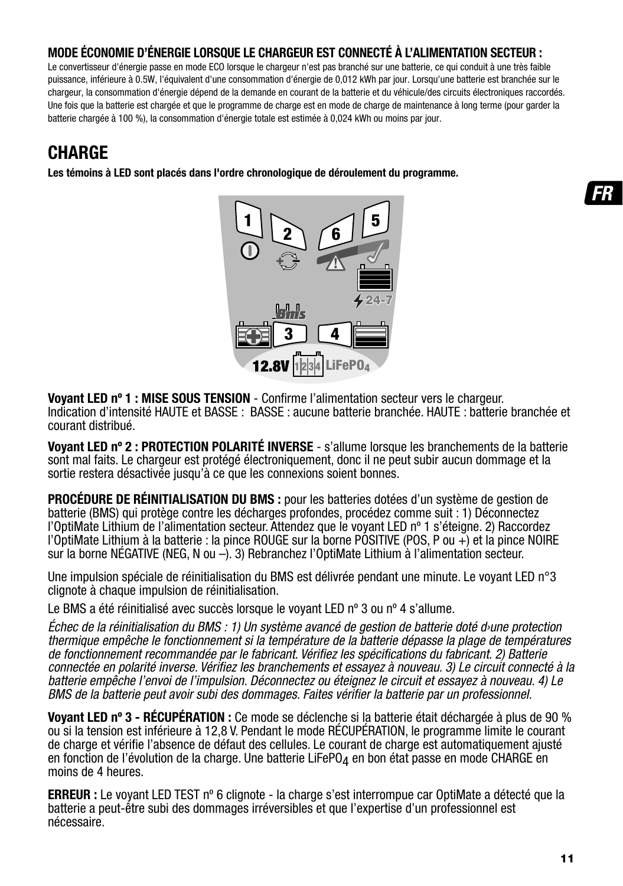**MODE ÉCONOMIE D'ÉNERGIE LORSQUE LE CHARGEUR EST CONNECTÉ À L'ALIMENTATION SECTEUR :**
Le convertisseur d'énergie passe en mode ECO lorsque le chargeur n'est pas branché sur une batterie, ce qui conduit à une très faible puissance, inférieure à 0.5W, l'équivalent d'une consommation d'énergie de 0,012 kWh par jour. Lorsqu'une batterie est branchée sur le chargeur, la consommation d'énergie dépend de la demande en courant de la batterie et du véhicule/des circuits électroniques raccordés. Une fois que la batterie est chargée et que le programme de charge est en mode de charge de maintenance à long terme (pour garder la batterie chargée à 100 %), la consommation d'énergie totale est estimée à 0,024 kWh ou moins par jour.

# CHARGE

**Les témoins à LED sont placés dans l'ordre chronologique de déroulement du programme.**

1
2
6
5
24-7
Bms
3
4
12.8V 1|2|3|4 LiFePO4

**Voyant LED nº 1 : MISE SOUS TENSION** - Confirme l'alimentation secteur vers le chargeur.
Indication d'intensité HAUTE et BASSE : BASSE : aucune batterie branchée. HAUTE : batterie branchée et courant distribué.

**Voyant LED nº 2 : PROTECTION POLARITÉ INVERSE** - s'allume lorsque les branchements de la batterie sont mal faits. Le chargeur est protégé électroniquement, donc il ne peut subir aucun dommage et la sortie restera désactivée jusqu'à ce que les connexions soient bonnes.

**PROCÉDURE DE RÉINITIALISATION DU BMS :** pour les batteries dotées d'un système de gestion de batterie (BMS) qui protège contre les décharges profondes, procédez comme suit : 1) Déconnectez l'OptiMate Lithium de l'alimentation secteur. Attendez que le voyant LED nº 1 s'éteigne. 2) Raccordez l'OptiMate Lithium à la batterie : la pince ROUGE sur la borne POSITIVE (POS, P ou +) et la pince NOIRE sur la borne NÉGATIVE (NEG, N ou –). 3) Rebranchez l'OptiMate Lithium à l'alimentation secteur.

Une impulsion spéciale de réinitialisation du BMS est délivrée pendant une minute. Le voyant LED n°3 clignote à chaque impulsion de réinitialisation.

Le BMS a été réinitialisé avec succès lorsque le voyant LED nº 3 ou nº 4 s'allume.

*Échec de la réinitialisation du BMS : 1) Un système avancé de gestion de batterie doté d›une protection thermique empêche le fonctionnement si la température de la batterie dépasse la plage de températures de fonctionnement recommandée par le fabricant. Vérifiez les spécifications du fabricant. 2) Batterie connectée en polarité inverse. Vérifiez les branchements et essayez à nouveau. 3) Le circuit connecté à la batterie empêche l'envoi de l'impulsion. Déconnectez ou éteignez le circuit et essayez à nouveau. 4) Le BMS de la batterie peut avoir subi des dommages. Faites vérifier la batterie par un professionnel.*

**Voyant LED nº 3 - RÉCUPÉRATION :** Ce mode se déclenche si la batterie était déchargée à plus de 90 % ou si la tension est inférieure à 12,8 V. Pendant le mode RÉCUPÉRATION, le programme limite le courant de charge et vérifie l'absence de défaut des cellules. Le courant de charge est automatiquement ajusté en fonction de l'évolution de la charge. Une batterie $LiFePO_4$ en bon état passe en mode CHARGE en moins de 4 heures.

**ERREUR :** Le voyant LED TEST nº 6 clignote - la charge s'est interrompue car OptiMate a détecté que la batterie a peut-être subi des dommages irréversibles et que l'expertise d'un professionnel est nécessaire.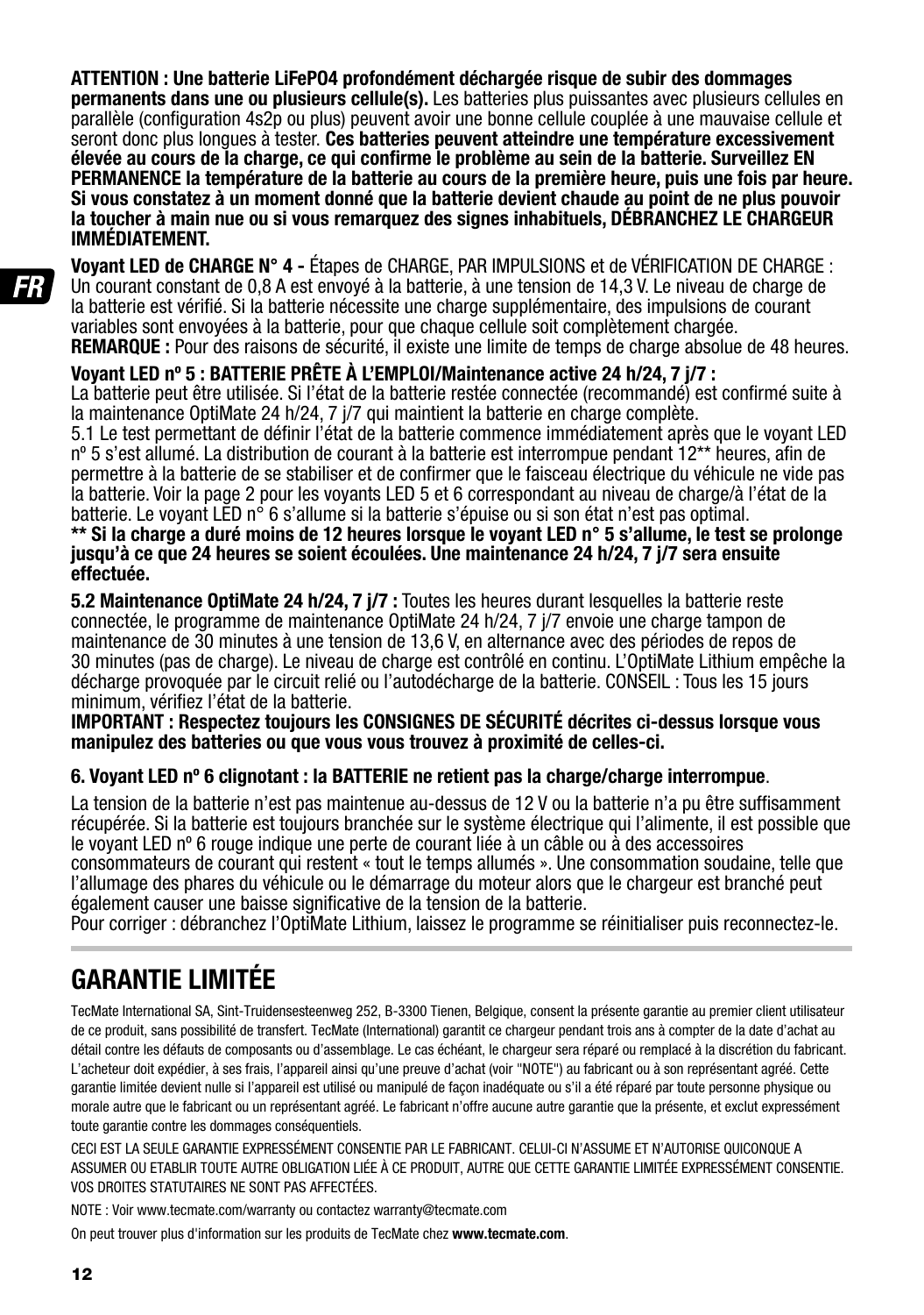**ATTENTION : Une batterie LiFePO4 profondément déchargée risque de subir des dommages permanents dans une ou plusieurs cellule(s).** Les batteries plus puissantes avec plusieurs cellules en parallèle (configuration 4s2p ou plus) peuvent avoir une bonne cellule couplée à une mauvaise cellule et seront donc plus longues à tester. **Ces batteries peuvent atteindre une température excessivement élevée au cours de la charge, ce qui confirme le problème au sein de la batterie. Surveillez EN PERMANENCE la température de la batterie au cours de la première heure, puis une fois par heure. Si vous constatez à un moment donné que la batterie devient chaude au point de ne plus pouvoir la toucher à main nue ou si vous remarquez des signes inhabituels, DÉBRANCHEZ LE CHARGEUR IMMÉDIATEMENT.**

**Voyant LED de CHARGE N° 4 -** Étapes de CHARGE, PAR IMPULSIONS et de VÉRIFICATION DE CHARGE : Un courant constant de 0,8 A est envoyé à la batterie, à une tension de 14,3 V. Le niveau de charge de la batterie est vérifié. Si la batterie nécessite une charge supplémentaire, des impulsions de courant variables sont envoyées à la batterie, pour que chaque cellule soit complètement chargée.
**REMARQUE :** Pour des raisons de sécurité, il existe une limite de temps de charge absolue de 48 heures.

**Voyant LED nº 5 : BATTERIE PRÊTE À L'EMPLOI/Maintenance active 24 h/24, 7 j/7 :**
La batterie peut être utilisée. Si l'état de la batterie restée connectée (recommandé) est confirmé suite à la maintenance OptiMate 24 h/24, 7 j/7 qui maintient la batterie en charge complète.
5.1 Le test permettant de définir l'état de la batterie commence immédiatement après que le voyant LED nº 5 s'est allumé. La distribution de courant à la batterie est interrompue pendant 12** heures, afin de permettre à la batterie de se stabiliser et de confirmer que le faisceau électrique du véhicule ne vide pas la batterie. Voir la page 2 pour les voyants LED 5 et 6 correspondant au niveau de charge/à l'état de la batterie. Le voyant LED n° 6 s'allume si la batterie s'épuise ou si son état n'est pas optimal.
**\*\* Si la charge a duré moins de 12 heures lorsque le voyant LED n° 5 s'allume, le test se prolonge jusqu'à ce que 24 heures se soient écoulées. Une maintenance 24 h/24, 7 j/7 sera ensuite effectuée.**

**5.2 Maintenance OptiMate 24 h/24, 7 j/7 :** Toutes les heures durant lesquelles la batterie reste connectée, le programme de maintenance OptiMate 24 h/24, 7 j/7 envoie une charge tampon de maintenance de 30 minutes à une tension de 13,6 V, en alternance avec des périodes de repos de 30 minutes (pas de charge). Le niveau de charge est contrôlé en continu. L'OptiMate Lithium empêche la décharge provoquée par le circuit relié ou l'autodécharge de la batterie. CONSEIL : Tous les 15 jours minimum, vérifiez l'état de la batterie.
**IMPORTANT : Respectez toujours les CONSIGNES DE SÉCURITÉ décrites ci-dessus lorsque vous manipulez des batteries ou que vous vous trouvez à proximité de celles-ci.**

**6. Voyant LED nº 6 clignotant : la BATTERIE ne retient pas la charge/charge interrompue**.

La tension de la batterie n'est pas maintenue au-dessus de 12 V ou la batterie n'a pu être suffisamment récupérée. Si la batterie est toujours branchée sur le système électrique qui l'alimente, il est possible que le voyant LED nº 6 rouge indique une perte de courant liée à un câble ou à des accessoires consommateurs de courant qui restent « tout le temps allumés ». Une consommation soudaine, telle que l'allumage des phares du véhicule ou le démarrage du moteur alors que le chargeur est branché peut également causer une baisse significative de la tension de la batterie.
Pour corriger : débranchez l'OptiMate Lithium, laissez le programme se réinitialiser puis reconnectez-le.

## GARANTIE LIMITÉE

TecMate International SA, Sint-Truidensesteenweg 252, B-3300 Tienen, Belgique, consent la présente garantie au premier client utilisateur de ce produit, sans possibilité de transfert. TecMate (International) garantit ce chargeur pendant trois ans à compter de la date d'achat au détail contre les défauts de composants ou d'assemblage. Le cas échéant, le chargeur sera réparé ou remplacé à la discrétion du fabricant. L'acheteur doit expédier, à ses frais, l'appareil ainsi qu'une preuve d'achat (voir "NOTE") au fabricant ou à son représentant agréé. Cette garantie limitée devient nulle si l'appareil est utilisé ou manipulé de façon inadéquate ou s'il a été réparé par toute personne physique ou morale autre que le fabricant ou un représentant agréé. Le fabricant n'offre aucune autre garantie que la présente, et exclut expressément toute garantie contre les dommages conséquentiels.

CECI EST LA SEULE GARANTIE EXPRESSÉMENT CONSENTIE PAR LE FABRICANT. CELUI-CI N'ASSUME ET N'AUTORISE QUICONQUE A ASSUMER OU ETABLIR TOUTE AUTRE OBLIGATION LIÉE À CE PRODUIT, AUTRE QUE CETTE GARANTIE LIMITÉE EXPRESSÉMENT CONSENTIE. VOS DROITES STATUTAIRES NE SONT PAS AFFECTÉES.

NOTE : Voir www.tecmate.com/warranty ou contactez warranty@tecmate.com

On peut trouver plus d'information sur les produits de TecMate chez **www.tecmate.com**.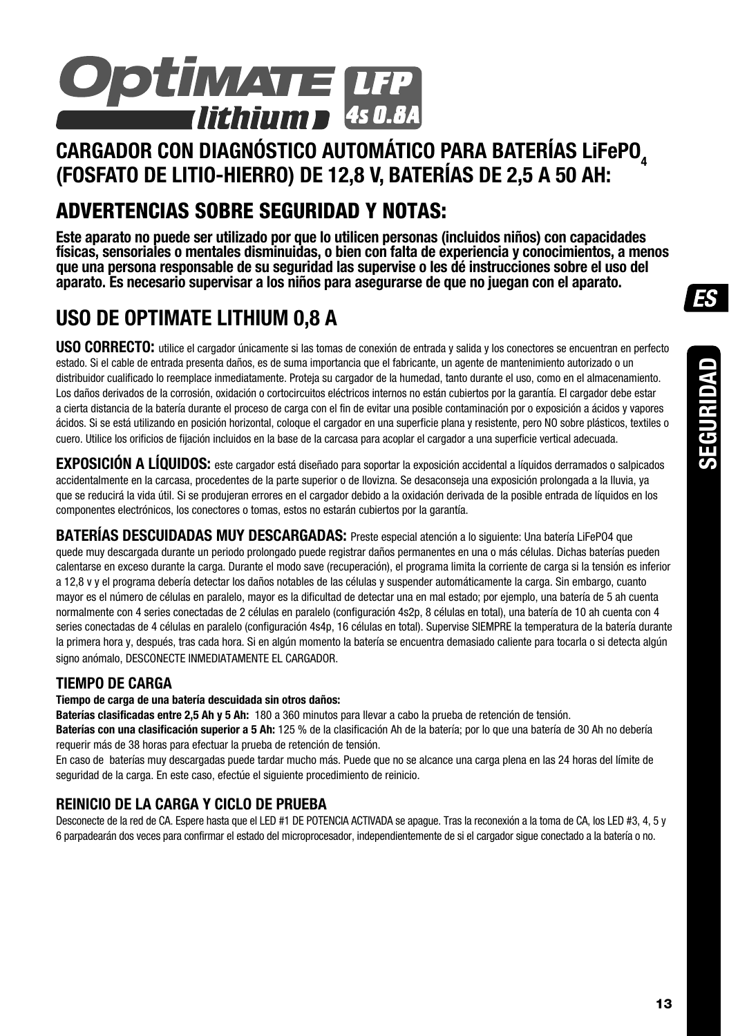# OptiMATE lithium LFP 4s 0.8A

## CARGADOR CON DIAGNÓSTICO AUTOMÁTICO PARA BATERÍAS $LiFePO_4$ (FOSFATO DE LITIO-HIERRO) DE 12,8 V, BATERÍAS DE 2,5 A 50 AH:

## ADVERTENCIAS SOBRE SEGURIDAD Y NOTAS:

**Este aparato no puede ser utilizado por que lo utilicen personas (incluidos niños) con capacidades físicas, sensoriales o mentales disminuidas, o bien con falta de experiencia y conocimientos, a menos que una persona responsable de su seguridad las supervise o les dé instrucciones sobre el uso del aparato. Es necesario supervisar a los niños para asegurarse de que no juegan con el aparato.**

## USO DE OPTIMATE LITHIUM 0,8 A

**USO CORRECTO:** utilice el cargador únicamente si las tomas de conexión de entrada y salida y los conectores se encuentran en perfecto estado. Si el cable de entrada presenta daños, es de suma importancia que el fabricante, un agente de mantenimiento autorizado o un distribuidor cualificado lo reemplace inmediatamente. Proteja su cargador de la humedad, tanto durante el uso, como en el almacenamiento. Los daños derivados de la corrosión, oxidación o cortocircuitos eléctricos internos no están cubiertos por la garantía. El cargador debe estar a cierta distancia de la batería durante el proceso de carga con el fin de evitar una posible contaminación por o exposición a ácidos y vapores ácidos. Si se está utilizando en posición horizontal, coloque el cargador en una superficie plana y resistente, pero NO sobre plásticos, textiles o cuero. Utilice los orificios de fijación incluidos en la base de la carcasa para acoplar el cargador a una superficie vertical adecuada.

**EXPOSICIÓN A LÍQUIDOS:** este cargador está diseñado para soportar la exposición accidental a líquidos derramados o salpicados accidentalmente en la carcasa, procedentes de la parte superior o de llovizna. Se desaconseja una exposición prolongada a la lluvia, ya que se reducirá la vida útil. Si se produjeran errores en el cargador debido a la oxidación derivada de la posible entrada de líquidos en los componentes electrónicos, los conectores o tomas, estos no estarán cubiertos por la garantía.

**BATERÍAS DESCUIDADAS MUY DESCARGADAS:** Preste especial atención a lo siguiente: Una batería LiFePO4 que quede muy descargada durante un periodo prolongado puede registrar daños permanentes en una o más células. Dichas baterías pueden calentarse en exceso durante la carga. Durante el modo save (recuperación), el programa limita la corriente de carga si la tensión es inferior a 12,8 v y el programa debería detectar los daños notables de las células y suspender automáticamente la carga. Sin embargo, cuanto mayor es el número de células en paralelo, mayor es la dificultad de detectar una en mal estado; por ejemplo, una batería de 5 ah cuenta normalmente con 4 series conectadas de 2 células en paralelo (configuración 4s2p, 8 células en total), una batería de 10 ah cuenta con 4 series conectadas de 4 células en paralelo (configuración 4s4p, 16 células en total). Supervise SIEMPRE la temperatura de la batería durante la primera hora y, después, tras cada hora. Si en algún momento la batería se encuentra demasiado caliente para tocarla o si detecta algún signo anómalo, DESCONECTE INMEDIATAMENTE EL CARGADOR.

### TIEMPO DE CARGA

**Tiempo de carga de una batería descuidada sin otros daños:**

**Baterías clasificadas entre 2,5 Ah y 5 Ah:** 180 a 360 minutos para llevar a cabo la prueba de retención de tensión.

**Baterías con una clasificación superior a 5 Ah:** 125 % de la clasificación Ah de la batería; por lo que una batería de 30 Ah no debería requerir más de 38 horas para efectuar la prueba de retención de tensión.

En caso de baterías muy descargadas puede tardar mucho más. Puede que no se alcance una carga plena en las 24 horas del límite de seguridad de la carga. En este caso, efectúe el siguiente procedimiento de reinicio.

### REINICIO DE LA CARGA Y CICLO DE PRUEBA

Desconecte de la red de CA. Espere hasta que el LED #1 DE POTENCIA ACTIVADA se apague. Tras la reconexión a la toma de CA, los LED #3, 4, 5 y 6 parpadearán dos veces para confirmar el estado del microprocesador, independientemente de si el cargador sigue conectado a la batería o no.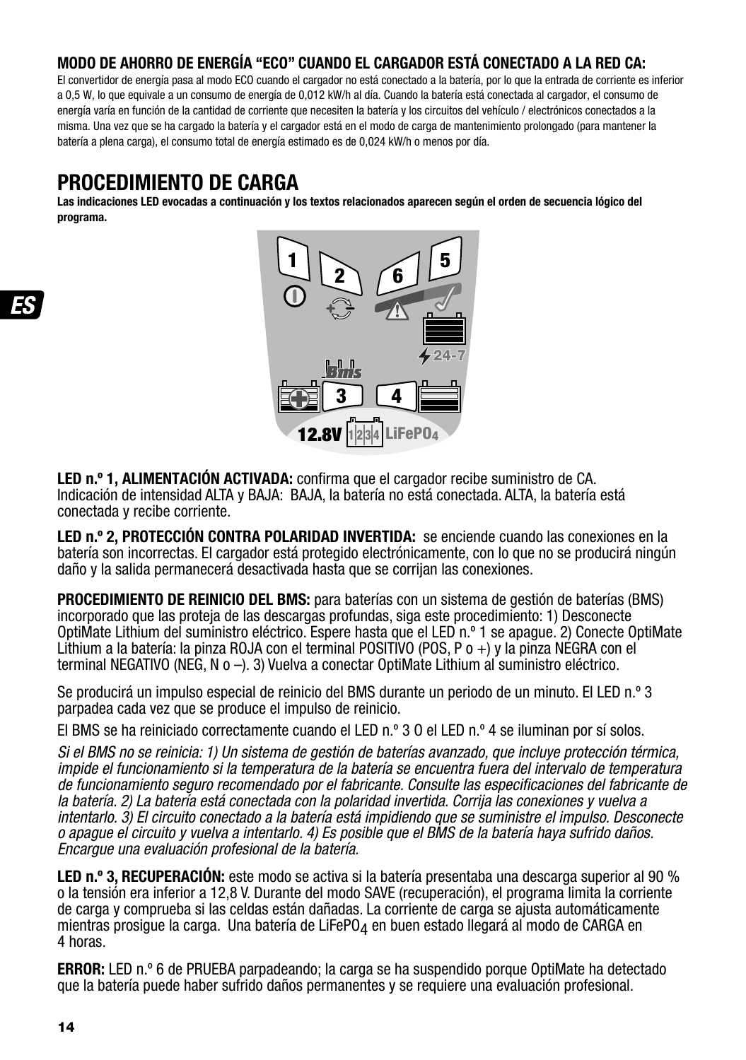**MODO DE AHORRO DE ENERGÍA “ECO” CUANDO EL CARGADOR ESTÁ CONECTADO A LA RED CA:**
El convertidor de energía pasa al modo ECO cuando el cargador no está conectado a la batería, por lo que la entrada de corriente es inferior a 0,5 W, lo que equivale a un consumo de energía de 0,012 kW/h al día. Cuando la batería está conectada al cargador, el consumo de energía varía en función de la cantidad de corriente que necesiten la batería y los circuitos del vehículo / electrónicos conectados a la misma. Una vez que se ha cargado la batería y el cargador está en el modo de carga de mantenimiento prolongado (para mantener la batería a plena carga), el consumo total de energía estimado es de 0,024 kW/h o menos por día.

# PROCEDIMIENTO DE CARGA

**Las indicaciones LED evocadas a continuación y los textos relacionados aparecen según el orden de secuencia lógico del programa.**

1 2 6 5
24-7
Bms
3 4
12.8V 1 2 3 4 LiFePO4

**LED n.º 1, ALIMENTACIÓN ACTIVADA:** confirma que el cargador recibe suministro de CA. Indicación de intensidad ALTA y BAJA: BAJA, la batería no está conectada. ALTA, la batería está conectada y recibe corriente.

**LED n.º 2, PROTECCIÓN CONTRA POLARIDAD INVERTIDA:** se enciende cuando las conexiones en la batería son incorrectas. El cargador está protegido electrónicamente, con lo que no se producirá ningún daño y la salida permanecerá desactivada hasta que se corrijan las conexiones.

**PROCEDIMIENTO DE REINICIO DEL BMS:** para baterías con un sistema de gestión de baterías (BMS) incorporado que las proteja de las descargas profundas, siga este procedimiento: 1) Desconecte OptiMate Lithium del suministro eléctrico. Espere hasta que el LED n.º 1 se apague. 2) Conecte OptiMate Lithium a la batería: la pinza ROJA con el terminal POSITIVO (POS, P o +) y la pinza NEGRA con el terminal NEGATIVO (NEG, N o –). 3) Vuelva a conectar OptiMate Lithium al suministro eléctrico.

Se producirá un impulso especial de reinicio del BMS durante un periodo de un minuto. El LED n.º 3 parpadea cada vez que se produce el impulso de reinicio.

El BMS se ha reiniciado correctamente cuando el LED n.º 3 O el LED n.º 4 se iluminan por sí solos.

*Si el BMS no se reinicia: 1) Un sistema de gestión de baterías avanzado, que incluye protección térmica, impide el funcionamiento si la temperatura de la batería se encuentra fuera del intervalo de temperatura de funcionamiento seguro recomendado por el fabricante. Consulte las especificaciones del fabricante de la batería. 2) La batería está conectada con la polaridad invertida. Corrija las conexiones y vuelva a intentarlo. 3) El circuito conectado a la batería está impidiendo que se suministre el impulso. Desconecte o apague el circuito y vuelva a intentarlo. 4) Es posible que el BMS de la batería haya sufrido daños. Encargue una evaluación profesional de la batería.*

**LED n.º 3, RECUPERACIÓN:** este modo se activa si la batería presentaba una descarga superior al 90 % o la tensión era inferior a 12,8 V. Durante del modo SAVE (recuperación), el programa limita la corriente de carga y comprueba si las celdas están dañadas. La corriente de carga se ajusta automáticamente mientras prosigue la carga. Una batería de $LiFePO_4$ en buen estado llegará al modo de CARGA en 4 horas.

**ERROR:** LED n.º 6 de PRUEBA parpadeando; la carga se ha suspendido porque OptiMate ha detectado que la batería puede haber sufrido daños permanentes y se requiere una evaluación profesional.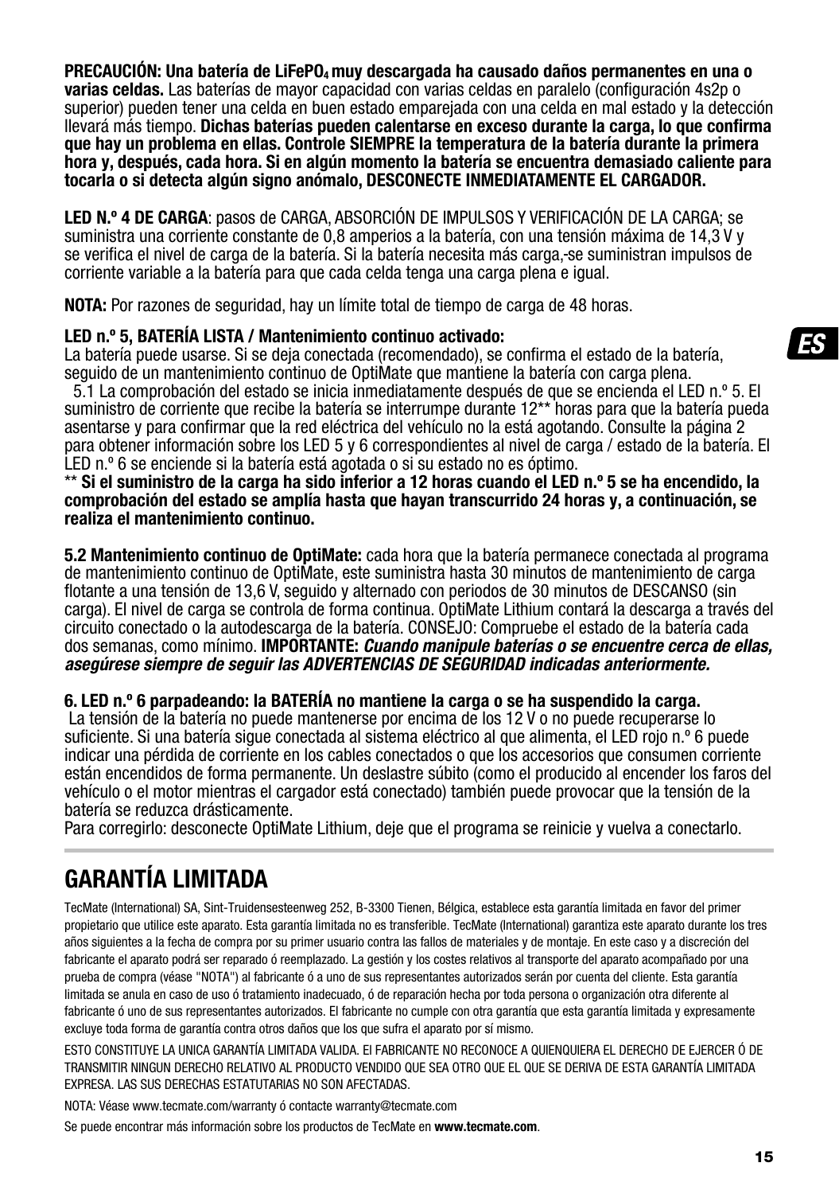**PRECAUCIÓN: Una batería de $LiFePO_4$ muy descargada ha causado daños permanentes en una o varias celdas.** Las baterías de mayor capacidad con varias celdas en paralelo (configuración 4s2p o superior) pueden tener una celda en buen estado emparejada con una celda en mal estado y la detección llevará más tiempo. **Dichas baterías pueden calentarse en exceso durante la carga, lo que confirma que hay un problema en ellas. Controle SIEMPRE la temperatura de la batería durante la primera hora y, después, cada hora. Si en algún momento la batería se encuentra demasiado caliente para tocarla o si detecta algún signo anómalo, DESCONECTE INMEDIATAMENTE EL CARGADOR.**

**LED N.º 4 DE CARGA**: pasos de CARGA, ABSORCIÓN DE IMPULSOS Y VERIFICACIÓN DE LA CARGA; se suministra una corriente constante de 0,8 amperios a la batería, con una tensión máxima de 14,3 V y se verifica el nivel de carga de la batería. Si la batería necesita más carga,-se suministran impulsos de corriente variable a la batería para que cada celda tenga una carga plena e igual.

**NOTA:** Por razones de seguridad, hay un límite total de tiempo de carga de 48 horas.

**LED n.º 5, BATERÍA LISTA / Mantenimiento continuo activado:**
La batería puede usarse. Si se deja conectada (recomendado), se confirma el estado de la batería, seguido de un mantenimiento continuo de OptiMate que mantiene la batería con carga plena.
5.1 La comprobación del estado se inicia inmediatamente después de que se encienda el LED n.º 5. El suministro de corriente que recibe la batería se interrumpe durante 12** horas para que la batería pueda asentarse y para confirmar que la red eléctrica del vehículo no la está agotando. Consulte la página 2 para obtener información sobre los LED 5 y 6 correspondientes al nivel de carga / estado de la batería. El LED n.º 6 se enciende si la batería está agotada o si su estado no es óptimo.
** **Si el suministro de la carga ha sido inferior a 12 horas cuando el LED n.º 5 se ha encendido, la comprobación del estado se amplía hasta que hayan transcurrido 24 horas y, a continuación, se realiza el mantenimiento continuo.**

**5.2 Mantenimiento continuo de OptiMate:** cada hora que la batería permanece conectada al programa de mantenimiento continuo de OptiMate, este suministra hasta 30 minutos de mantenimiento de carga flotante a una tensión de 13,6 V, seguido y alternado con periodos de 30 minutos de DESCANSO (sin carga). El nivel de carga se controla de forma continua. OptiMate Lithium contará la descarga a través del circuito conectado o la autodescarga de la batería. CONSEJO: Compruebe el estado de la batería cada dos semanas, como mínimo. **IMPORTANTE:** ***Cuando manipule baterías o se encuentre cerca de ellas, asegúrese siempre de seguir las ADVERTENCIAS DE SEGURIDAD indicadas anteriormente.***

**6. LED n.º 6 parpadeando: la BATERÍA no mantiene la carga o se ha suspendido la carga.**
La tensión de la batería no puede mantenerse por encima de los 12 V o no puede recuperarse lo suficiente. Si una batería sigue conectada al sistema eléctrico al que alimenta, el LED rojo n.º 6 puede indicar una pérdida de corriente en los cables conectados o que los accesorios que consumen corriente están encendidos de forma permanente. Un deslastre súbito (como el producido al encender los faros del vehículo o el motor mientras el cargador está conectado) también puede provocar que la tensión de la batería se reduzca drásticamente.
Para corregirlo: desconecte OptiMate Lithium, deje que el programa se reinicie y vuelva a conectarlo.

## GARANTÍA LIMITADA

TecMate (International) SA, Sint-Truidensesteenweg 252, B-3300 Tienen, Bélgica, establece esta garantía limitada en favor del primer propietario que utilice este aparato. Esta garantía limitada no es transferible. TecMate (International) garantiza este aparato durante los tres años siguientes a la fecha de compra por su primer usuario contra las fallos de materiales y de montaje. En este caso y a discreción del fabricante el aparato podrá ser reparado ó reemplazado. La gestión y los costes relativos al transporte del aparato acompañado por una prueba de compra (véase "NOTA") al fabricante ó a uno de sus representantes autorizados serán por cuenta del cliente. Esta garantía limitada se anula en caso de uso ó tratamiento inadecuado, ó de reparación hecha por toda persona o organización otra diferente al fabricante ó uno de sus representantes autorizados. El fabricante no cumple con otra garantía que esta garantía limitada y expresamente excluye toda forma de garantía contra otros daños que los que sufra el aparato por sí mismo.

ESTO CONSTITUYE LA UNICA GARANTÍA LIMITADA VALIDA. El FABRICANTE NO RECONOCE A QUIENQUIERA EL DERECHO DE EJERCER Ó DE TRANSMITIR NINGUN DERECHO RELATIVO AL PRODUCTO VENDIDO QUE SEA OTRO QUE EL QUE SE DERIVA DE ESTA GARANTÍA LIMITADA EXPRESA. LAS SUS DERECHAS ESTATUTARIAS NO SON AFECTADAS.

NOTA: Véase www.tecmate.com/warranty ó contacte warranty@tecmate.com

Se puede encontrar más información sobre los productos de TecMate en **www.tecmate.com**.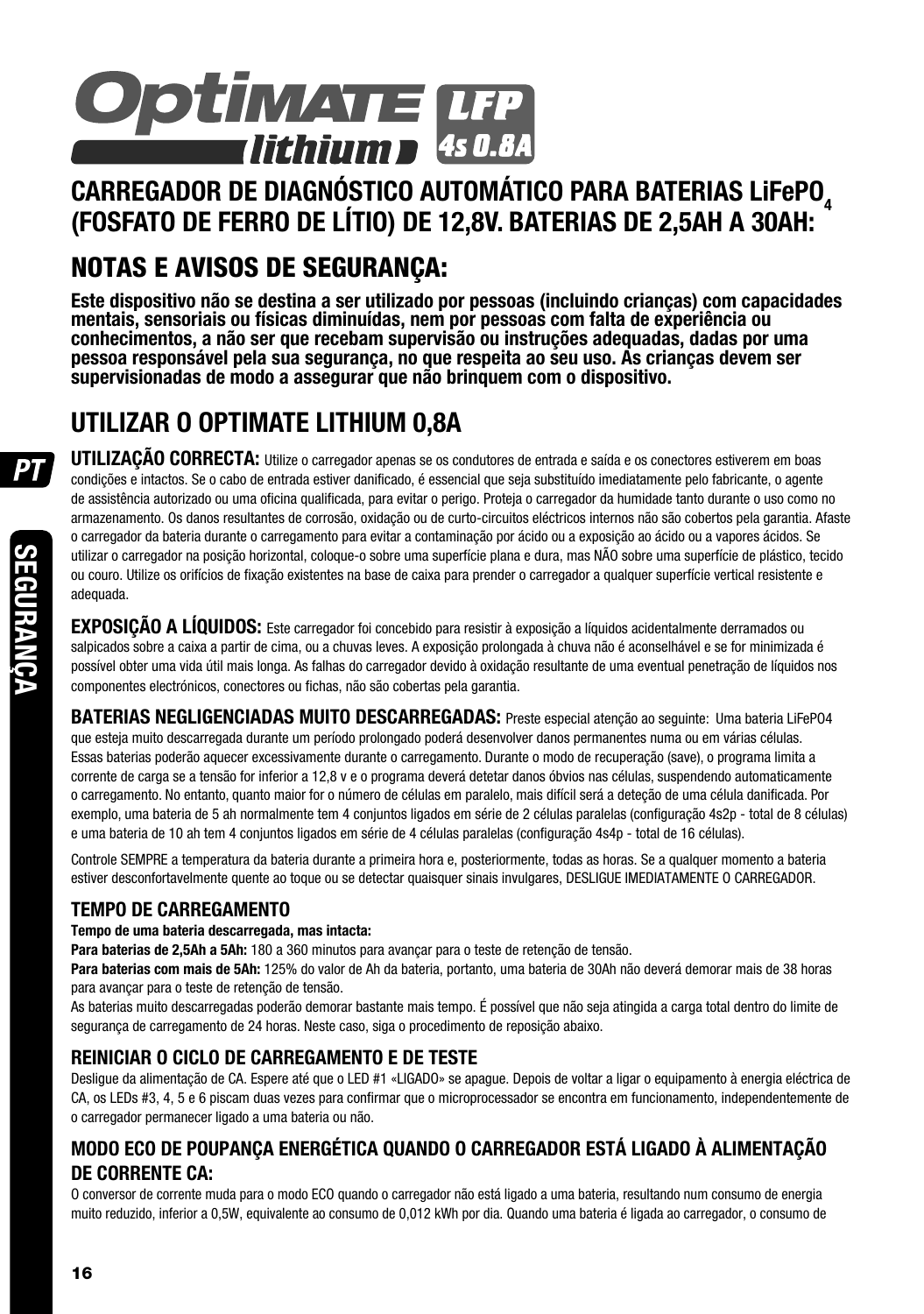# OptiMATE lithium LFP 4s 0.8A

## CARREGADOR DE DIAGNÓSTICO AUTOMÁTICO PARA BATERIAS $LiFePO_4$ (FOSFATO DE FERRO DE LÍTIO) DE 12,8V. BATERIAS DE 2,5AH A 30AH:

## NOTAS E AVISOS DE SEGURANÇA:

**Este dispositivo não se destina a ser utilizado por pessoas (incluindo crianças) com capacidades mentais, sensoriais ou físicas diminuídas, nem por pessoas com falta de experiência ou conhecimentos, a não ser que recebam supervisão ou instruções adequadas, dadas por uma pessoa responsável pela sua segurança, no que respeita ao seu uso. As crianças devem ser supervisionadas de modo a assegurar que não brinquem com o dispositivo.**

## UTILIZAR O OPTIMATE LITHIUM 0,8A

**UTILIZAÇÃO CORRECTA:** Utilize o carregador apenas se os condutores de entrada e saída e os conectores estiverem em boas condições e intactos. Se o cabo de entrada estiver danificado, é essencial que seja substituído imediatamente pelo fabricante, o agente de assistência autorizado ou uma oficina qualificada, para evitar o perigo. Proteja o carregador da humidade tanto durante o uso como no armazenamento. Os danos resultantes de corrosão, oxidação ou de curto-circuitos eléctricos internos não são cobertos pela garantia. Afaste o carregador da bateria durante o carregamento para evitar a contaminação por ácido ou a exposição ao ácido ou a vapores ácidos. Se utilizar o carregador na posição horizontal, coloque-o sobre uma superfície plana e dura, mas NÃO sobre uma superfície de plástico, tecido ou couro. Utilize os orifícios de fixação existentes na base de caixa para prender o carregador a qualquer superfície vertical resistente e adequada.

**EXPOSIÇÃO A LÍQUIDOS:** Este carregador foi concebido para resistir à exposição a líquidos acidentalmente derramados ou salpicados sobre a caixa a partir de cima, ou a chuvas leves. A exposição prolongada à chuva não é aconselhável e se for minimizada é possível obter uma vida útil mais longa. As falhas do carregador devido à oxidação resultante de uma eventual penetração de líquidos nos componentes electrónicos, conectores ou fichas, não são cobertas pela garantia.

**BATERIAS NEGLIGENCIADAS MUITO DESCARREGADAS:** Preste especial atenção ao seguinte: Uma bateria LiFePO4 que esteja muito descarregada durante um período prolongado poderá desenvolver danos permanentes numa ou em várias células. Essas baterias poderão aquecer excessivamente durante o carregamento. Durante o modo de recuperação (save), o programa limita a corrente de carga se a tensão for inferior a 12,8 v e o programa deverá detetar danos óbvios nas células, suspendendo automaticamente o carregamento. No entanto, quanto maior for o número de células em paralelo, mais difícil será a deteção de uma célula danificada. Por exemplo, uma bateria de 5 ah normalmente tem 4 conjuntos ligados em série de 2 células paralelas (configuração 4s2p - total de 8 células) e uma bateria de 10 ah tem 4 conjuntos ligados em série de 4 células paralelas (configuração 4s4p - total de 16 células).

Controle SEMPRE a temperatura da bateria durante a primeira hora e, posteriormente, todas as horas. Se a qualquer momento a bateria estiver desconfortavelmente quente ao toque ou se detectar quaisquer sinais invulgares, DESLIGUE IMEDIATAMENTE O CARREGADOR.

### TEMPO DE CARREGAMENTO

**Tempo de uma bateria descarregada, mas intacta:**

**Para baterias de 2,5Ah a 5Ah:** 180 a 360 minutos para avançar para o teste de retenção de tensão.

**Para baterias com mais de 5Ah:** 125% do valor de Ah da bateria, portanto, uma bateria de 30Ah não deverá demorar mais de 38 horas para avançar para o teste de retenção de tensão.

As baterias muito descarregadas poderão demorar bastante mais tempo. É possível que não seja atingida a carga total dentro do limite de segurança de carregamento de 24 horas. Neste caso, siga o procedimento de reposição abaixo.

### REINICIAR O CICLO DE CARREGAMENTO E DE TESTE

Desligue da alimentação de CA. Espere até que o LED #1 «LIGADO» se apague. Depois de voltar a ligar o equipamento à energia eléctrica de CA, os LEDs #3, 4, 5 e 6 piscam duas vezes para confirmar que o microprocessador se encontra em funcionamento, independentemente de o carregador permanecer ligado a uma bateria ou não.

### MODO ECO DE POUPANÇA ENERGÉTICA QUANDO O CARREGADOR ESTÁ LIGADO À ALIMENTAÇÃO DE CORRENTE CA:

O conversor de corrente muda para o modo ECO quando o carregador não está ligado a uma bateria, resultando num consumo de energia muito reduzido, inferior a 0,5W, equivalente ao consumo de 0,012 kWh por dia. Quando uma bateria é ligada ao carregador, o consumo de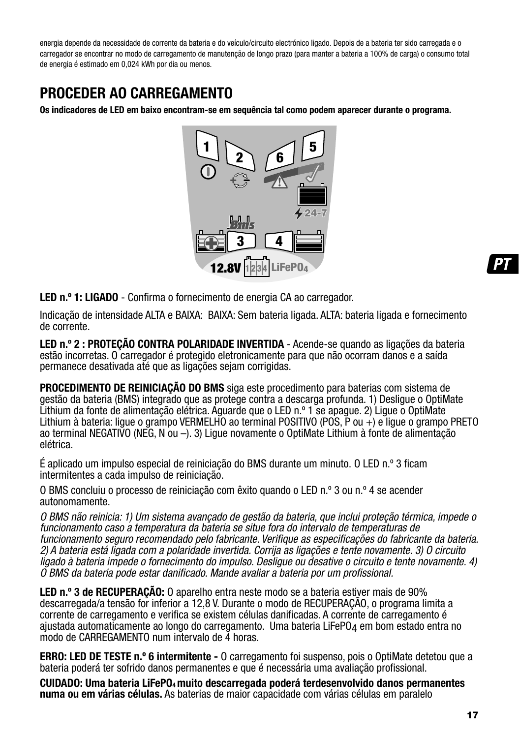energia depende da necessidade de corrente da bateria e do veículo/circuito electrónico ligado. Depois de a bateria ter sido carregada e o carregador se encontrar no modo de carregamento de manutenção de longo prazo (para manter a bateria a 100% de carga) o consumo total de energia é estimado em 0,024 kWh por dia ou menos.

## PROCEDER AO CARREGAMENTO

**Os indicadores de LED em baixo encontram-se em sequência tal como podem aparecer durante o programa.**

1
2
6
5
24-7
Bms
3
4
12.8V 1 2 3 4 LiFePO4

**LED n.º 1: LIGADO** - Confirma o fornecimento de energia CA ao carregador.

Indicação de intensidade ALTA e BAIXA: BAIXA: Sem bateria ligada. ALTA: bateria ligada e fornecimento de corrente.

**LED n.º 2 : PROTEÇÃO CONTRA POLARIDADE INVERTIDA** - Acende-se quando as ligações da bateria estão incorretas. O carregador é protegido eletronicamente para que não ocorram danos e a saída permanece desativada até que as ligações sejam corrigidas.

**PROCEDIMENTO DE REINICIAÇÃO DO BMS** siga este procedimento para baterias com sistema de gestão da bateria (BMS) integrado que as protege contra a descarga profunda. 1) Desligue o OptiMate Lithium da fonte de alimentação elétrica. Aguarde que o LED n.º 1 se apague. 2) Ligue o OptiMate Lithium à bateria: ligue o grampo VERMELHO ao terminal POSITIVO (POS, P ou +) e ligue o grampo PRETO ao terminal NEGATIVO (NEG, N ou –). 3) Ligue novamente o OptiMate Lithium à fonte de alimentação elétrica.

É aplicado um impulso especial de reiniciação do BMS durante um minuto. O LED n.º 3 ficam intermitentes a cada impulso de reiniciação.

O BMS concluiu o processo de reiniciação com êxito quando o LED n.º 3 ou n.º 4 se acender autonomamente.

*O BMS não reinicia: 1) Um sistema avançado de gestão da bateria, que inclui proteção térmica, impede o funcionamento caso a temperatura da bateria se situe fora do intervalo de temperaturas de funcionamento seguro recomendado pelo fabricante. Verifique as especificações do fabricante da bateria. 2) A bateria está ligada com a polaridade invertida. Corrija as ligações e tente novamente. 3) O circuito ligado à bateria impede o fornecimento do impulso. Desligue ou desative o circuito e tente novamente. 4) O BMS da bateria pode estar danificado. Mande avaliar a bateria por um profissional.*

**LED n.º 3 de RECUPERAÇÃO:** O aparelho entra neste modo se a bateria estiver mais de 90% descarregada/a tensão for inferior a 12,8 V. Durante o modo de RECUPERAÇÃO, o programa limita a corrente de carregamento e verifica se existem células danificadas. A corrente de carregamento é ajustada automaticamente ao longo do carregamento. Uma bateria $LiFePO_4$ em bom estado entra no modo de CARREGAMENTO num intervalo de 4 horas.

**ERRO: LED DE TESTE n.º 6 intermitente -** O carregamento foi suspenso, pois o OptiMate detetou que a bateria poderá ter sofrido danos permanentes e que é necessária uma avaliação profissional.

**CUIDADO: Uma bateria $LiFePO_4$ muito descarregada poderá terdesenvolvido danos permanentes numa ou em várias células.** As baterias de maior capacidade com várias células em paralelo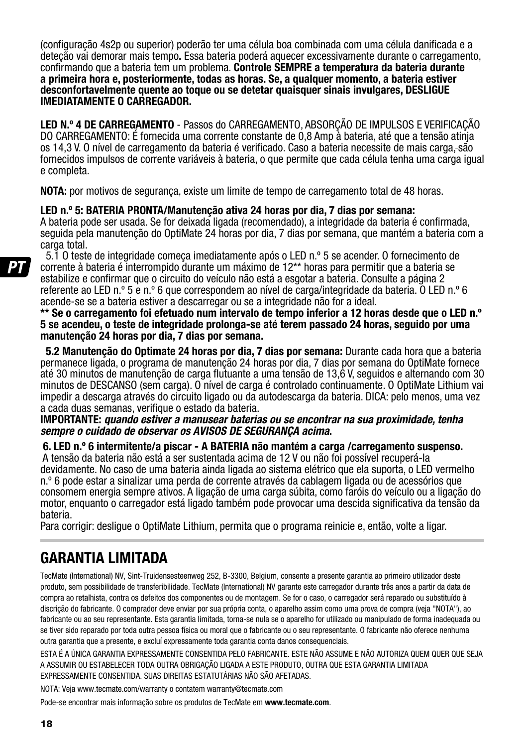(configuração 4s2p ou superior) poderão ter uma célula boa combinada com uma célula danificada e a deteção vai demorar mais tempo**.** Essa bateria poderá aquecer excessivamente durante o carregamento, confirmando que a bateria tem um problema. **Controle SEMPRE a temperatura da bateria durante a primeira hora e, posteriormente, todas as horas. Se, a qualquer momento, a bateria estiver desconfortavelmente quente ao toque ou se detetar quaisquer sinais invulgares, DESLIGUE IMEDIATAMENTE O CARREGADOR.**

**LED N.º 4 DE CARREGAMENTO** - Passos do CARREGAMENTO, ABSORÇÃO DE IMPULSOS E VERIFICAÇÃO DO CARREGAMENTO: É fornecida uma corrente constante de 0,8 Amp à bateria, até que a tensão atinja os 14,3 V. O nível de carregamento da bateria é verificado. Caso a bateria necessite de mais carga, são fornecidos impulsos de corrente variáveis à bateria, o que permite que cada célula tenha uma carga igual e completa.

**NOTA:** por motivos de segurança, existe um limite de tempo de carregamento total de 48 horas.

**LED n.º 5: BATERIA PRONTA/Manutenção ativa 24 horas por dia, 7 dias por semana:**
A bateria pode ser usada. Se for deixada ligada (recomendado), a integridade da bateria é confirmada, seguida pela manutenção do OptiMate 24 horas por dia, 7 dias por semana, que mantém a bateria com a carga total.

5.1 O teste de integridade começa imediatamente após o LED n.º 5 se acender. O fornecimento de corrente à bateria é interrompido durante um máximo de 12** horas para permitir que a bateria se estabilize e confirmar que o circuito do veículo não está a esgotar a bateria. Consulte a página 2 referente ao LED n.º 5 e n.º 6 que correspondem ao nível de carga/integridade da bateria. O LED n.º 6 acende-se se a bateria estiver a descarregar ou se a integridade não for a ideal.

**** Se o carregamento foi efetuado num intervalo de tempo inferior a 12 horas desde que o LED n.º 5 se acendeu, o teste de integridade prolonga-se até terem passado 24 horas, seguido por uma manutenção 24 horas por dia, 7 dias por semana.**

**5.2 Manutenção do Optimate 24 horas por dia, 7 dias por semana:** Durante cada hora que a bateria permanece ligada, o programa de manutenção 24 horas por dia, 7 dias por semana do OptiMate fornece até 30 minutos de manutenção de carga flutuante a uma tensão de 13,6 V, seguidos e alternando com 30 minutos de DESCANSO (sem carga). O nível de carga é controlado continuamente. O OptiMate Lithium vai impedir a descarga através do circuito ligado ou da autodescarga da bateria. DICA: pelo menos, uma vez a cada duas semanas, verifique o estado da bateria.

**IMPORTANTE:** ***quando estiver a manusear baterias ou se encontrar na sua proximidade, tenha sempre o cuidado de observar os AVISOS DE SEGURANÇA acima*.**

**6. LED n.º 6 intermitente/a piscar - A BATERIA não mantém a carga /carregamento suspenso.**
A tensão da bateria não está a ser sustentada acima de 12 V ou não foi possível recuperá-la devidamente. No caso de uma bateria ainda ligada ao sistema elétrico que ela suporta, o LED vermelho n.º 6 pode estar a sinalizar uma perda de corrente através da cablagem ligada ou de acessórios que consomem energia sempre ativos. A ligação de uma carga súbita, como faróis do veículo ou a ligação do motor, enquanto o carregador está ligado também pode provocar uma descida significativa da tensão da bateria.
Para corrigir: desligue o OptiMate Lithium, permita que o programa reinicie e, então, volte a ligar.

## GARANTIA LIMITADA

TecMate (International) NV, Sint-Truidensesteenweg 252, B-3300, Belgium, consente a presente garantia ao primeiro utilizador deste produto, sem possibilidade de transferibilidade. TecMate (International) NV garante este carregador durante três anos a partir da data de compra ao retalhista, contra os defeitos dos componentes ou de montagem. Se for o caso, o carregador será reparado ou substituído à discrição do fabricante. O comprador deve enviar por sua própria conta, o aparelho assim como uma prova de compra (veja "NOTA"), ao fabricante ou ao seu representante. Esta garantia limitada, torna-se nula se o aparelho for utilizado ou manipulado de forma inadequada ou se tiver sido reparado por toda outra pessoa física ou moral que o fabricante ou o seu representante. O fabricante não oferece nenhuma outra garantia que a presente, e excluí expressamente toda garantia conta danos consequenciais.

ESTA É A ÚNICA GARANTIA EXPRESSAMENTE CONSENTIDA PELO FABRICANTE. ESTE NÃO ASSUME E NÃO AUTORIZA QUEM QUER QUE SEJA A ASSUMIR OU ESTABELECER TODA OUTRA OBRIGAÇÃO LIGADA A ESTE PRODUTO, OUTRA QUE ESTA GARANTIA LIMITADA EXPRESSAMENTE CONSENTIDA. SUAS DIREITAS ESTATUTÁRIAS NÃO SÃO AFETADAS.

NOTA: Veja www.tecmate.com/warranty o contatem warranty@tecmate.com

Pode-se encontrar mais informação sobre os produtos de TecMate em **www.tecmate.com**.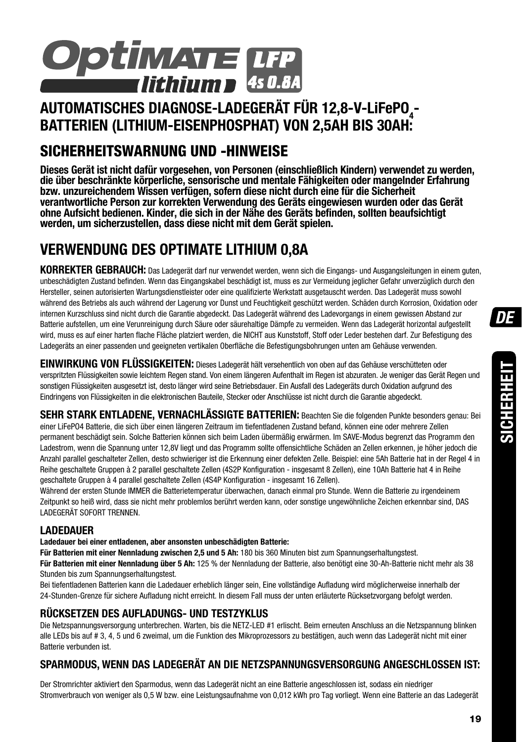# OptiMATE lithium LFP 4s 0.8A

## AUTOMATISCHES DIAGNOSE-LADEGERÄT FÜR 12,8-V-LiFePO$_4$-BATTERIEN (LITHIUM-EISENPHOSPHAT) VON 2,5AH BIS 30AH:

## SICHERHEITSWARNUNG UND -HINWEISE

**Dieses Gerät ist nicht dafür vorgesehen, von Personen (einschließlich Kindern) verwendet zu werden, die über beschränkte körperliche, sensorische und mentale Fähigkeiten oder mangelnder Erfahrung bzw. unzureichendem Wissen verfügen, sofern diese nicht durch eine für die Sicherheit verantwortliche Person zur korrekten Verwendung des Geräts eingewiesen wurden oder das Gerät ohne Aufsicht bedienen. Kinder, die sich in der Nähe des Geräts befinden, sollten beaufsichtigt werden, um sicherzustellen, dass diese nicht mit dem Gerät spielen.**

## VERWENDUNG DES OPTIMATE LITHIUM 0,8A

**KORREKTER GEBRAUCH:** Das Ladegerät darf nur verwendet werden, wenn sich die Eingangs- und Ausgangsleitungen in einem guten, unbeschädigten Zustand befinden. Wenn das Eingangskabel beschädigt ist, muss es zur Vermeidung jeglicher Gefahr unverzüglich durch den Hersteller, seinen autorisierten Wartungsdienstleister oder eine qualifizierte Werkstatt ausgetauscht werden. Das Ladegerät muss sowohl während des Betriebs als auch während der Lagerung vor Dunst und Feuchtigkeit geschützt werden. Schäden durch Korrosion, Oxidation oder internen Kurzschluss sind nicht durch die Garantie abgedeckt. Das Ladegerät während des Ladevorgangs in einem gewissen Abstand zur Batterie aufstellen, um eine Verunreinigung durch Säure oder säurehaltige Dämpfe zu vermeiden. Wenn das Ladegerät horizontal aufgestellt wird, muss es auf einer harten flache Fläche platziert werden, die NICHT aus Kunststoff, Stoff oder Leder bestehen darf. Zur Befestigung des Ladegeräts an einer passenden und geeigneten vertikalen Oberfläche die Befestigungsbohrungen unten am Gehäuse verwenden.

**EINWIRKUNG VON FLÜSSIGKEITEN:** Dieses Ladegerät hält versehentlich von oben auf das Gehäuse verschütteten oder verspritzten Flüssigkeiten sowie leichtem Regen stand. Von einem längeren Aufenthalt im Regen ist abzuraten. Je weniger das Gerät Regen und sonstigen Flüssigkeiten ausgesetzt ist, desto länger wird seine Betriebsdauer. Ein Ausfall des Ladegeräts durch Oxidation aufgrund des Eindringens von Flüssigkeiten in die elektronischen Bauteile, Stecker oder Anschlüsse ist nicht durch die Garantie abgedeckt.

**SEHR STARK ENTLADENE, VERNACHLÄSSIGTE BATTERIEN:** Beachten Sie die folgenden Punkte besonders genau: Bei einer LiFePO4 Batterie, die sich über einen längeren Zeitraum im tiefentladenen Zustand befand, können eine oder mehrere Zellen permanent beschädigt sein. Solche Batterien können sich beim Laden übermäßig erwärmen. Im SAVE-Modus begrenzt das Programm den Ladestrom, wenn die Spannung unter 12,8V liegt und das Programm sollte offensichtliche Schäden an Zellen erkennen, je höher jedoch die Anzahl parallel geschalteter Zellen, desto schwieriger ist die Erkennung einer defekten Zelle. Beispiel: eine 5Ah Batterie hat in der Regel 4 in Reihe geschaltete Gruppen à 2 parallel geschaltete Zellen (4S2P Konfiguration - insgesamt 8 Zellen), eine 10Ah Batterie hat 4 in Reihe geschaltete Gruppen à 4 parallel geschaltete Zellen (4S4P Konfiguration - insgesamt 16 Zellen).
Während der ersten Stunde IMMER die Batterietemperatur überwachen, danach einmal pro Stunde. Wenn die Batterie zu irgendeinem Zeitpunkt so heiß wird, dass sie nicht mehr problemlos berührt werden kann, oder sonstige ungewöhnliche Zeichen erkennbar sind, DAS LADEGERÄT SOFORT TRENNEN.

### LADEDAUER

**Ladedauer bei einer entladenen, aber ansonsten unbeschädigten Batterie:**
**Für Batterien mit einer Nennladung zwischen 2,5 und 5 Ah:** 180 bis 360 Minuten bist zum Spannungserhaltungstest.
**Für Batterien mit einer Nennladung über 5 Ah:** 125 % der Nennladung der Batterie, also benötigt eine 30-Ah-Batterie nicht mehr als 38 Stunden bis zum Spannungserhaltungstest.
Bei tiefentladenen Batterien kann die Ladedauer erheblich länger sein, Eine vollständige Aufladung wird möglicherweise innerhalb der 24-Stunden-Grenze für sichere Aufladung nicht erreicht. In diesem Fall muss der unten erläuterte Rücksetzvorgang befolgt werden.

### RÜCKSETZEN DES AUFLADUNGS- UND TESTZYKLUS

Die Netzspannungsversorgung unterbrechen. Warten, bis die NETZ-LED #1 erlischt. Beim erneuten Anschluss an die Netzspannung blinken alle LEDs bis auf # 3, 4, 5 und 6 zweimal, um die Funktion des Mikroprozessors zu bestätigen, auch wenn das Ladegerät nicht mit einer Batterie verbunden ist.

### SPARMODUS, WENN DAS LADEGERÄT AN DIE NETZSPANNUNGSVERSORGUNG ANGESCHLOSSEN IST:

Der Stromrichter aktiviert den Sparmodus, wenn das Ladegerät nicht an eine Batterie angeschlossen ist, sodass ein niedriger Stromverbrauch von weniger als 0,5 W bzw. eine Leistungsaufnahme von 0,012 kWh pro Tag vorliegt. Wenn eine Batterie an das Ladegerät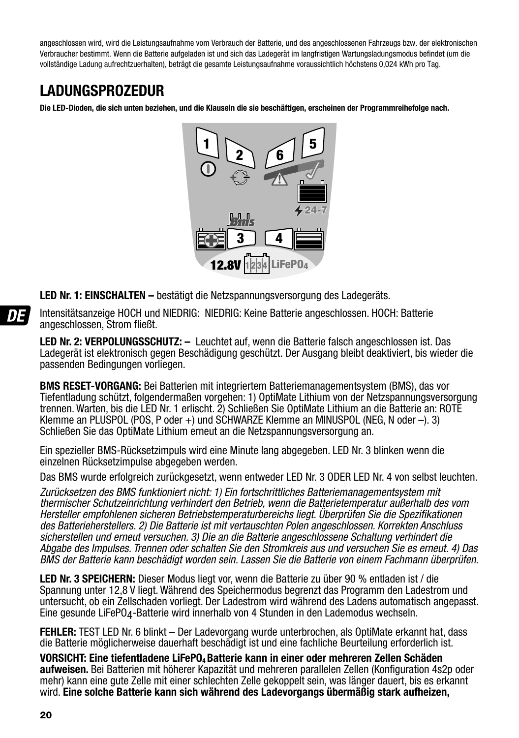angeschlossen wird, wird die Leistungsaufnahme vom Verbrauch der Batterie, und des angeschlossenen Fahrzeugs bzw. der elektronischen Verbraucher bestimmt. Wenn die Batterie aufgeladen ist und sich das Ladegerät im langfristigen Wartungsladungsmodus befindet (um die vollständige Ladung aufrechtzuerhalten), beträgt die gesamte Leistungsaufnahme voraussichtlich höchstens 0,024 kWh pro Tag.

## LADUNGSPROZEDUR

**Die LED-Dioden, die sich unten beziehen, und die Klauseln die sie beschäftigen, erscheinen der Programmreihefolge nach.**

1
2
6
5
24-7
Bms
3
4
12.8V 1|2|3|4 LiFePO4

**LED Nr. 1: EINSCHALTEN –** bestätigt die Netzspannungsversorgung des Ladegeräts.

Intensitätsanzeige HOCH und NIEDRIG: NIEDRIG: Keine Batterie angeschlossen. HOCH: Batterie angeschlossen, Strom fließt.

**LED Nr. 2: VERPOLUNGSSCHUTZ: –** Leuchtet auf, wenn die Batterie falsch angeschlossen ist. Das Ladegerät ist elektronisch gegen Beschädigung geschützt. Der Ausgang bleibt deaktiviert, bis wieder die passenden Bedingungen vorliegen.

**BMS RESET-VORGANG:** Bei Batterien mit integriertem Batteriemanagementsystem (BMS), das vor Tiefentladung schützt, folgendermaßen vorgehen: 1) OptiMate Lithium von der Netzspannungsversorgung trennen. Warten, bis die LED Nr. 1 erlischt. 2) Schließen Sie OptiMate Lithium an die Batterie an: ROTE Klemme an PLUSPOL (POS, P oder +) und SCHWARZE Klemme an MINUSPOL (NEG, N oder –). 3) Schließen Sie das OptiMate Lithium erneut an die Netzspannungsversorgung an.

Ein spezieller BMS-Rücksetzimpuls wird eine Minute lang abgegeben. LED Nr. 3 blinken wenn die einzelnen Rücksetzimpulse abgegeben werden.

Das BMS wurde erfolgreich zurückgesetzt, wenn entweder LED Nr. 3 ODER LED Nr. 4 von selbst leuchten.

*Zurücksetzen des BMS funktioniert nicht: 1) Ein fortschrittliches Batteriemanagementsystem mit thermischer Schutzeinrichtung verhindert den Betrieb, wenn die Batterietemperatur außerhalb des vom Hersteller empfohlenen sicheren Betriebstemperaturbereichs liegt. Überprüfen Sie die Spezifikationen des Batterieherstellers. 2) Die Batterie ist mit vertauschten Polen angeschlossen. Korrekten Anschluss sicherstellen und erneut versuchen. 3) Die an die Batterie angeschlossene Schaltung verhindert die Abgabe des Impulses. Trennen oder schalten Sie den Stromkreis aus und versuchen Sie es erneut. 4) Das BMS der Batterie kann beschädigt worden sein. Lassen Sie die Batterie von einem Fachmann überprüfen.*

**LED Nr. 3 SPEICHERN:** Dieser Modus liegt vor, wenn die Batterie zu über 90 % entladen ist / die Spannung unter 12,8 V liegt. Während des Speichermodus begrenzt das Programm den Ladestrom und untersucht, ob ein Zellschaden vorliegt. Der Ladestrom wird während des Ladens automatisch angepasst. Eine gesunde $LiFePO_4$-Batterie wird innerhalb von 4 Stunden in den Lademodus wechseln.

**FEHLER:** TEST LED Nr. 6 blinkt – Der Ladevorgang wurde unterbrochen, als OptiMate erkannt hat, dass die Batterie möglicherweise dauerhaft beschädigt ist und eine fachliche Beurteilung erforderlich ist.

**VORSICHT: Eine tiefentladene $LiFePO_4$ Batterie kann in einer oder mehreren Zellen Schäden aufweisen.** Bei Batterien mit höherer Kapazität und mehreren parallelen Zellen (Konfiguration 4s2p oder mehr) kann eine gute Zelle mit einer schlechten Zelle gekoppelt sein, was länger dauert, bis es erkannt wird. **Eine solche Batterie kann sich während des Ladevorgangs übermäßig stark aufheizen,**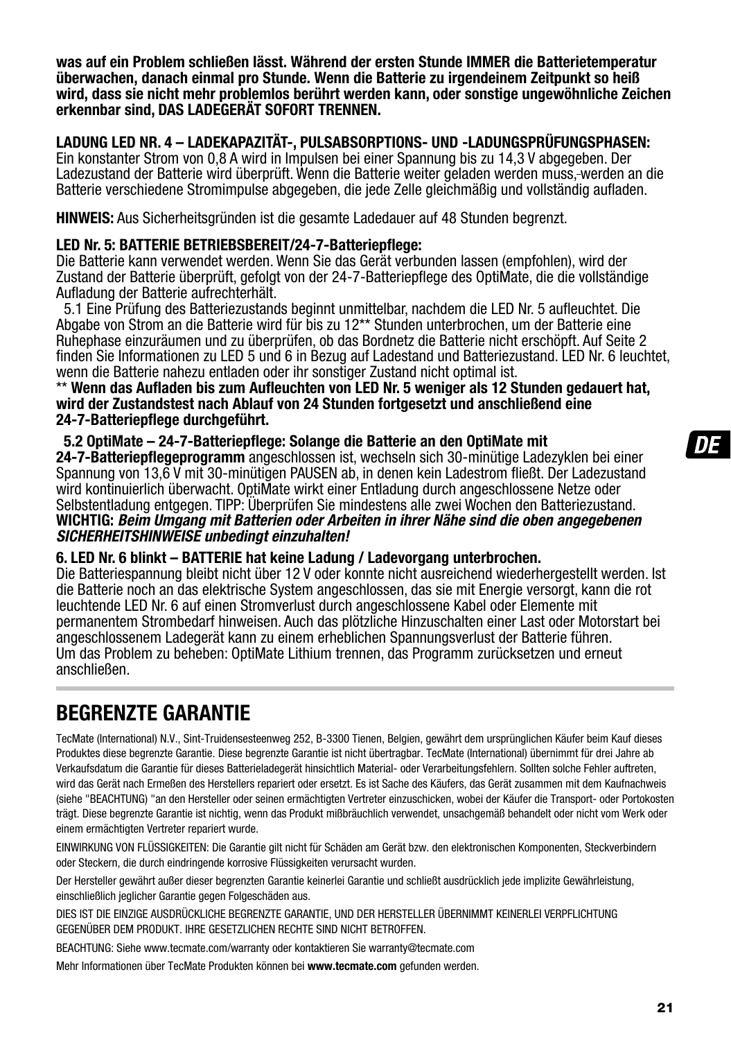**was auf ein Problem schließen lässt. Während der ersten Stunde IMMER die Batterietemperatur überwachen, danach einmal pro Stunde. Wenn die Batterie zu irgendeinem Zeitpunkt so heiß wird, dass sie nicht mehr problemlos berührt werden kann, oder sonstige ungewöhnliche Zeichen erkennbar sind, DAS LADEGERÄT SOFORT TRENNEN.**

**LADUNG LED NR. 4 – LADEKAPAZITÄT-, PULSABSORPTIONS- UND -LADUNGSPRÜFUNGSPHASEN:**
Ein konstanter Strom von 0,8 A wird in Impulsen bei einer Spannung bis zu 14,3 V abgegeben. Der Ladezustand der Batterie wird überprüft. Wenn die Batterie weiter geladen werden muss, werden an die Batterie verschiedene Stromimpulse abgegeben, die jede Zelle gleichmäßig und vollständig aufladen.

**HINWEIS:** Aus Sicherheitsgründen ist die gesamte Ladedauer auf 48 Stunden begrenzt.

**LED Nr. 5: BATTERIE BETRIEBSBEREIT/24-7-Batteriepflege:**
Die Batterie kann verwendet werden. Wenn Sie das Gerät verbunden lassen (empfohlen), wird der Zustand der Batterie überprüft, gefolgt von der 24-7-Batteriepflege des OptiMate, die die vollständige Aufladung der Batterie aufrechterhält.

5.1 Eine Prüfung des Batteriezustands beginnt unmittelbar, nachdem die LED Nr. 5 aufleuchtet. Die Abgabe von Strom an die Batterie wird für bis zu 12** Stunden unterbrochen, um der Batterie eine Ruhephase einzuräumen und zu überprüfen, ob das Bordnetz die Batterie nicht erschöpft. Auf Seite 2 finden Sie Informationen zu LED 5 und 6 in Bezug auf Ladestand und Batteriezustand. LED Nr. 6 leuchtet, wenn die Batterie nahezu entladen oder ihr sonstiger Zustand nicht optimal ist.

** **Wenn das Aufladen bis zum Aufleuchten von LED Nr. 5 weniger als 12 Stunden gedauert hat, wird der Zustandstest nach Ablauf von 24 Stunden fortgesetzt und anschließend eine 24-7-Batteriepflege durchgeführt.**

**5.2 OptiMate – 24-7-Batteriepflege: Solange die Batterie an den OptiMate mit 24-7-Batteriepflegeprogramm** angeschlossen ist, wechseln sich 30-minütige Ladezyklen bei einer Spannung von 13,6 V mit 30-minütigen PAUSEN ab, in denen kein Ladestrom fließt. Der Ladezustand wird kontinuierlich überwacht. OptiMate wirkt einer Entladung durch angeschlossene Netze oder Selbstentladung entgegen. TIPP: Überprüfen Sie mindestens alle zwei Wochen den Batteriezustand.
**WICHTIG:** ***Beim Umgang mit Batterien oder Arbeiten in ihrer Nähe sind die oben angegebenen SICHERHEITSHINWEISE unbedingt einzuhalten!***

**6. LED Nr. 6 blinkt – BATTERIE hat keine Ladung / Ladevorgang unterbrochen.**
Die Batteriespannung bleibt nicht über 12 V oder konnte nicht ausreichend wiederhergestellt werden. Ist die Batterie noch an das elektrische System angeschlossen, das sie mit Energie versorgt, kann die rot leuchtende LED Nr. 6 auf einen Stromverlust durch angeschlossene Kabel oder Elemente mit permanentem Strombedarf hinweisen. Auch das plötzliche Hinzuschalten einer Last oder Motorstart bei angeschlossenem Ladegerät kann zu einem erheblichen Spannungsverlust der Batterie führen.
Um das Problem zu beheben: OptiMate Lithium trennen, das Programm zurücksetzen und erneut anschließen.

## BEGRENZTE GARANTIE

TecMate (International) N.V., Sint-Truidensesteenweg 252, B-3300 Tienen, Belgien, gewährt dem ursprünglichen Käufer beim Kauf dieses Produktes diese begrenzte Garantie. Diese begrenzte Garantie ist nicht übertragbar. TecMate (International) übernimmt für drei Jahre ab Verkaufsdatum die Garantie für dieses Batterieladegerät hinsichtlich Material- oder Verarbeitungsfehlern. Sollten solche Fehler auftreten, wird das Gerät nach Ermeßen des Herstellers repariert oder ersetzt. Es ist Sache des Käufers, das Gerät zusammen mit dem Kaufnachweis (siehe "BEACHTUNG) "an den Hersteller oder seinen ermächtigten Vertreter einzuschicken, wobei der Käufer die Transport- oder Portokosten trägt. Diese begrenzte Garantie ist nichtig, wenn das Produkt mißbräuchlich verwendet, unsachgemäß behandelt oder nicht vom Werk oder einem ermächtigten Vertreter repariert wurde.

EINWIRKUNG VON FLÜSSIGKEITEN: Die Garantie gilt nicht für Schäden am Gerät bzw. den elektronischen Komponenten, Steckverbindern oder Steckern, die durch eindringende korrosive Flüssigkeiten verursacht wurden.

Der Hersteller gewährt außer dieser begrenzten Garantie keinerlei Garantie und schließt ausdrücklich jede implizite Gewährleistung, einschließlich jeglicher Garantie gegen Folgeschäden aus.

DIES IST DIE EINZIGE AUSDRÜCKLICHE BEGRENZTE GARANTIE, UND DER HERSTELLER ÜBERNIMMT KEINERLEI VERPFLICHTUNG GEGENÜBER DEM PRODUKT. IHRE GESETZLICHEN RECHTE SIND NICHT BETROFFEN.

BEACHTUNG: Siehe www.tecmate.com/warranty oder kontaktieren Sie warranty@tecmate.com

Mehr Informationen über TecMate Produkten können bei **www.tecmate.com** gefunden werden.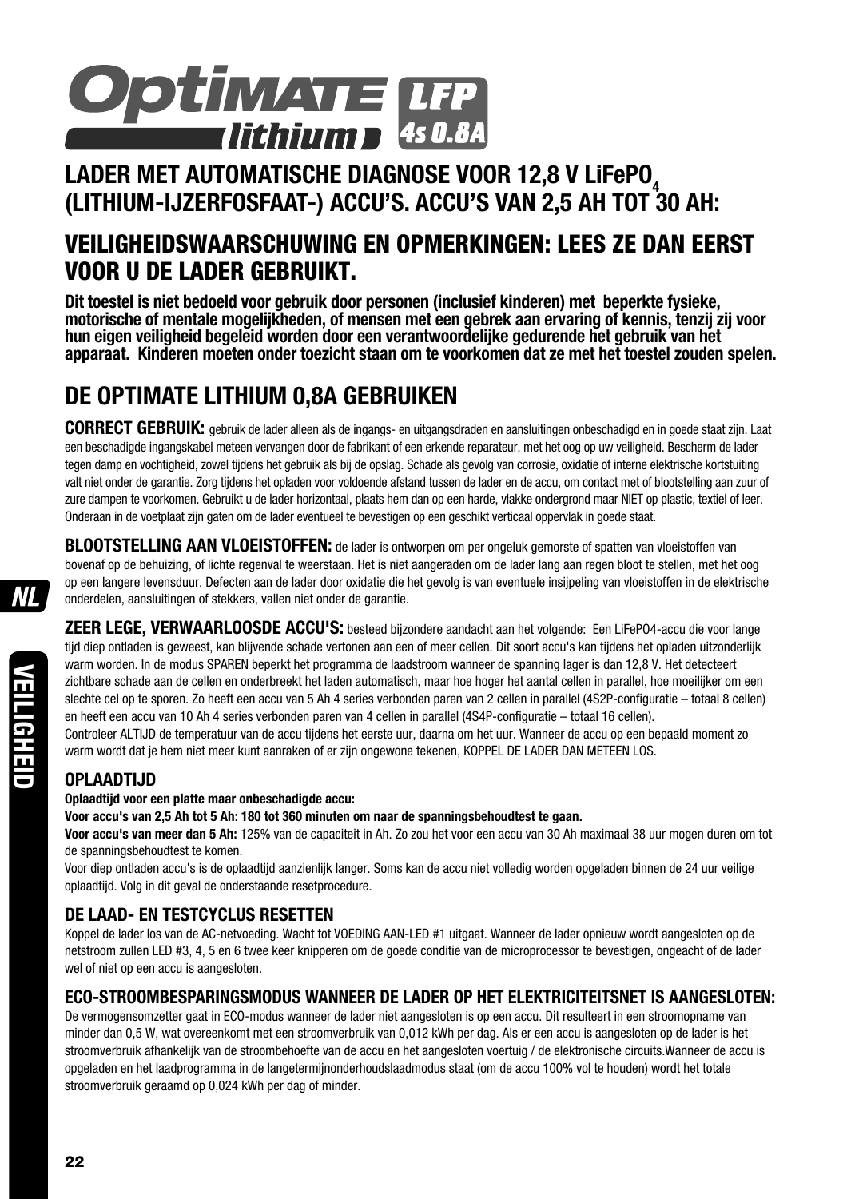# OptiMATE lithium LFP 4s 0.8A

## LADER MET AUTOMATISCHE DIAGNOSE VOOR 12,8 V $LiFePO_4$ (LITHIUM-IJZERFOSFAAT-) ACCU'S. ACCU'S VAN 2,5 AH TOT 30 AH:

## VEILIGHEIDSWAARSCHUWING EN OPMERKINGEN: LEES ZE DAN EERST VOOR U DE LADER GEBRUIKT.

**Dit toestel is niet bedoeld voor gebruik door personen (inclusief kinderen) met beperkte fysieke, motorische of mentale mogelijkheden, of mensen met een gebrek aan ervaring of kennis, tenzij zij voor hun eigen veiligheid begeleid worden door een verantwoordelijke gedurende het gebruik van het apparaat. Kinderen moeten onder toezicht staan om te voorkomen dat ze met het toestel zouden spelen.**

## DE OPTIMATE LITHIUM 0,8A GEBRUIKEN

**CORRECT GEBRUIK:** gebruik de lader alleen als de ingangs- en uitgangsdraden en aansluitingen onbeschadigd en in goede staat zijn. Laat een beschadigde ingangskabel meteen vervangen door de fabrikant of een erkende reparateur, met het oog op uw veiligheid. Bescherm de lader tegen damp en vochtigheid, zowel tijdens het gebruik als bij de opslag. Schade als gevolg van corrosie, oxidatie of interne elektrische kortstuiting valt niet onder de garantie. Zorg tijdens het opladen voor voldoende afstand tussen de lader en de accu, om contact met of blootstelling aan zuur of zure dampen te voorkomen. Gebruikt u de lader horizontaal, plaats hem dan op een harde, vlakke ondergrond maar NIET op plastic, textiel of leer. Onderaan in de voetplaat zijn gaten om de lader eventueel te bevestigen op een geschikt verticaal oppervlak in goede staat.

**BLOOTSTELLING AAN VLOEISTOFFEN:** de lader is ontworpen om per ongeluk gemorste of spatten van vloeistoffen van bovenaf op de behuizing, of lichte regenval te weerstaan. Het is niet aangeraden om de lader lang aan regen bloot te stellen, met het oog op een langere levensduur. Defecten aan de lader door oxidatie die het gevolg is van eventuele insijpeling van vloeistoffen in de elektrische onderdelen, aansluitingen of stekkers, vallen niet onder de garantie.

**ZEER LEGE, VERWAARLOOSDE ACCU'S:** besteed bijzondere aandacht aan het volgende: Een LiFePO4-accu die voor lange tijd diep ontladen is geweest, kan blijvende schade vertonen aan een of meer cellen. Dit soort accu's kan tijdens het opladen uitzonderlijk warm worden. In de modus SPAREN beperkt het programma de laadstroom wanneer de spanning lager is dan 12,8 V. Het detecteert zichtbare schade aan de cellen en onderbreekt het laden automatisch, maar hoe hoger het aantal cellen in parallel, hoe moeilijker om een slechte cel op te sporen. Zo heeft een accu van 5 Ah 4 series verbonden paren van 2 cellen in parallel (4S2P-configuratie – totaal 8 cellen) en heeft een accu van 10 Ah 4 series verbonden paren van 4 cellen in parallel (4S4P-configuratie – totaal 16 cellen).
Controleer ALTIJD de temperatuur van de accu tijdens het eerste uur, daarna om het uur. Wanneer de accu op een bepaald moment zo warm wordt dat je hem niet meer kunt aanraken of er zijn ongewone tekenen, KOPPEL DE LADER DAN METEEN LOS.

### OPLAADTIJD

**Oplaadtijd voor een platte maar onbeschadigde accu:**

**Voor accu's van 2,5 Ah tot 5 Ah: 180 tot 360 minuten om naar de spanningsbehoudtest te gaan.**

**Voor accu's van meer dan 5 Ah:** 125% van de capaciteit in Ah. Zo zou het voor een accu van 30 Ah maximaal 38 uur mogen duren om tot de spanningsbehoudtest te komen.

Voor diep ontladen accu's is de oplaadtijd aanzienlijk langer. Soms kan de accu niet volledig worden opgeladen binnen de 24 uur veilige oplaadtijd. Volg in dit geval de onderstaande resetprocedure.

### DE LAAD- EN TESTCYCLUS RESETTEN

Koppel de lader los van de AC-netvoeding. Wacht tot VOEDING AAN-LED #1 uitgaat. Wanneer de lader opnieuw wordt aangesloten op de netstroom zullen LED #3, 4, 5 en 6 twee keer knipperen om de goede conditie van de microprocessor te bevestigen, ongeacht of de lader wel of niet op een accu is aangesloten.

### ECO-STROOMBESPARINGSMODUS WANNEER DE LADER OP HET ELEKTRICITEITSNET IS AANGESLOTEN:

De vermogensomzetter gaat in ECO-modus wanneer de lader niet aangesloten is op een accu. Dit resulteert in een stroomopname van minder dan 0,5 W, wat overeenkomt met een stroomverbruik van 0,012 kWh per dag. Als er een accu is aangesloten op de lader is het stroomverbruik afhankelijk van de stroombehoefte van de accu en het aangesloten voertuig / de elektronische circuits.Wanneer de accu is opgeladen en het laadprogramma in de langetermijnonderhoudslaadmodus staat (om de accu 100% vol te houden) wordt het totale stroomverbruik geraamd op 0,024 kWh per dag of minder.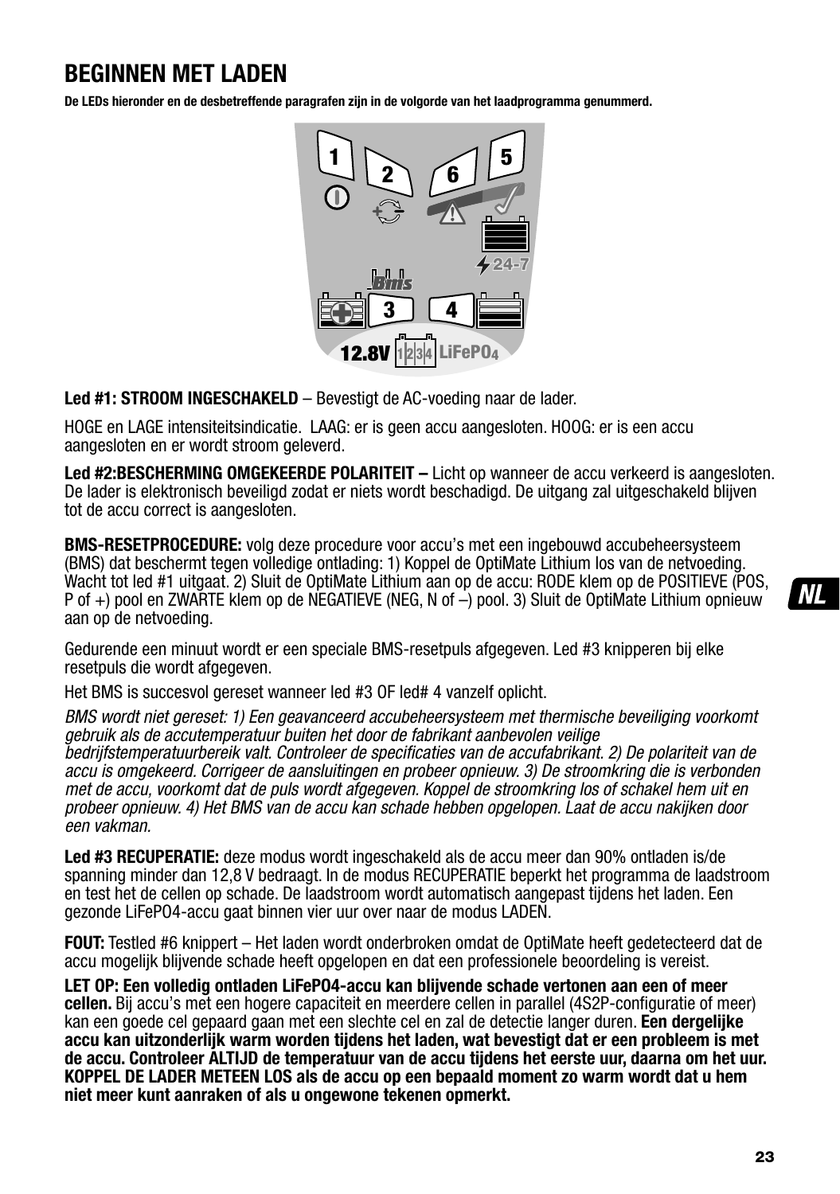# BEGINNEN MET LADEN

**De LEDs hieronder en de desbetreffende paragrafen zijn in de volgorde van het laadprogramma genummerd.**

1
2
6
5
24-7
Bms
3
4
12.8V 1 2 3 4 LiFePO4

**Led #1: STROOM INGESCHAKELD** – Bevestigt de AC-voeding naar de lader.

HOGE en LAGE intensiteitsindicatie. LAAG: er is geen accu aangesloten. HOOG: er is een accu aangesloten en er wordt stroom geleverd.

**Led #2:BESCHERMING OMGEKEERDE POLARITEIT –** Licht op wanneer de accu verkeerd is aangesloten. De lader is elektronisch beveiligd zodat er niets wordt beschadigd. De uitgang zal uitgeschakeld blijven tot de accu correct is aangesloten.

**BMS-RESETPROCEDURE:** volg deze procedure voor accu's met een ingebouwd accubeheersysteem (BMS) dat beschermt tegen volledige ontlading: 1) Koppel de OptiMate Lithium los van de netvoeding. Wacht tot led #1 uitgaat. 2) Sluit de OptiMate Lithium aan op de accu: RODE klem op de POSITIEVE (POS, P of +) pool en ZWARTE klem op de NEGATIEVE (NEG, N of –) pool. 3) Sluit de OptiMate Lithium opnieuw aan op de netvoeding.

Gedurende een minuut wordt er een speciale BMS-resetpuls afgegeven. Led #3 knipperen bij elke resetpuls die wordt afgegeven.

Het BMS is succesvol gereset wanneer led #3 OF led# 4 vanzelf oplicht.

*BMS wordt niet gereset: 1) Een geavanceerd accubeheersysteem met thermische beveiliging voorkomt gebruik als de accutemperatuur buiten het door de fabrikant aanbevolen veilige bedrijfstemperatuurbereik valt. Controleer de specificaties van de accufabrikant. 2) De polariteit van de accu is omgekeerd. Corrigeer de aansluitingen en probeer opnieuw. 3) De stroomkring die is verbonden met de accu, voorkomt dat de puls wordt afgegeven. Koppel de stroomkring los of schakel hem uit en probeer opnieuw. 4) Het BMS van de accu kan schade hebben opgelopen. Laat de accu nakijken door een vakman.*

**Led #3 RECUPERATIE:** deze modus wordt ingeschakeld als de accu meer dan 90% ontladen is/de spanning minder dan 12,8 V bedraagt. In de modus RECUPERATIE beperkt het programma de laadstroom en test het de cellen op schade. De laadstroom wordt automatisch aangepast tijdens het laden. Een gezonde LiFePO4-accu gaat binnen vier uur over naar de modus LADEN.

**FOUT:** Testled #6 knippert – Het laden wordt onderbroken omdat de OptiMate heeft gedetecteerd dat de accu mogelijk blijvende schade heeft opgelopen en dat een professionele beoordeling is vereist.

**LET OP: Een volledig ontladen LiFePO4-accu kan blijvende schade vertonen aan een of meer cellen.** Bij accu's met een hogere capaciteit en meerdere cellen in parallel (4S2P-configuratie of meer) kan een goede cel gepaard gaan met een slechte cel en zal de detectie langer duren. **Een dergelijke accu kan uitzonderlijk warm worden tijdens het laden, wat bevestigt dat er een probleem is met de accu. Controleer ALTIJD de temperatuur van de accu tijdens het eerste uur, daarna om het uur. KOPPEL DE LADER METEEN LOS als de accu op een bepaald moment zo warm wordt dat u hem niet meer kunt aanraken of als u ongewone tekenen opmerkt.**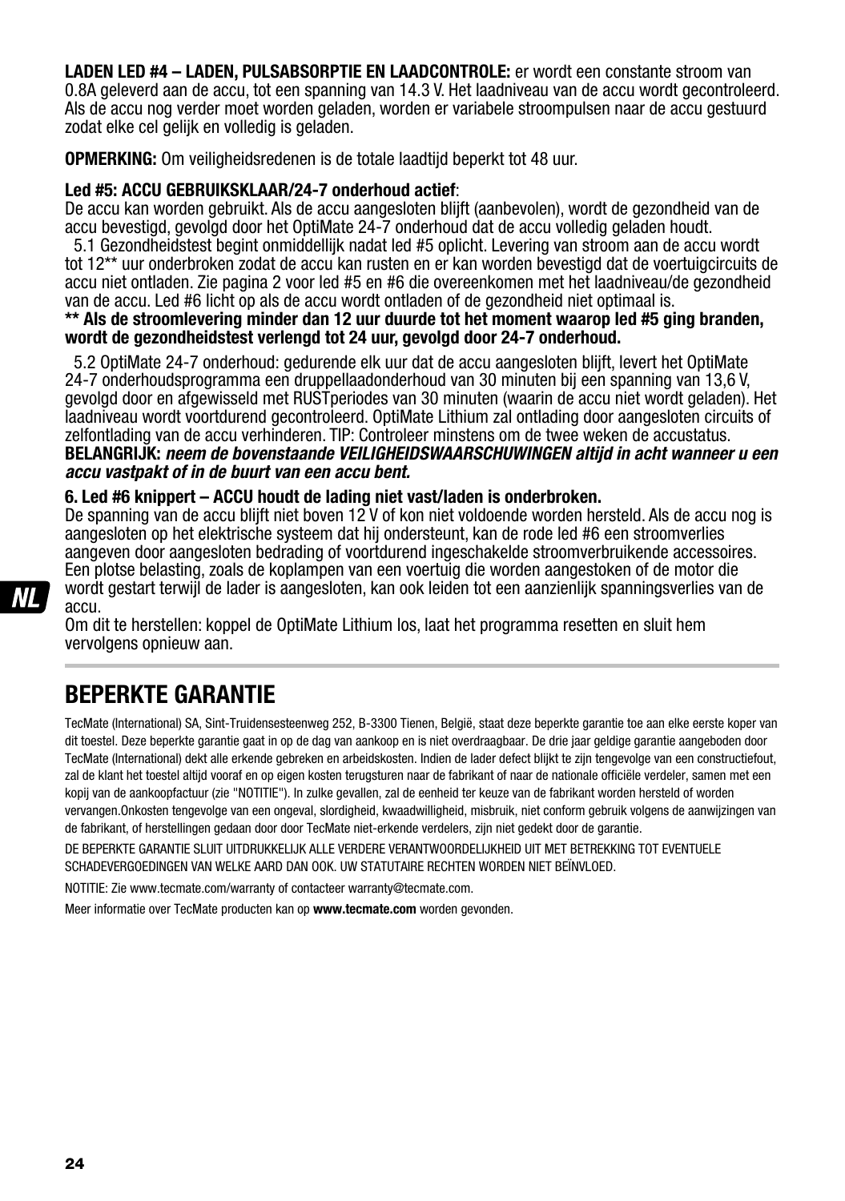**LADEN LED #4 – LADEN, PULSABSORPTIE EN LAADCONTROLE:** er wordt een constante stroom van 0.8A geleverd aan de accu, tot een spanning van 14.3 V. Het laadniveau van de accu wordt gecontroleerd. Als de accu nog verder moet worden geladen, worden er variabele stroompulsen naar de accu gestuurd zodat elke cel gelijk en volledig is geladen.

**OPMERKING:** Om veiligheidsredenen is de totale laadtijd beperkt tot 48 uur.

**Led #5: ACCU GEBRUIKSKLAAR/24-7 onderhoud actief**:
De accu kan worden gebruikt. Als de accu aangesloten blijft (aanbevolen), wordt de gezondheid van de accu bevestigd, gevolgd door het OptiMate 24-7 onderhoud dat de accu volledig geladen houdt.

5.1 Gezondheidstest begint onmiddellijk nadat led #5 oplicht. Levering van stroom aan de accu wordt tot 12** uur onderbroken zodat de accu kan rusten en er kan worden bevestigd dat de voertuigcircuits de accu niet ontladen. Zie pagina 2 voor led #5 en #6 die overeenkomen met het laadniveau/de gezondheid van de accu. Led #6 licht op als de accu wordt ontladen of de gezondheid niet optimaal is.
**** Als de stroomlevering minder dan 12 uur duurde tot het moment waarop led #5 ging branden, wordt de gezondheidstest verlengd tot 24 uur, gevolgd door 24-7 onderhoud.**

5.2 OptiMate 24-7 onderhoud: gedurende elk uur dat de accu aangesloten blijft, levert het OptiMate 24-7 onderhoudsprogramma een druppellaadonderhoud van 30 minuten bij een spanning van 13,6 V, gevolgd door en afgewisseld met RUSTperiodes van 30 minuten (waarin de accu niet wordt geladen). Het laadniveau wordt voortdurend gecontroleerd. OptiMate Lithium zal ontlading door aangesloten circuits of zelfontlading van de accu verhinderen. TIP: Controleer minstens om de twee weken de accustatus.
**BELANGRIJK:** ***neem de bovenstaande VEILIGHEIDSWAARSCHUWINGEN altijd in acht wanneer u een accu vastpakt of in de buurt van een accu bent.***

**6. Led #6 knippert – ACCU houdt de lading niet vast/laden is onderbroken.**
De spanning van de accu blijft niet boven 12 V of kon niet voldoende worden hersteld. Als de accu nog is aangesloten op het elektrische systeem dat hij ondersteunt, kan de rode led #6 een stroomverlies aangeven door aangesloten bedrading of voortdurend ingeschakelde stroomverbruikende accessoires. Een plotse belasting, zoals de koplampen van een voertuig die worden aangestoken of de motor die wordt gestart terwijl de lader is aangesloten, kan ook leiden tot een aanzienlijk spanningsverlies van de accu.
Om dit te herstellen: koppel de OptiMate Lithium los, laat het programma resetten en sluit hem vervolgens opnieuw aan.

## BEPERKTE GARANTIE

TecMate (International) SA, Sint-Truidensesteenweg 252, B-3300 Tienen, België, staat deze beperkte garantie toe aan elke eerste koper van dit toestel. Deze beperkte garantie gaat in op de dag van aankoop en is niet overdraagbaar. De drie jaar geldige garantie aangeboden door TecMate (International) dekt alle erkende gebreken en arbeidskosten. Indien de lader defect blijkt te zijn tengevolge van een constructiefout, zal de klant het toestel altijd vooraf en op eigen kosten terugsturen naar de fabrikant of naar de nationale officiële verdeler, samen met een kopij van de aankoopfactuur (zie "NOTITIE"). In zulke gevallen, zal de eenheid ter keuze van de fabrikant worden hersteld of worden vervangen.Onkosten tengevolge van een ongeval, slordigheid, kwaadwilligheid, misbruik, niet conform gebruik volgens de aanwijzingen van de fabrikant, of herstellingen gedaan door door TecMate niet-erkende verdelers, zijn niet gedekt door de garantie.

DE BEPERKTE GARANTIE SLUIT UITDRUKKELIJK ALLE VERDERE VERANTWOORDELIJKHEID UIT MET BETREKKING TOT EVENTUELE SCHADEVERGOEDINGEN VAN WELKE AARD DAN OOK. UW STATUTAIRE RECHTEN WORDEN NIET BEÏNVLOED.

NOTITIE: Zie www.tecmate.com/warranty of contacteer warranty@tecmate.com.

Meer informatie over TecMate producten kan op **www.tecmate.com** worden gevonden.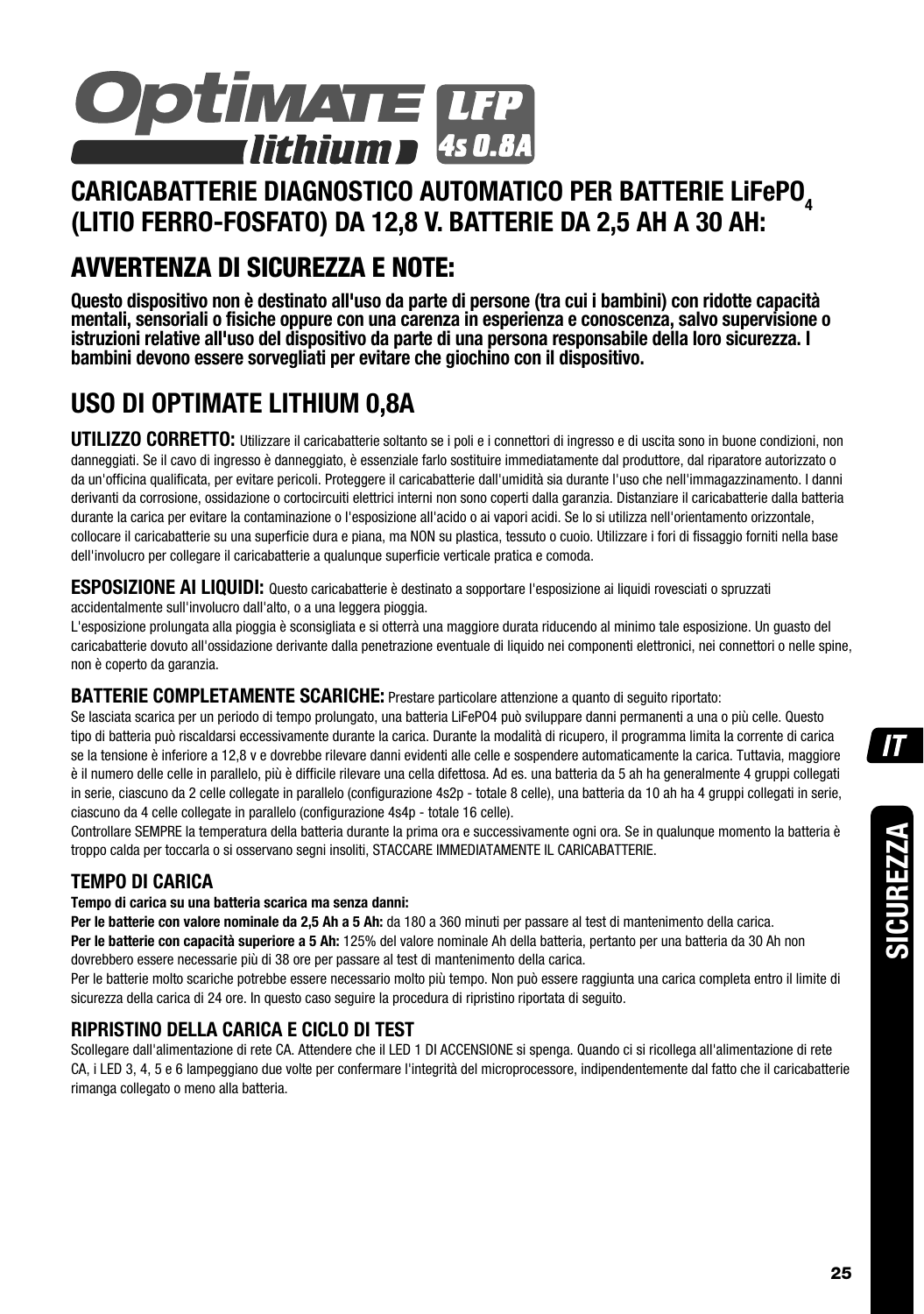# OptiMATE lithium LFP 4s 0.8A

## CARICABATTERIE DIAGNOSTICO AUTOMATICO PER BATTERIE $LiFePO_4$ (LITIO FERRO-FOSFATO) DA 12,8 V. BATTERIE DA 2,5 AH A 30 AH:

## AVVERTENZA DI SICUREZZA E NOTE:

**Questo dispositivo non è destinato all'uso da parte di persone (tra cui i bambini) con ridotte capacità mentali, sensoriali o fisiche oppure con una carenza in esperienza e conoscenza, salvo supervisione o istruzioni relative all'uso del dispositivo da parte di una persona responsabile della loro sicurezza. I bambini devono essere sorvegliati per evitare che giochino con il dispositivo.**

## USO DI OPTIMATE LITHIUM 0,8A

**UTILIZZO CORRETTO:** Utilizzare il caricabatterie soltanto se i poli e i connettori di ingresso e di uscita sono in buone condizioni, non danneggiati. Se il cavo di ingresso è danneggiato, è essenziale farlo sostituire immediatamente dal produttore, dal riparatore autorizzato o da un'officina qualificata, per evitare pericoli. Proteggere il caricabatterie dall'umidità sia durante l'uso che nell'immagazzinamento. I danni derivanti da corrosione, ossidazione o cortocircuiti elettrici interni non sono coperti dalla garanzia. Distanziare il caricabatterie dalla batteria durante la carica per evitare la contaminazione o l'esposizione all'acido o ai vapori acidi. Se lo si utilizza nell'orientamento orizzontale, collocare il caricabatterie su una superficie dura e piana, ma NON su plastica, tessuto o cuoio. Utilizzare i fori di fissaggio forniti nella base dell'involucro per collegare il caricabatterie a qualunque superficie verticale pratica e comoda.

**ESPOSIZIONE AI LIQUIDI:** Questo caricabatterie è destinato a sopportare l'esposizione ai liquidi rovesciati o spruzzati accidentalmente sull'involucro dall'alto, o a una leggera pioggia.
L'esposizione prolungata alla pioggia è sconsigliata e si otterrà una maggiore durata riducendo al minimo tale esposizione. Un guasto del caricabatterie dovuto all'ossidazione derivante dalla penetrazione eventuale di liquido nei componenti elettronici, nei connettori o nelle spine, non è coperto da garanzia.

**BATTERIE COMPLETAMENTE SCARICHE:** Prestare particolare attenzione a quanto di seguito riportato:
Se lasciata scarica per un periodo di tempo prolungato, una batteria LiFePO4 può sviluppare danni permanenti a una o più celle. Questo tipo di batteria può riscaldarsi eccessivamente durante la carica. Durante la modalità di ricupero, il programma limita la corrente di carica se la tensione è inferiore a 12,8 v e dovrebbe rilevare danni evidenti alle celle e sospendere automaticamente la carica. Tuttavia, maggiore è il numero delle celle in parallelo, più è difficile rilevare una cella difettosa. Ad es. una batteria da 5 ah ha generalmente 4 gruppi collegati in serie, ciascuno da 2 celle collegate in parallelo (configurazione 4s2p - totale 8 celle), una batteria da 10 ah ha 4 gruppi collegati in serie, ciascuno da 4 celle collegate in parallelo (configurazione 4s4p - totale 16 celle).
Controllare SEMPRE la temperatura della batteria durante la prima ora e successivamente ogni ora. Se in qualunque momento la batteria è troppo calda per toccarla o si osservano segni insoliti, STACCARE IMMEDIATAMENTE IL CARICABATTERIE.

### TEMPO DI CARICA

**Tempo di carica su una batteria scarica ma senza danni:**
**Per le batterie con valore nominale da 2,5 Ah a 5 Ah:** da 180 a 360 minuti per passare al test di mantenimento della carica.
**Per le batterie con capacità superiore a 5 Ah:** 125% del valore nominale Ah della batteria, pertanto per una batteria da 30 Ah non dovrebbero essere necessarie più di 38 ore per passare al test di mantenimento della carica.
Per le batterie molto scariche potrebbe essere necessario molto più tempo. Non può essere raggiunta una carica completa entro il limite di sicurezza della carica di 24 ore. In questo caso seguire la procedura di ripristino riportata di seguito.

### RIPRISTINO DELLA CARICA E CICLO DI TEST

Scollegare dall'alimentazione di rete CA. Attendere che il LED 1 DI ACCENSIONE si spenga. Quando ci si ricollega all'alimentazione di rete CA, i LED 3, 4, 5 e 6 lampeggiano due volte per confermare l'integrità del microprocessore, indipendentemente dal fatto che il caricabatterie rimanga collegato o meno alla batteria.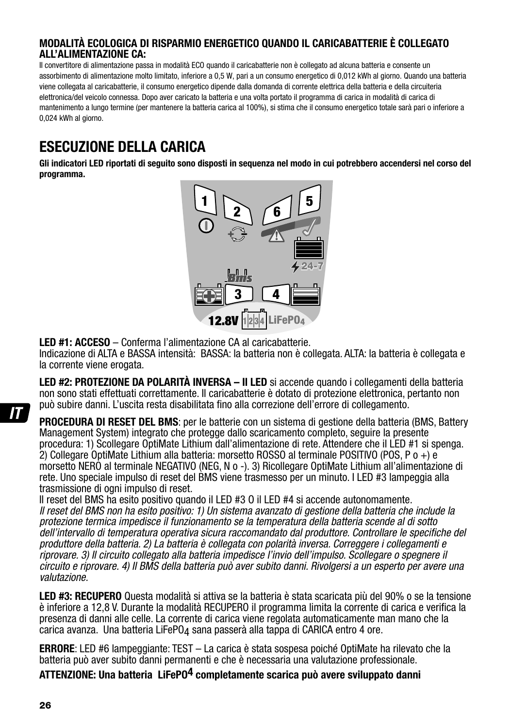**MODALITÀ ECOLOGICA DI RISPARMIO ENERGETICO QUANDO IL CARICABATTERIE È COLLEGATO ALL'ALIMENTAZIONE CA:**

Il convertitore di alimentazione passa in modalità ECO quando il caricabatterie non è collegato ad alcuna batteria e consente un assorbimento di alimentazione molto limitato, inferiore a 0,5 W, pari a un consumo energetico di 0,012 kWh al giorno. Quando una batteria viene collegata al caricabatterie, il consumo energetico dipende dalla domanda di corrente elettrica della batteria e della circuiteria elettronica/del veicolo connessa. Dopo aver caricato la batteria e una volta portato il programma di carica in modalità di carica di mantenimento a lungo termine (per mantenere la batteria carica al 100%), si stima che il consumo energetico totale sarà pari o inferiore a 0,024 kWh al giorno.

# ESECUZIONE DELLA CARICA

**Gli indicatori LED riportati di seguito sono disposti in sequenza nel modo in cui potrebbero accendersi nel corso del programma.**

1 2 6 5
Bms 24-7
3 4
12.8V 1|2|3|4 LiFePO4

**LED #1: ACCESO** – Conferma l'alimentazione CA al caricabatterie.
Indicazione di ALTA e BASSA intensità: BASSA: la batteria non è collegata. ALTA: la batteria è collegata e la corrente viene erogata.

**LED #2: PROTEZIONE DA POLARITÀ INVERSA – Il LED** si accende quando i collegamenti della batteria non sono stati effettuati correttamente. Il caricabatterie è dotato di protezione elettronica, pertanto non può subire danni. L'uscita resta disabilitata fino alla correzione dell'errore di collegamento.

**PROCEDURA DI RESET DEL BMS**: per le batterie con un sistema di gestione della batteria (BMS, Battery Management System) integrato che protegge dallo scaricamento completo, seguire la presente procedura: 1) Scollegare OptiMate Lithium dall'alimentazione di rete. Attendere che il LED #1 si spenga. 2) Collegare OptiMate Lithium alla batteria: morsetto ROSSO al terminale POSITIVO (POS, P o +) e morsetto NERO al terminale NEGATIVO (NEG, N o -). 3) Ricollegare OptiMate Lithium all'alimentazione di rete. Uno speciale impulso di reset del BMS viene trasmesso per un minuto. I LED #3 lampeggia alla trasmissione di ogni impulso di reset.
Il reset del BMS ha esito positivo quando il LED #3 O il LED #4 si accende autonomamente.
*Il reset del BMS non ha esito positivo: 1) Un sistema avanzato di gestione della batteria che include la protezione termica impedisce il funzionamento se la temperatura della batteria scende al di sotto dell'intervallo di temperatura operativa sicura raccomandato dal produttore. Controllare le specifiche del produttore della batteria. 2) La batteria è collegata con polarità inversa. Correggere i collegamenti e riprovare. 3) Il circuito collegato alla batteria impedisce l'invio dell'impulso. Scollegare o spegnere il circuito e riprovare. 4) Il BMS della batteria può aver subito danni. Rivolgersi a un esperto per avere una valutazione.*

**LED #3: RECUPERO** Questa modalità si attiva se la batteria è stata scaricata più del 90% o se la tensione è inferiore a 12,8 V. Durante la modalità RECUPERO il programma limita la corrente di carica e verifica la presenza di danni alle celle. La corrente di carica viene regolata automaticamente man mano che la carica avanza. Una batteria $LiFePO_4$ sana passerà alla tappa di CARICA entro 4 ore.

**ERRORE**: LED #6 lampeggiante: TEST – La carica è stata sospesa poiché OptiMate ha rilevato che la batteria può aver subito danni permanenti e che è necessaria una valutazione professionale.

**ATTENZIONE: Una batteria $LiFePO^4$ completamente scarica può avere sviluppato danni**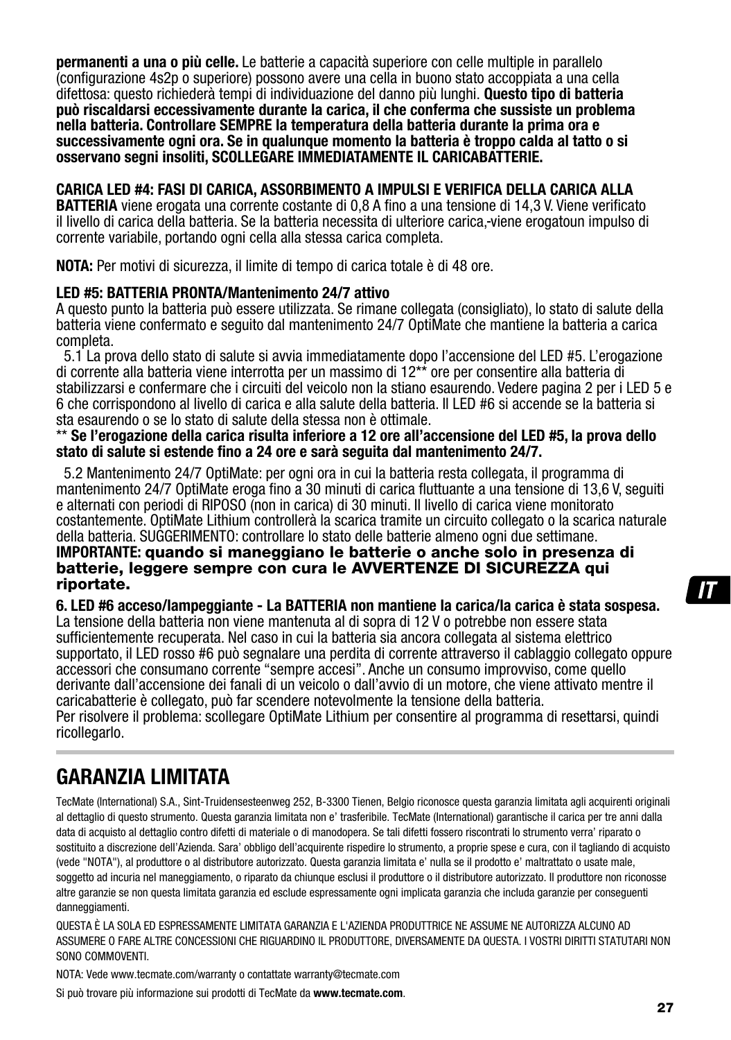**permanenti a una o più celle.** Le batterie a capacità superiore con celle multiple in parallelo (configurazione 4s2p o superiore) possono avere una cella in buono stato accoppiata a una cella difettosa: questo richiederà tempi di individuazione del danno più lunghi. **Questo tipo di batteria può riscaldarsi eccessivamente durante la carica, il che conferma che sussiste un problema nella batteria. Controllare SEMPRE la temperatura della batteria durante la prima ora e successivamente ogni ora. Se in qualunque momento la batteria è troppo calda al tatto o si osservano segni insoliti, SCOLLEGARE IMMEDIATAMENTE IL CARICABATTERIE.**

**CARICA LED #4: FASI DI CARICA, ASSORBIMENTO A IMPULSI E VERIFICA DELLA CARICA ALLA BATTERIA** viene erogata una corrente costante di 0,8 A fino a una tensione di 14,3 V. Viene verificato il livello di carica della batteria. Se la batteria necessita di ulteriore carica,-viene erogatoun impulso di corrente variabile, portando ogni cella alla stessa carica completa.

**NOTA:** Per motivi di sicurezza, il limite di tempo di carica totale è di 48 ore.

**LED #5: BATTERIA PRONTA/Mantenimento 24/7 attivo**
A questo punto la batteria può essere utilizzata. Se rimane collegata (consigliato), lo stato di salute della batteria viene confermato e seguito dal mantenimento 24/7 OptiMate che mantiene la batteria a carica completa.

5.1 La prova dello stato di salute si avvia immediatamente dopo l'accensione del LED #5. L'erogazione di corrente alla batteria viene interrotta per un massimo di 12** ore per consentire alla batteria di stabilizzarsi e confermare che i circuiti del veicolo non la stiano esaurendo. Vedere pagina 2 per i LED 5 e 6 che corrispondono al livello di carica e alla salute della batteria. Il LED #6 si accende se la batteria si sta esaurendo o se lo stato di salute della stessa non è ottimale.
** **Se l'erogazione della carica risulta inferiore a 12 ore all'accensione del LED #5, la prova dello stato di salute si estende fino a 24 ore e sarà seguita dal mantenimento 24/7.**

5.2 Mantenimento 24/7 OptiMate: per ogni ora in cui la batteria resta collegata, il programma di mantenimento 24/7 OptiMate eroga fino a 30 minuti di carica fluttuante a una tensione di 13,6 V, seguiti e alternati con periodi di RIPOSO (non in carica) di 30 minuti. Il livello di carica viene monitorato costantemente. OptiMate Lithium controllerà la scarica tramite un circuito collegato o la scarica naturale della batteria. SUGGERIMENTO: controllare lo stato delle batterie almeno ogni due settimane.
**IMPORTANTE: quando si maneggiano le batterie o anche solo in presenza di batterie, leggere sempre con cura le AVVERTENZE DI SICUREZZA qui riportate.**

**6. LED #6 acceso/lampeggiante - La BATTERIA non mantiene la carica/la carica è stata sospesa.**
La tensione della batteria non viene mantenuta al di sopra di 12 V o potrebbe non essere stata sufficientemente recuperata. Nel caso in cui la batteria sia ancora collegata al sistema elettrico supportato, il LED rosso #6 può segnalare una perdita di corrente attraverso il cablaggio collegato oppure accessori che consumano corrente "sempre accesi". Anche un consumo improvviso, come quello derivante dall'accensione dei fanali di un veicolo o dall'avvio di un motore, che viene attivato mentre il caricabatterie è collegato, può far scendere notevolmente la tensione della batteria.
Per risolvere il problema: scollegare OptiMate Lithium per consentire al programma di resettarsi, quindi ricollegarlo.

## GARANZIA LIMITATA

TecMate (International) S.A., Sint-Truidensesteenweg 252, B-3300 Tienen, Belgio riconosce questa garanzia limitata agli acquirenti originali al dettaglio di questo strumento. Questa garanzia limitata non e' trasferibile. TecMate (International) garantische il carica per tre anni dalla data di acquisto al dettaglio contro difetti di materiale o di manodopera. Se tali difetti fossero riscontrati lo strumento verra' riparato o sostituito a discrezione dell'Azienda. Sara' obbligo dell'acquirente rispedire lo strumento, a proprie spese e cura, con il tagliando di acquisto (vede "NOTA"), al produttore o al distributore autorizzato. Questa garanzia limitata e' nulla se il prodotto e' maltrattato o usate male, soggetto ad incuria nel maneggiamento, o riparato da chiunque esclusi il produttore o il distributore autorizzato. Il produttore non riconosse altre garanzie se non questa limitata garanzia ed esclude espressamente ogni implicata garanzia che includa garanzie per conseguenti danneggiamenti.

QUESTA È LA SOLA ED ESPRESSAMENTE LIMITATA GARANZIA E L'AZIENDA PRODUTTRICE NE ASSUME NE AUTORIZZA ALCUNO AD ASSUMERE O FARE ALTRE CONCESSIONI CHE RIGUARDINO IL PRODUTTORE, DIVERSAMENTE DA QUESTA. I VOSTRI DIRITTI STATUTARI NON SONO COMMOVENTI.

NOTA: Vede www.tecmate.com/warranty o contattate warranty@tecmate.com

Si può trovare più informazione sui prodotti di TecMate da **www.tecmate.com**.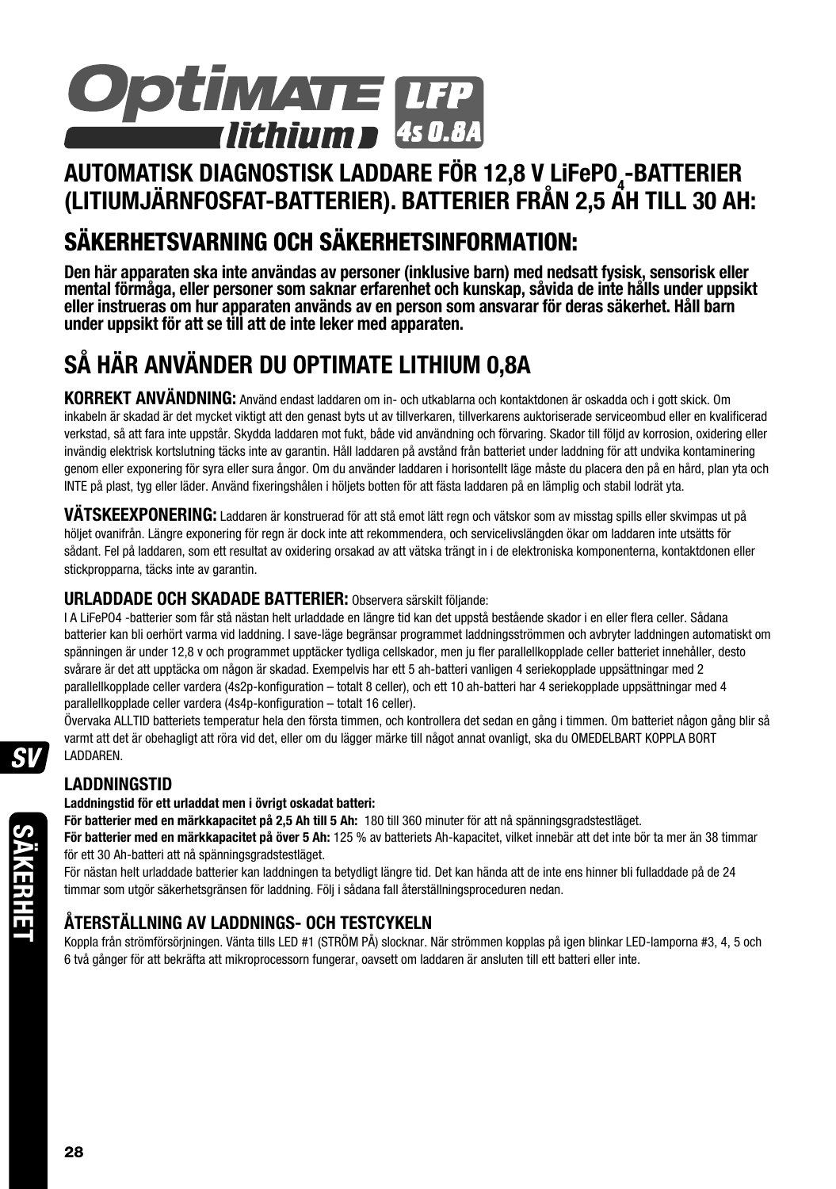# OptiMATE lithium LFP 4s 0.8A

## AUTOMATISK DIAGNOSTISK LADDARE FÖR 12,8 V $LiFePO_4$-BATTERIER (LITIUMJÄRNFOSFAT-BATTERIER). BATTERIER FRÅN 2,5 AH TILL 30 AH:

## SÄKERHETSVARNING OCH SÄKERHETSINFORMATION:

**Den här apparaten ska inte användas av personer (inklusive barn) med nedsatt fysisk, sensorisk eller mental förmåga, eller personer som saknar erfarenhet och kunskap, såvida de inte hålls under uppsikt eller instrueras om hur apparaten används av en person som ansvarar för deras säkerhet. Håll barn under uppsikt för att se till att de inte leker med apparaten.**

## SÅ HÄR ANVÄNDER DU OPTIMATE LITHIUM 0,8A

**KORREKT ANVÄNDNING:** Använd endast laddaren om in- och utkablarna och kontaktdonen är oskadda och i gott skick. Om inkabeln är skadad är det mycket viktigt att den genast byts ut av tillverkaren, tillverkarens auktoriserade serviceombud eller en kvalificerad verkstad, så att fara inte uppstår. Skydda laddaren mot fukt, både vid användning och förvaring. Skador till följd av korrosion, oxidering eller invändig elektrisk kortslutning täcks inte av garantin. Håll laddaren på avstånd från batteriet under laddning för att undvika kontaminering genom eller exponering för syra eller sura ångor. Om du använder laddaren i horisontellt läge måste du placera den på en hård, plan yta och INTE på plast, tyg eller läder. Använd fixeringshålen i höljets botten för att fästa laddaren på en lämplig och stabil lodrät yta.

**VÄTSKEEXPONERING:** Laddaren är konstruerad för att stå emot lätt regn och vätskor som av misstag spills eller skvimpas ut på höljet ovanifrån. Längre exponering för regn är dock inte att rekommendera, och servicelivslängden ökar om laddaren inte utsätts för sådant. Fel på laddaren, som ett resultat av oxidering orsakad av att vätska trängt in i de elektroniska komponenterna, kontaktdonen eller stickpropparna, täcks inte av garantin.

**URLADDADE OCH SKADADE BATTERIER:** Observera särskilt följande:

I A LiFePO4 -batterier som får stå nästan helt urladdade en längre tid kan det uppstå bestående skador i en eller flera celler. Sådana batterier kan bli oerhört varma vid laddning. I save-läge begränsar programmet laddningsströmmen och avbryter laddningen automatiskt om spänningen är under 12,8 v och programmet upptäcker tydliga cellskador, men ju fler parallellkopplade celler batteriet innehåller, desto svårare är det att upptäcka om någon är skadad. Exempelvis har ett 5 ah-batteri vanligen 4 seriekopplade uppsättningar med 2 parallellkopplade celler vardera (4s2p-konfiguration – totalt 8 celler), och ett 10 ah-batteri har 4 seriekopplade uppsättningar med 4 parallellkopplade celler vardera (4s4p-konfiguration – totalt 16 celler).

Övervaka ALLTID batteriets temperatur hela den första timmen, och kontrollera det sedan en gång i timmen. Om batteriet någon gång blir så varmt att det är obehagligt att röra vid det, eller om du lägger märke till något annat ovanligt, ska du OMEDELBART KOPPLA BORT LADDAREN.

### LADDNINGSTID

**Laddningstid för ett urladdat men i övrigt oskadat batteri:**

**För batterier med en märkkapacitet på 2,5 Ah till 5 Ah:** 180 till 360 minuter för att nå spänningsgradstestläget.

**För batterier med en märkkapacitet på över 5 Ah:** 125 % av batteriets Ah-kapacitet, vilket innebär att det inte bör ta mer än 38 timmar för ett 30 Ah-batteri att nå spänningsgradstestläget.

För nästan helt urladdade batterier kan laddningen ta betydligt längre tid. Det kan hända att de inte ens hinner bli fulladdade på de 24 timmar som utgör säkerhetsgränsen för laddning. Följ i sådana fall återställningsproceduren nedan.

### ÅTERSTÄLLNING AV LADDNINGS- OCH TESTCYKELN

Koppla från strömförsörjningen. Vänta tills LED #1 (STRÖM PÅ) slocknar. När strömmen kopplas på igen blinkar LED-lamporna #3, 4, 5 och 6 två gånger för att bekräfta att mikroprocessorn fungerar, oavsett om laddaren är ansluten till ett batteri eller inte.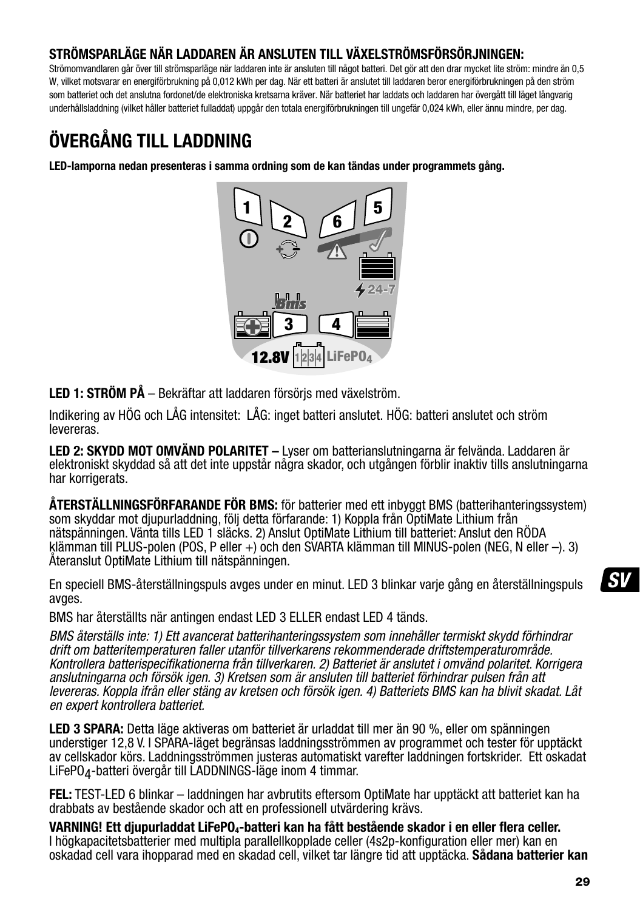**STRÖMSPARLÄGE NÄR LADDAREN ÄR ANSLUTEN TILL VÄXELSTRÖMSFÖRSÖRJNINGEN:**
Strömomvandlaren går över till strömsparläge när laddaren inte är ansluten till något batteri. Det gör att den drar mycket lite ström: mindre än 0,5 W, vilket motsvarar en energiförbrukning på 0,012 kWh per dag. När ett batteri är anslutet till laddaren beror energiförbrukningen på den ström som batteriet och det anslutna fordonet/de elektroniska kretsarna kräver. När batteriet har laddats och laddaren har övergått till läget långvarig underhållsladdning (vilket håller batteriet fulladdat) uppgår den totala energiförbrukningen till ungefär 0,024 kWh, eller ännu mindre, per dag.

# ÖVERGÅNG TILL LADDNING

**LED-lamporna nedan presenteras i samma ordning som de kan tändas under programmets gång.**

1
2
6
5
Bms
24-7
3
4
12.8V 1 2 3 4 LiFePO4

**LED 1: STRÖM PÅ** – Bekräftar att laddaren försörjs med växelström.

Indikering av HÖG och LÅG intensitet: LÅG: inget batteri anslutet. HÖG: batteri anslutet och ström levereras.

**LED 2: SKYDD MOT OMVÄND POLARITET –** Lyser om batterianslutningarna är felvända. Laddaren är elektroniskt skyddad så att det inte uppstår några skador, och utgången förblir inaktiv tills anslutningarna har korrigerats.

**ÅTERSTÄLLNINGSFÖRFARANDE FÖR BMS:** för batterier med ett inbyggt BMS (batterihanteringssystem) som skyddar mot djupurladdning, följ detta förfarande: 1) Koppla från OptiMate Lithium från nätspänningen. Vänta tills LED 1 släcks. 2) Anslut OptiMate Lithium till batteriet: Anslut den RÖDA klämman till PLUS-polen (POS, P eller +) och den SVARTA klämman till MINUS-polen (NEG, N eller –). 3) Återanslut OptiMate Lithium till nätspänningen.

En speciell BMS-återställningspuls avges under en minut. LED 3 blinkar varje gång en återställningspuls avges.

BMS har återställts när antingen endast LED 3 ELLER endast LED 4 tänds.

*BMS återställs inte: 1) Ett avancerat batterihanteringssystem som innehåller termiskt skydd förhindrar drift om batteritemperaturen faller utanför tillverkarens rekommenderade driftstemperaturområde. Kontrollera batterispecifikationerna från tillverkaren. 2) Batteriet är anslutet i omvänd polaritet. Korrigera anslutningarna och försök igen. 3) Kretsen som är ansluten till batteriet förhindrar pulsen från att levereras. Koppla ifrån eller stäng av kretsen och försök igen. 4) Batteriets BMS kan ha blivit skadat. Låt en expert kontrollera batteriet.*

**LED 3 SPARA:** Detta läge aktiveras om batteriet är urladdat till mer än 90 %, eller om spänningen understiger 12,8 V. I SPARA-läget begränsas laddningsströmmen av programmet och tester för upptäckt av cellskador körs. Laddningsströmmen justeras automatiskt varefter laddningen fortskrider. Ett oskadat $LiFePO_4$-batteri övergår till LADDNINGS-läge inom 4 timmar.

**FEL:** TEST-LED 6 blinkar – laddningen har avbrutits eftersom OptiMate har upptäckt att batteriet kan ha drabbats av bestående skador och att en professionell utvärdering krävs.

**VARNING! Ett djupurladdat $LiFePO_4$-batteri kan ha fått bestående skador i en eller flera celler.**
I högkapacitetsbatterier med multipla parallellkopplade celler (4s2p-konfiguration eller mer) kan en oskadad cell vara ihopparad med en skadad cell, vilket tar längre tid att upptäcka. **Sådana batterier kan**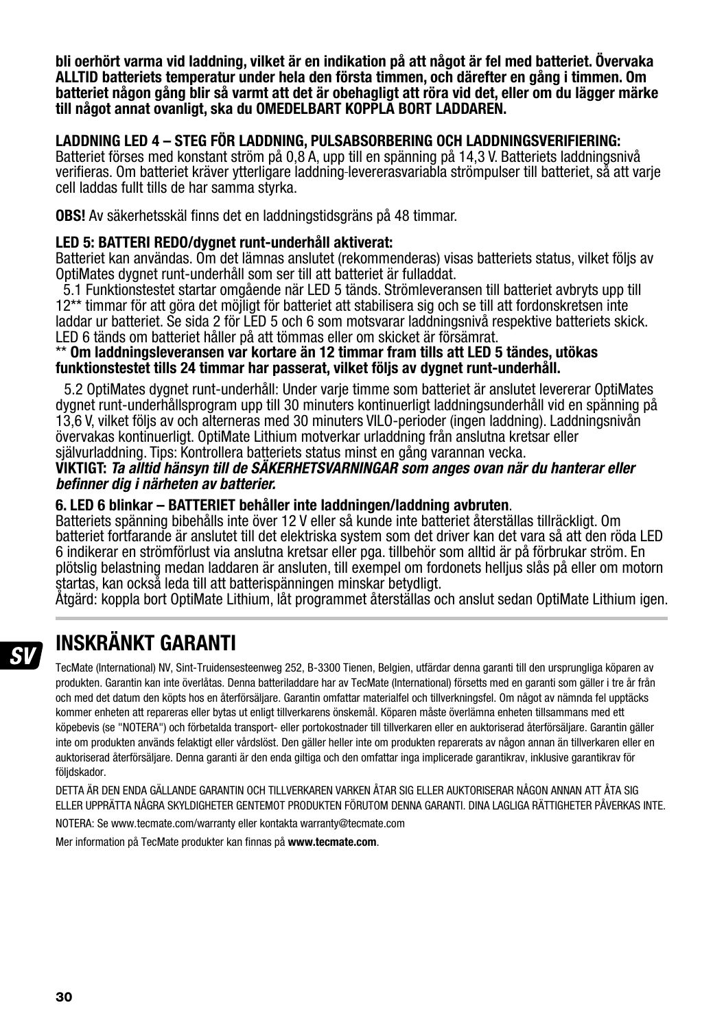**bli oerhört varma vid laddning, vilket är en indikation på att något är fel med batteriet. Övervaka ALLTID batteriets temperatur under hela den första timmen, och därefter en gång i timmen. Om batteriet någon gång blir så varmt att det är obehagligt att röra vid det, eller om du lägger märke till något annat ovanligt, ska du OMEDELBART KOPPLA BORT LADDAREN.**

**LADDNING LED 4 – STEG FÖR LADDNING, PULSABSORBERING OCH LADDNINGSVERIFIERING:**
Batteriet förses med konstant ström på 0,8 A, upp till en spänning på 14,3 V. Batteriets laddningsnivå verifieras. Om batteriet kräver ytterligare laddning-levererasvariabla strömpulser till batteriet, så att varje cell laddas fullt tills de har samma styrka.

**OBS!** Av säkerhetsskäl finns det en laddningstidsgräns på 48 timmar.

**LED 5: BATTERI REDO/dygnet runt-underhåll aktiverat:**
Batteriet kan användas. Om det lämnas anslutet (rekommenderas) visas batteriets status, vilket följs av OptiMates dygnet runt-underhåll som ser till att batteriet är fulladdat.

5.1 Funktionstestet startar omgående när LED 5 tänds. Strömleveransen till batteriet avbryts upp till 12** timmar för att göra det möjligt för batteriet att stabilisera sig och se till att fordonskretsen inte laddar ur batteriet. Se sida 2 för LED 5 och 6 som motsvarar laddningsnivå respektive batteriets skick. LED 6 tänds om batteriet håller på att tömmas eller om skicket är försämrat.
** **Om laddningsleveransen var kortare än 12 timmar fram tills att LED 5 tändes, utökas funktionstestet tills 24 timmar har passerat, vilket följs av dygnet runt-underhåll.**

5.2 OptiMates dygnet runt-underhåll: Under varje timme som batteriet är anslutet levererar OptiMates dygnet runt-underhållsprogram upp till 30 minuters kontinuerligt laddningsunderhåll vid en spänning på 13,6 V, vilket följs av och alterneras med 30 minuters VILO-perioder (ingen laddning). Laddningsnivån övervakas kontinuerligt. OptiMate Lithium motverkar urladdning från anslutna kretsar eller självurladdning. Tips: Kontrollera batteriets status minst en gång varannan vecka.
**VIKTIGT:** ***Ta alltid hänsyn till de SÄKERHETSVARNINGAR som anges ovan när du hanterar eller befinner dig i närheten av batterier.***

**6. LED 6 blinkar – BATTERIET behåller inte laddningen/laddning avbruten**.
Batteriets spänning bibehålls inte över 12 V eller så kunde inte batteriet återställas tillräckligt. Om batteriet fortfarande är anslutet till det elektriska system som det driver kan det vara så att den röda LED 6 indikerar en strömförlust via anslutna kretsar eller pga. tillbehör som alltid är på förbrukar ström. En plötslig belastning medan laddaren är ansluten, till exempel om fordonets helljus slås på eller om motorn startas, kan också leda till att batterispänningen minskar betydligt.
Åtgärd: koppla bort OptiMate Lithium, låt programmet återställas och anslut sedan OptiMate Lithium igen.

SV

# INSKRÄNKT GARANTI

TecMate (International) NV, Sint-Truidensesteenweg 252, B-3300 Tienen, Belgien, utfärdar denna garanti till den ursprungliga köparen av produkten. Garantin kan inte överlåtas. Denna batteriladdare har av TecMate (International) försetts med en garanti som gäller i tre år från och med det datum den köpts hos en återförsäljare. Garantin omfattar materialfel och tillverkningsfel. Om något av nämnda fel upptäcks kommer enheten att repareras eller bytas ut enligt tillverkarens önskemål. Köparen måste överlämna enheten tillsammans med ett köpebevis (se "NOTERA") och förbetalda transport- eller portokostnader till tillverkaren eller en auktoriserad återförsäljare. Garantin gäller inte om produkten används felaktigt eller vårdslöst. Den gäller heller inte om produkten reparerats av någon annan än tillverkaren eller en auktoriserad återförsäljare. Denna garanti är den enda giltiga och den omfattar inga implicerade garantikrav, inklusive garantikrav för följdskador.

DETTA ÄR DEN ENDA GÄLLANDE GARANTIN OCH TILLVERKAREN VARKEN ÅTAR SIG ELLER AUKTORISERAR NÅGON ANNAN ATT ÅTA SIG ELLER UPPRÄTTA NÅGRA SKYLDIGHETER GENTEMOT PRODUKTEN FÖRUTOM DENNA GARANTI. DINA LAGLIGA RÄTTIGHETER PÅVERKAS INTE.

NOTERA: Se www.tecmate.com/warranty eller kontakta warranty@tecmate.com

Mer information på TecMate produkter kan finnas på **www.tecmate.com**.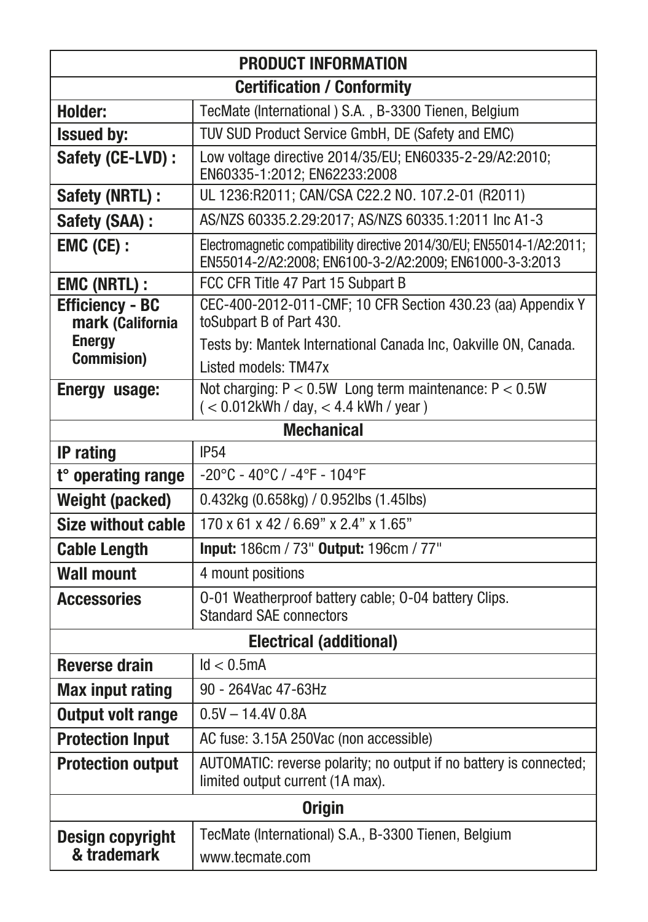| PRODUCT INFORMATION | |
|---|---|
| **Certification / Conformity** | |
| **Holder:** | TecMate (International ) S.A. , B-3300 Tienen, Belgium |
| **Issued by:** | TUV SUD Product Service GmbH, DE (Safety and EMC) |
| **Safety (CE-LVD) :** | Low voltage directive 2014/35/EU; EN60335-2-29/A2:2010; EN60335-1:2012; EN62233:2008 |
| **Safety (NRTL) :** | UL 1236:R2011; CAN/CSA C22.2 NO. 107.2-01 (R2011) |
| **Safety (SAA) :** | AS/NZS 60335.2.29:2017; AS/NZS 60335.1:2011 Inc A1-3 |
| **EMC (CE) :** | Electromagnetic compatibility directive 2014/30/EU; EN55014-1/A2:2011; EN55014-2/A2:2008; EN6100-3-2/A2:2009; EN61000-3-3:2013 |
| **EMC (NRTL) :** | FCC CFR Title 47 Part 15 Subpart B |
| **Efficiency - BC mark (California Energy Commision)** | CEC-400-2012-011-CMF; 10 CFR Section 430.23 (aa) Appendix Y toSubpart B of Part 430. Tests by: Mantek International Canada Inc, Oakville ON, Canada. Listed models: TM47x |
| **Energy usage:** | Not charging: P < 0.5W Long term maintenance: P < 0.5W ( < 0.012kWh / day, < 4.4 kWh / year ) |
| **Mechanical** | |
| **IP rating** | IP54 |
| **t° operating range** | -20°C - 40°C / -4°F - 104°F |
| **Weight (packed)** | 0.432kg (0.658kg) / 0.952lbs (1.45lbs) |
| **Size without cable** | 170 x 61 x 42 / 6.69” x 2.4” x 1.65” |
| **Cable Length** | **Input:** 186cm / 73" **Output:** 196cm / 77" |
| **Wall mount** | 4 mount positions |
| **Accessories** | O-01 Weatherproof battery cable; O-04 battery Clips. Standard SAE connectors |
| **Electrical (additional)** | |
| **Reverse drain** | Id < 0.5mA |
| **Max input rating** | 90 - 264Vac 47-63Hz |
| **Output volt range** | 0.5V – 14.4V 0.8A |
| **Protection Input** | AC fuse: 3.15A 250Vac (non accessible) |
| **Protection output** | AUTOMATIC: reverse polarity; no output if no battery is connected; limited output current (1A max). |
| **Origin** | |
| **Design copyright & trademark** | TecMate (International) S.A., B-3300 Tienen, Belgium www.tecmate.com |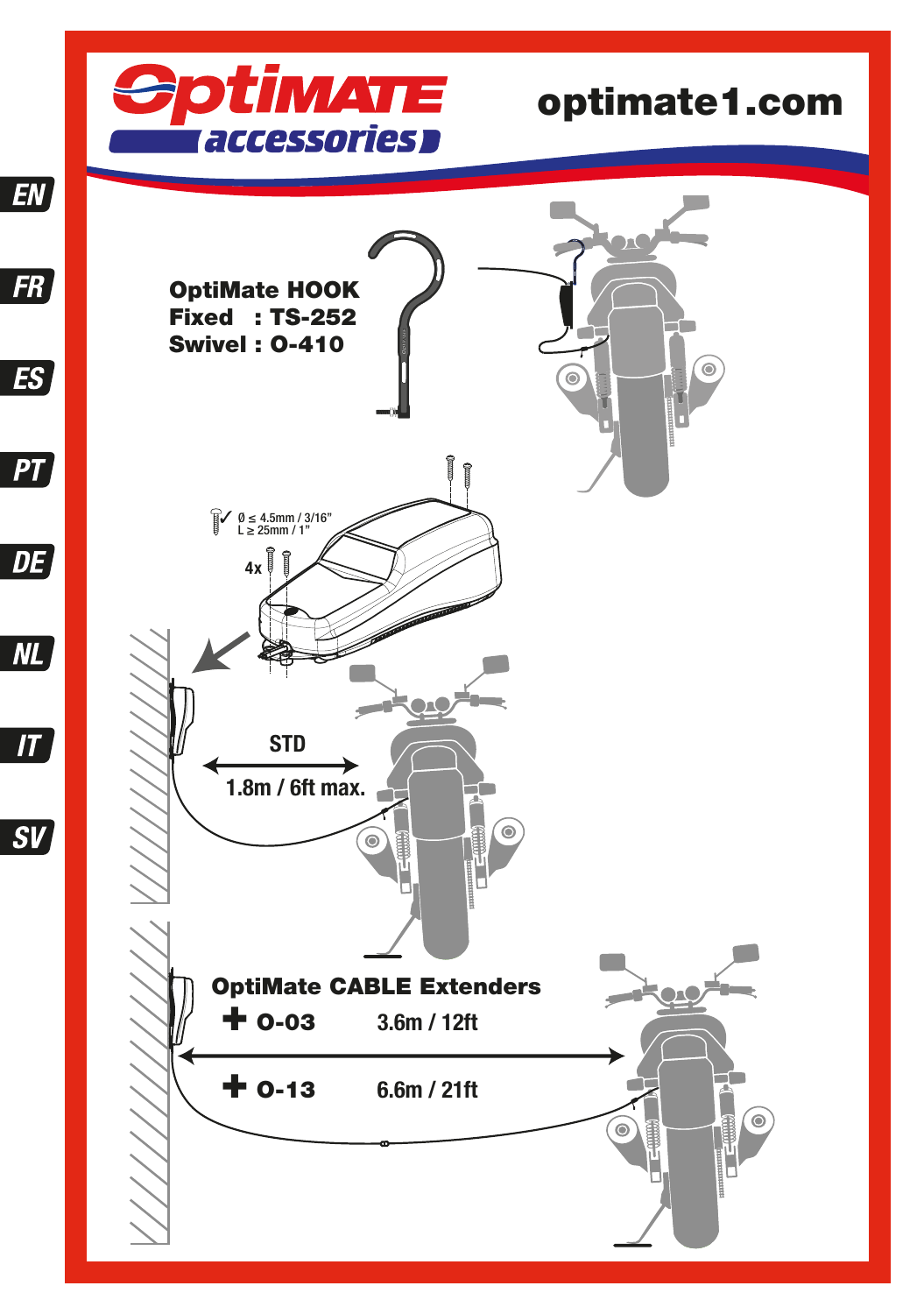# OptiMATE accessories

optimate1.com

EN

FR

ES

PT

DE

NL

IT

SV

**OptiMate HOOK**
**Fixed : TS-252**
**Swivel : O-410**

Ø ≤ 4.5mm / 3/16"
L ≥ 25mm / 1"

4x

STD

1.8m / 6ft max.

**OptiMate CABLE Extenders**

**+ O-03** 3.6m / 12ft

**+ O-13** 6.6m / 21ft